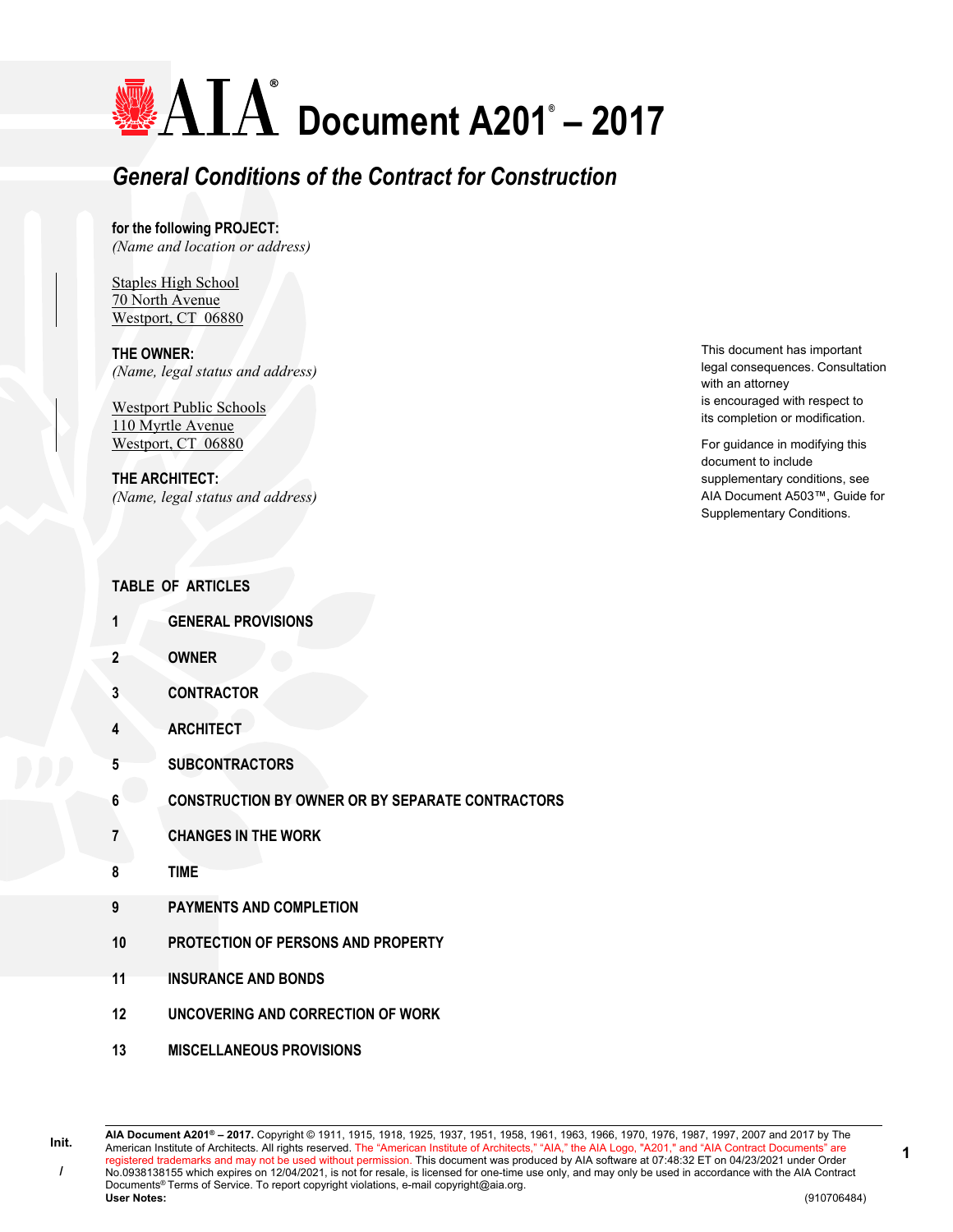# AIA® Document A201® – 2017

## *General Conditions of the Contract for Construction*

**for the following PROJECT:**
*(Name and location or address)*

Staples High School
70 North Avenue
Westport, CT 06880

**THE OWNER:**
*(Name, legal status and address)*

Westport Public Schools
110 Myrtle Avenue
Westport, CT 06880

**THE ARCHITECT:**
*(Name, legal status and address)*

This document has important legal consequences. Consultation with an attorney is encouraged with respect to its completion or modification.

For guidance in modifying this document to include supplementary conditions, see AIA Document A503™, Guide for Supplementary Conditions.

**TABLE OF ARTICLES**

**1 GENERAL PROVISIONS**

**2 OWNER**

**3 CONTRACTOR**

**4 ARCHITECT**

**5 SUBCONTRACTORS**

**6 CONSTRUCTION BY OWNER OR BY SEPARATE CONTRACTORS**

**7 CHANGES IN THE WORK**

**8 TIME**

**9 PAYMENTS AND COMPLETION**

**10 PROTECTION OF PERSONS AND PROPERTY**

**11 INSURANCE AND BONDS**

**12 UNCOVERING AND CORRECTION OF WORK**

**13 MISCELLANEOUS PROVISIONS**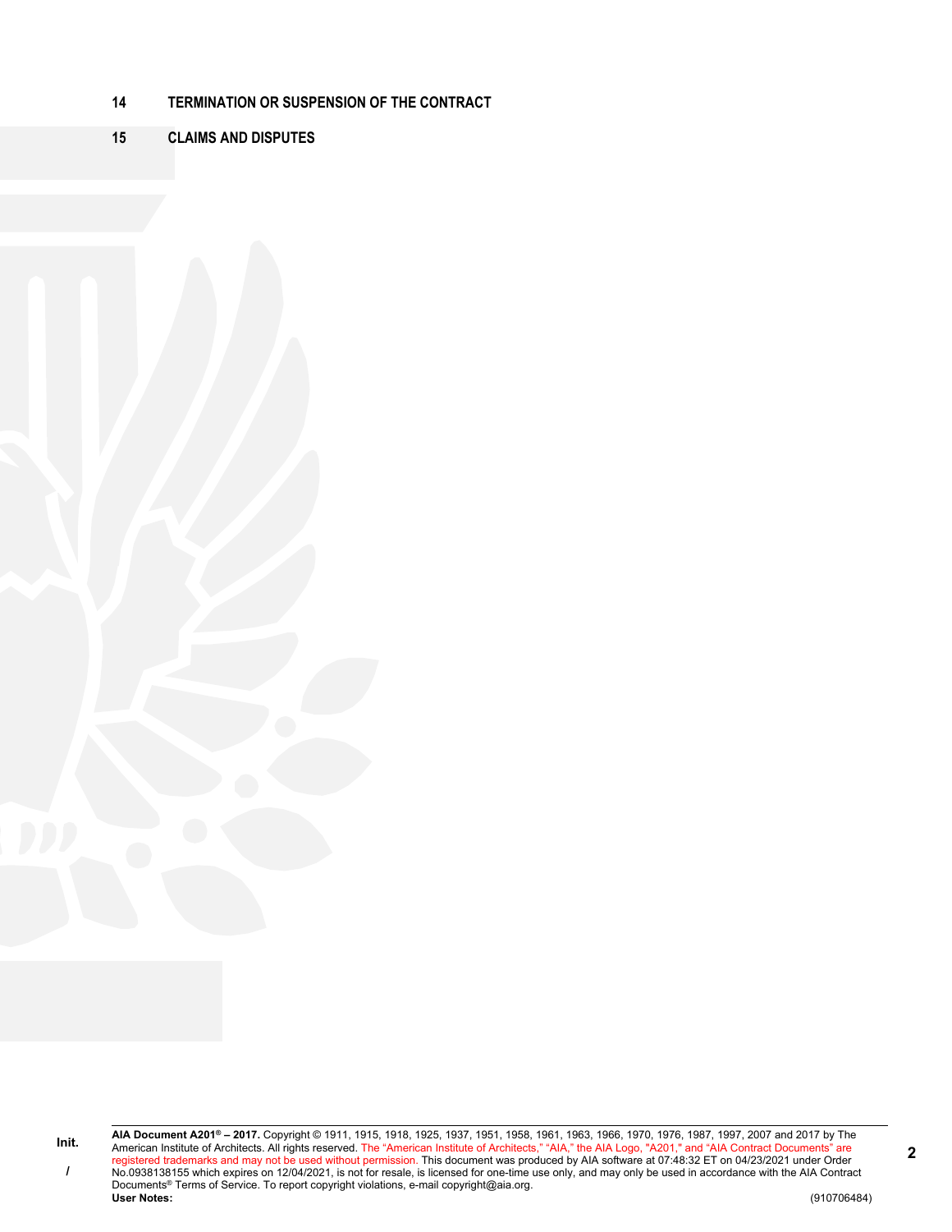**14 TERMINATION OR SUSPENSION OF THE CONTRACT**

**15 CLAIMS AND DISPUTES**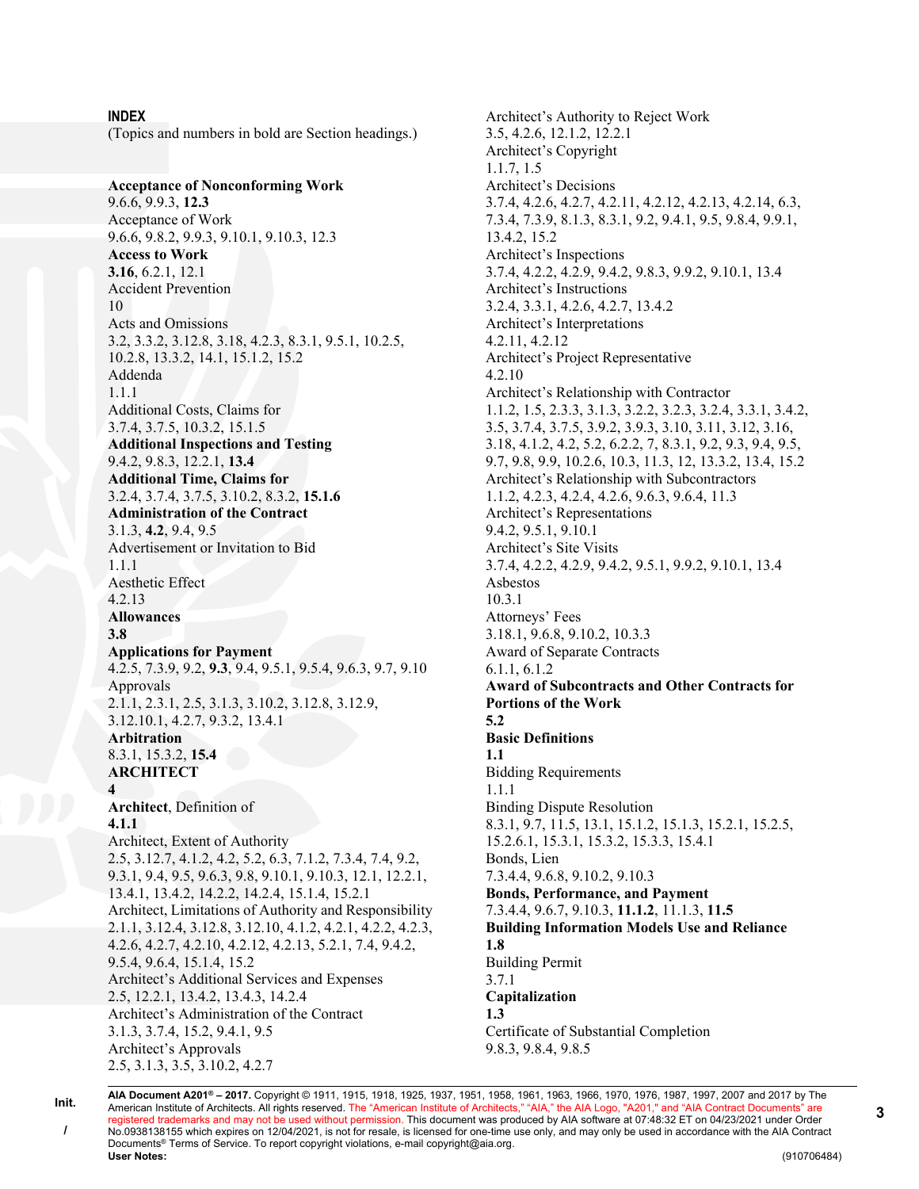**INDEX**

(Topics and numbers in bold are Section headings.)

**Acceptance of Nonconforming Work**
9.6.6, 9.9.3, **12.3**
Acceptance of Work
9.6.6, 9.8.2, 9.9.3, 9.10.1, 9.10.3, 12.3
**Access to Work**
**3.16**, 6.2.1, 12.1
Accident Prevention
10
Acts and Omissions
3.2, 3.3.2, 3.12.8, 3.18, 4.2.3, 8.3.1, 9.5.1, 10.2.5, 10.2.8, 13.3.2, 14.1, 15.1.2, 15.2
Addenda
1.1.1
Additional Costs, Claims for
3.7.4, 3.7.5, 10.3.2, 15.1.5
**Additional Inspections and Testing**
9.4.2, 9.8.3, 12.2.1, **13.4**
**Additional Time, Claims for**
3.2.4, 3.7.4, 3.7.5, 3.10.2, 8.3.2, **15.1.6**
**Administration of the Contract**
3.1.3, **4.2**, 9.4, 9.5
Advertisement or Invitation to Bid
1.1.1
Aesthetic Effect
4.2.13
**Allowances**
**3.8**
**Applications for Payment**
4.2.5, 7.3.9, 9.2, **9.3**, 9.4, 9.5.1, 9.5.4, 9.6.3, 9.7, 9.10
Approvals
2.1.1, 2.3.1, 2.5, 3.1.3, 3.10.2, 3.12.8, 3.12.9, 3.12.10.1, 4.2.7, 9.3.2, 13.4.1
**Arbitration**
8.3.1, 15.3.2, **15.4**
**ARCHITECT**
**4**
**Architect**, Definition of
**4.1.1**
Architect, Extent of Authority
2.5, 3.12.7, 4.1.2, 4.2, 5.2, 6.3, 7.1.2, 7.3.4, 7.4, 9.2, 9.3.1, 9.4, 9.5, 9.6.3, 9.8, 9.10.1, 9.10.3, 12.1, 12.2.1, 13.4.1, 13.4.2, 14.2.2, 14.2.4, 15.1.4, 15.2.1
Architect, Limitations of Authority and Responsibility
2.1.1, 3.12.4, 3.12.8, 3.12.10, 4.1.2, 4.2.1, 4.2.2, 4.2.3, 4.2.6, 4.2.7, 4.2.10, 4.2.12, 4.2.13, 5.2.1, 7.4, 9.4.2, 9.5.4, 9.6.4, 15.1.4, 15.2
Architect's Additional Services and Expenses
2.5, 12.2.1, 13.4.2, 13.4.3, 14.2.4
Architect's Administration of the Contract
3.1.3, 3.7.4, 15.2, 9.4.1, 9.5
Architect's Approvals
2.5, 3.1.3, 3.5, 3.10.2, 4.2.7
Architect's Authority to Reject Work
3.5, 4.2.6, 12.1.2, 12.2.1
Architect's Copyright
1.1.7, 1.5
Architect's Decisions
3.7.4, 4.2.6, 4.2.7, 4.2.11, 4.2.12, 4.2.13, 4.2.14, 6.3, 7.3.4, 7.3.9, 8.1.3, 8.3.1, 9.2, 9.4.1, 9.5, 9.8.4, 9.9.1, 13.4.2, 15.2
Architect's Inspections
3.7.4, 4.2.2, 4.2.9, 9.4.2, 9.8.3, 9.9.2, 9.10.1, 13.4
Architect's Instructions
3.2.4, 3.3.1, 4.2.6, 4.2.7, 13.4.2
Architect's Interpretations
4.2.11, 4.2.12
Architect's Project Representative
4.2.10
Architect's Relationship with Contractor
1.1.2, 1.5, 2.3.3, 3.1.3, 3.2.2, 3.2.3, 3.2.4, 3.3.1, 3.4.2, 3.5, 3.7.4, 3.7.5, 3.9.2, 3.9.3, 3.10, 3.11, 3.12, 3.16, 3.18, 4.1.2, 4.2, 5.2, 6.2.2, 7, 8.3.1, 9.2, 9.3, 9.4, 9.5, 9.7, 9.8, 9.9, 10.2.6, 10.3, 11.3, 12, 13.3.2, 13.4, 15.2
Architect's Relationship with Subcontractors
1.1.2, 4.2.3, 4.2.4, 4.2.6, 9.6.3, 9.6.4, 11.3
Architect's Representations
9.4.2, 9.5.1, 9.10.1
Architect's Site Visits
3.7.4, 4.2.2, 4.2.9, 9.4.2, 9.5.1, 9.9.2, 9.10.1, 13.4
Asbestos
10.3.1
Attorneys' Fees
3.18.1, 9.6.8, 9.10.2, 10.3.3
Award of Separate Contracts
6.1.1, 6.1.2
**Award of Subcontracts and Other Contracts for Portions of the Work**
**5.2**
**Basic Definitions**
**1.1**
Bidding Requirements
1.1.1
Binding Dispute Resolution
8.3.1, 9.7, 11.5, 13.1, 15.1.2, 15.1.3, 15.2.1, 15.2.5, 15.2.6.1, 15.3.1, 15.3.2, 15.3.3, 15.4.1
Bonds, Lien
7.3.4.4, 9.6.8, 9.10.2, 9.10.3
**Bonds, Performance, and Payment**
7.3.4.4, 9.6.7, 9.10.3, **11.1.2**, 11.1.3, **11.5**
**Building Information Models Use and Reliance**
**1.8**
Building Permit
3.7.1
**Capitalization**
**1.3**
Certificate of Substantial Completion
9.8.3, 9.8.4, 9.8.5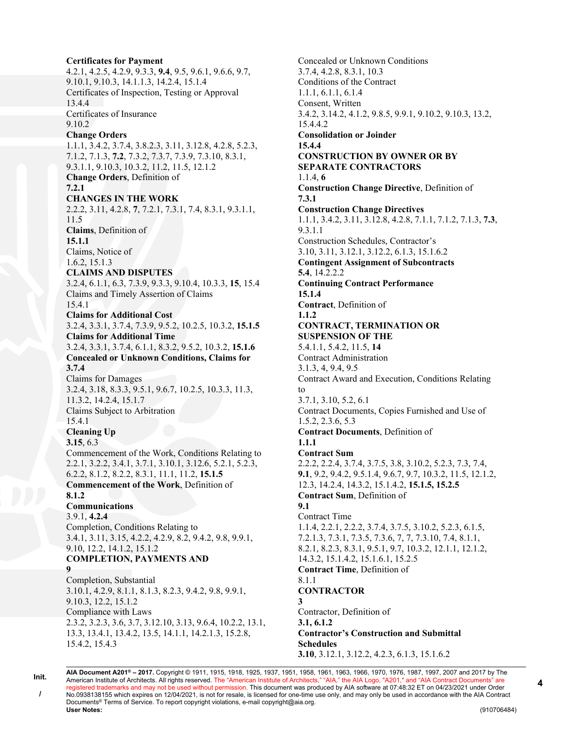**Certificates for Payment**
4.2.1, 4.2.5, 4.2.9, 9.3.3, **9.4**, 9.5, 9.6.1, 9.6.6, 9.7, 9.10.1, 9.10.3, 14.1.1.3, 14.2.4, 15.1.4
Certificates of Inspection, Testing or Approval
13.4.4
Certificates of Insurance
9.10.2
**Change Orders**
1.1.1, 3.4.2, 3.7.4, 3.8.2.3, 3.11, 3.12.8, 4.2.8, 5.2.3, 7.1.2, 7.1.3, **7.2**, 7.3.2, 7.3.7, 7.3.9, 7.3.10, 8.3.1, 9.3.1.1, 9.10.3, 10.3.2, 11.2, 11.5, 12.1.2
**Change Orders**, Definition of
**7.2.1**
**CHANGES IN THE WORK**
2.2.2, 3.11, 4.2.8, **7**, 7.2.1, 7.3.1, 7.4, 8.3.1, 9.3.1.1, 11.5
**Claims**, Definition of
**15.1.1**
Claims, Notice of
1.6.2, 15.1.3
**CLAIMS AND DISPUTES**
3.2.4, 6.1.1, 6.3, 7.3.9, 9.3.3, 9.10.4, 10.3.3, **15**, 15.4
Claims and Timely Assertion of Claims
15.4.1
**Claims for Additional Cost**
3.2.4, 3.3.1, 3.7.4, 7.3.9, 9.5.2, 10.2.5, 10.3.2, **15.1.5**
**Claims for Additional Time**
3.2.4, 3.3.1, 3.7.4, 6.1.1, 8.3.2, 9.5.2, 10.3.2, **15.1.6**
**Concealed or Unknown Conditions, Claims for**
**3.7.4**
Claims for Damages
3.2.4, 3.18, 8.3.3, 9.5.1, 9.6.7, 10.2.5, 10.3.3, 11.3, 11.3.2, 14.2.4, 15.1.7
Claims Subject to Arbitration
15.4.1
**Cleaning Up**
**3.15**, 6.3
Commencement of the Work, Conditions Relating to
2.2.1, 3.2.2, 3.4.1, 3.7.1, 3.10.1, 3.12.6, 5.2.1, 5.2.3, 6.2.2, 8.1.2, 8.2.2, 8.3.1, 11.1, 11.2, **15.1.5**
**Commencement of the Work**, Definition of
**8.1.2**
**Communications**
3.9.1, **4.2.4**
Completion, Conditions Relating to
3.4.1, 3.11, 3.15, 4.2.2, 4.2.9, 8.2, 9.4.2, 9.8, 9.9.1, 9.10, 12.2, 14.1.2, 15.1.2
**COMPLETION, PAYMENTS AND**
**9**
Completion, Substantial
3.10.1, 4.2.9, 8.1.1, 8.1.3, 8.2.3, 9.4.2, 9.8, 9.9.1, 9.10.3, 12.2, 15.1.2
Compliance with Laws
2.3.2, 3.2.3, 3.6, 3.7, 3.12.10, 3.13, 9.6.4, 10.2.2, 13.1, 13.3, 13.4.1, 13.4.2, 13.5, 14.1.1, 14.2.1.3, 15.2.8, 15.4.2, 15.4.3
Concealed or Unknown Conditions
3.7.4, 4.2.8, 8.3.1, 10.3
Conditions of the Contract
1.1.1, 6.1.1, 6.1.4
Consent, Written
3.4.2, 3.14.2, 4.1.2, 9.8.5, 9.9.1, 9.10.2, 9.10.3, 13.2, 15.4.4.2
**Consolidation or Joinder**
**15.4.4**
**CONSTRUCTION BY OWNER OR BY SEPARATE CONTRACTORS**
1.1.4, **6**
**Construction Change Directive**, Definition of
**7.3.1**
**Construction Change Directives**
1.1.1, 3.4.2, 3.11, 3.12.8, 4.2.8, 7.1.1, 7.1.2, 7.1.3, **7.3**, 9.3.1.1
Construction Schedules, Contractor's
3.10, 3.11, 3.12.1, 3.12.2, 6.1.3, 15.1.6.2
**Contingent Assignment of Subcontracts**
**5.4**, 14.2.2.2
**Continuing Contract Performance**
**15.1.4**
**Contract**, Definition of
**1.1.2**
**CONTRACT, TERMINATION OR SUSPENSION OF THE**
5.4.1.1, 5.4.2, 11.5, **14**
Contract Administration
3.1.3, 4, 9.4, 9.5
Contract Award and Execution, Conditions Relating to
3.7.1, 3.10, 5.2, 6.1
Contract Documents, Copies Furnished and Use of
1.5.2, 2.3.6, 5.3
**Contract Documents**, Definition of
**1.1.1**
**Contract Sum**
2.2.2, 2.2.4, 3.7.4, 3.7.5, 3.8, 3.10.2, 5.2.3, 7.3, 7.4, **9.1**, 9.2, 9.4.2, 9.5.1.4, 9.6.7, 9.7, 10.3.2, 11.5, 12.1.2, 12.3, 14.2.4, 14.3.2, 15.1.4.2, **15.1.5, 15.2.5**
**Contract Sum**, Definition of
**9.1**
Contract Time
1.1.4, 2.2.1, 2.2.2, 3.7.4, 3.7.5, 3.10.2, 5.2.3, 6.1.5, 7.2.1.3, 7.3.1, 7.3.5, 7.3.6, 7, 7, 7.3.10, 7.4, 8.1.1, 8.2.1, 8.2.3, 8.3.1, 9.5.1, 9.7, 10.3.2, 12.1.1, 12.1.2, 14.3.2, 15.1.4.2, 15.1.6.1, 15.2.5
**Contract Time**, Definition of
8.1.1
**CONTRACTOR**
**3**
Contractor, Definition of
**3.1, 6.1.2**
**Contractor's Construction and Submittal Schedules**
**3.10**, 3.12.1, 3.12.2, 4.2.3, 6.1.3, 15.1.6.2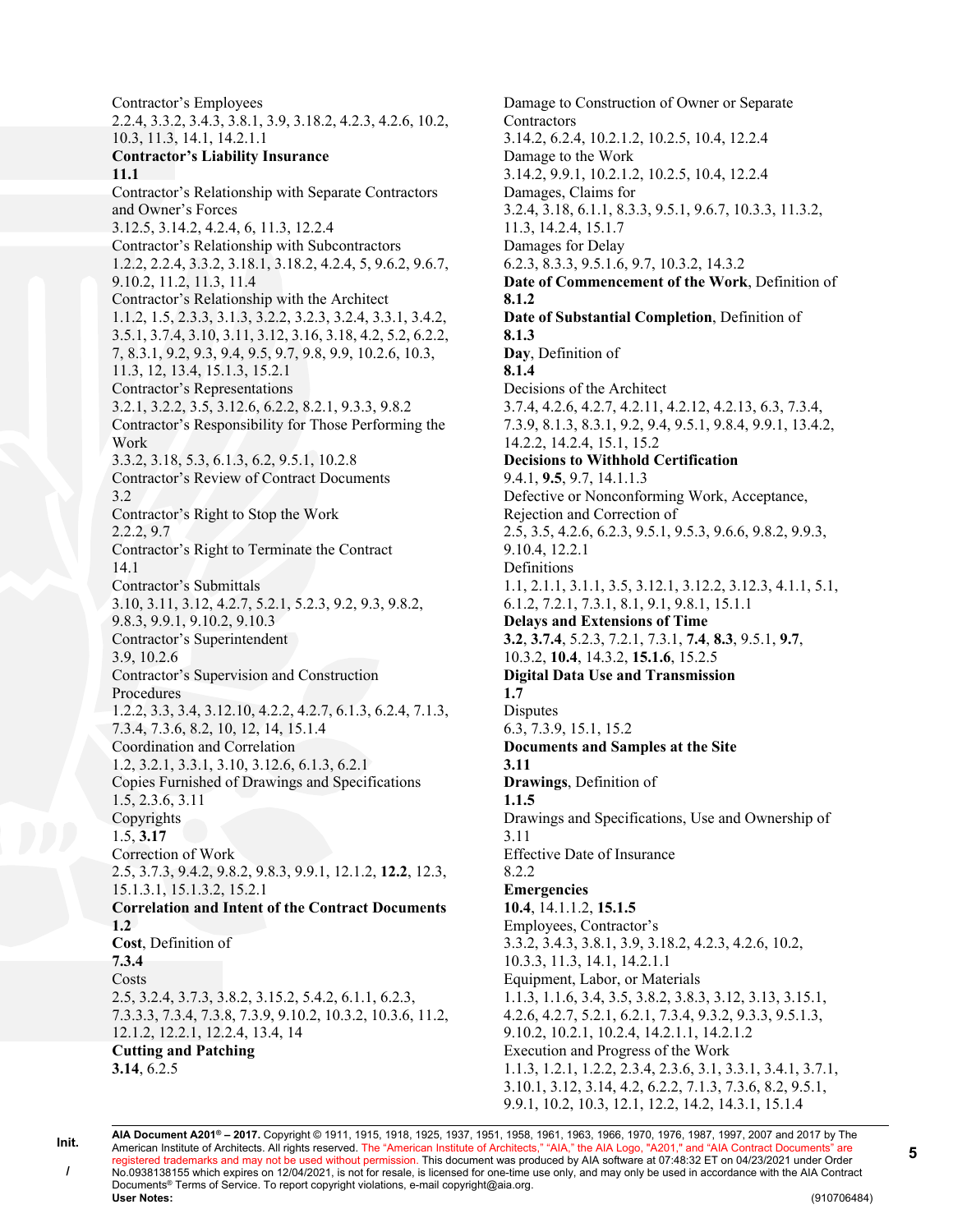Contractor's Employees
2.2.4, 3.3.2, 3.4.3, 3.8.1, 3.9, 3.18.2, 4.2.3, 4.2.6, 10.2, 10.3, 11.3, 14.1, 14.2.1.1

**Contractor's Liability Insurance**
**11.1**

Contractor's Relationship with Separate Contractors and Owner's Forces
3.12.5, 3.14.2, 4.2.4, 6, 11.3, 12.2.4

Contractor's Relationship with Subcontractors
1.2.2, 2.2.4, 3.3.2, 3.18.1, 3.18.2, 4.2.4, 5, 9.6.2, 9.6.7, 9.10.2, 11.2, 11.3, 11.4

Contractor's Relationship with the Architect
1.1.2, 1.5, 2.3.3, 3.1.3, 3.2.2, 3.2.3, 3.2.4, 3.3.1, 3.4.2, 3.5.1, 3.7.4, 3.10, 3.11, 3.12, 3.16, 3.18, 4.2, 5.2, 6.2.2, 7, 8.3.1, 9.2, 9.3, 9.4, 9.5, 9.7, 9.8, 9.9, 10.2.6, 10.3, 11.3, 12, 13.4, 15.1.3, 15.2.1

Contractor's Representations
3.2.1, 3.2.2, 3.5, 3.12.6, 6.2.2, 8.2.1, 9.3.3, 9.8.2

Contractor's Responsibility for Those Performing the Work
3.3.2, 3.18, 5.3, 6.1.3, 6.2, 9.5.1, 10.2.8

Contractor's Review of Contract Documents
3.2

Contractor's Right to Stop the Work
2.2.2, 9.7

Contractor's Right to Terminate the Contract
14.1

Contractor's Submittals
3.10, 3.11, 3.12, 4.2.7, 5.2.1, 5.2.3, 9.2, 9.3, 9.8.2, 9.8.3, 9.9.1, 9.10.2, 9.10.3

Contractor's Superintendent
3.9, 10.2.6

Contractor's Supervision and Construction Procedures
1.2.2, 3.3, 3.4, 3.12.10, 4.2.2, 4.2.7, 6.1.3, 6.2.4, 7.1.3, 7.3.4, 7.3.6, 8.2, 10, 12, 14, 15.1.4

Coordination and Correlation
1.2, 3.2.1, 3.3.1, 3.10, 3.12.6, 6.1.3, 6.2.1

Copies Furnished of Drawings and Specifications
1.5, 2.3.6, 3.11

Copyrights
1.5, **3.17**

Correction of Work
2.5, 3.7.3, 9.4.2, 9.8.2, 9.8.3, 9.9.1, 12.1.2, **12.2**, 12.3, 15.1.3.1, 15.1.3.2, 15.2.1

**Correlation and Intent of the Contract Documents**
**1.2**

**Cost**, Definition of
**7.3.4**

Costs
2.5, 3.2.4, 3.7.3, 3.8.2, 3.15.2, 5.4.2, 6.1.1, 6.2.3, 7.3.3.3, 7.3.4, 7.3.8, 7.3.9, 9.10.2, 10.3.2, 10.3.6, 11.2, 12.1.2, 12.2.1, 12.2.4, 13.4, 14

**Cutting and Patching**
**3.14**, 6.2.5

Damage to Construction of Owner or Separate Contractors
3.14.2, 6.2.4, 10.2.1.2, 10.2.5, 10.4, 12.2.4

Damage to the Work
3.14.2, 9.9.1, 10.2.1.2, 10.2.5, 10.4, 12.2.4

Damages, Claims for
3.2.4, 3.18, 6.1.1, 8.3.3, 9.5.1, 9.6.7, 10.3.3, 11.3.2, 11.3, 14.2.4, 15.1.7

Damages for Delay
6.2.3, 8.3.3, 9.5.1.6, 9.7, 10.3.2, 14.3.2

**Date of Commencement of the Work**, Definition of
**8.1.2**

**Date of Substantial Completion**, Definition of
**8.1.3**

**Day**, Definition of
**8.1.4**

Decisions of the Architect
3.7.4, 4.2.6, 4.2.7, 4.2.11, 4.2.12, 4.2.13, 6.3, 7.3.4, 7.3.9, 8.1.3, 8.3.1, 9.2, 9.4, 9.5.1, 9.8.4, 9.9.1, 13.4.2, 14.2.2, 14.2.4, 15.1, 15.2

**Decisions to Withhold Certification**
9.4.1, **9.5**, 9.7, 14.1.1.3

Defective or Nonconforming Work, Acceptance, Rejection and Correction of
2.5, 3.5, 4.2.6, 6.2.3, 9.5.1, 9.5.3, 9.6.6, 9.8.2, 9.9.3, 9.10.4, 12.2.1

Definitions
1.1, 2.1.1, 3.1.1, 3.5, 3.12.1, 3.12.2, 3.12.3, 4.1.1, 5.1, 6.1.2, 7.2.1, 7.3.1, 8.1, 9.1, 9.8.1, 15.1.1

**Delays and Extensions of Time**
**3.2**, **3.7.4**, 5.2.3, 7.2.1, 7.3.1, **7.4**, **8.3**, 9.5.1, **9.7**, 10.3.2, **10.4**, 14.3.2, **15.1.6**, 15.2.5

**Digital Data Use and Transmission**
**1.7**

Disputes
6.3, 7.3.9, 15.1, 15.2

**Documents and Samples at the Site**
**3.11**

**Drawings**, Definition of
**1.1.5**

Drawings and Specifications, Use and Ownership of
3.11

Effective Date of Insurance
8.2.2

**Emergencies**
**10.4**, 14.1.1.2, **15.1.5**

Employees, Contractor's
3.3.2, 3.4.3, 3.8.1, 3.9, 3.18.2, 4.2.3, 4.2.6, 10.2, 10.3.3, 11.3, 14.1, 14.2.1.1

Equipment, Labor, or Materials
1.1.3, 1.1.6, 3.4, 3.5, 3.8.2, 3.8.3, 3.12, 3.13, 3.15.1, 4.2.6, 4.2.7, 5.2.1, 6.2.1, 7.3.4, 9.3.2, 9.3.3, 9.5.1.3, 9.10.2, 10.2.1, 10.2.4, 14.2.1.1, 14.2.1.2

Execution and Progress of the Work
1.1.3, 1.2.1, 1.2.2, 2.3.4, 2.3.6, 3.1, 3.3.1, 3.4.1, 3.7.1, 3.10.1, 3.12, 3.14, 4.2, 6.2.2, 7.1.3, 7.3.6, 8.2, 9.5.1, 9.9.1, 10.2, 10.3, 12.1, 12.2, 14.2, 14.3.1, 15.1.4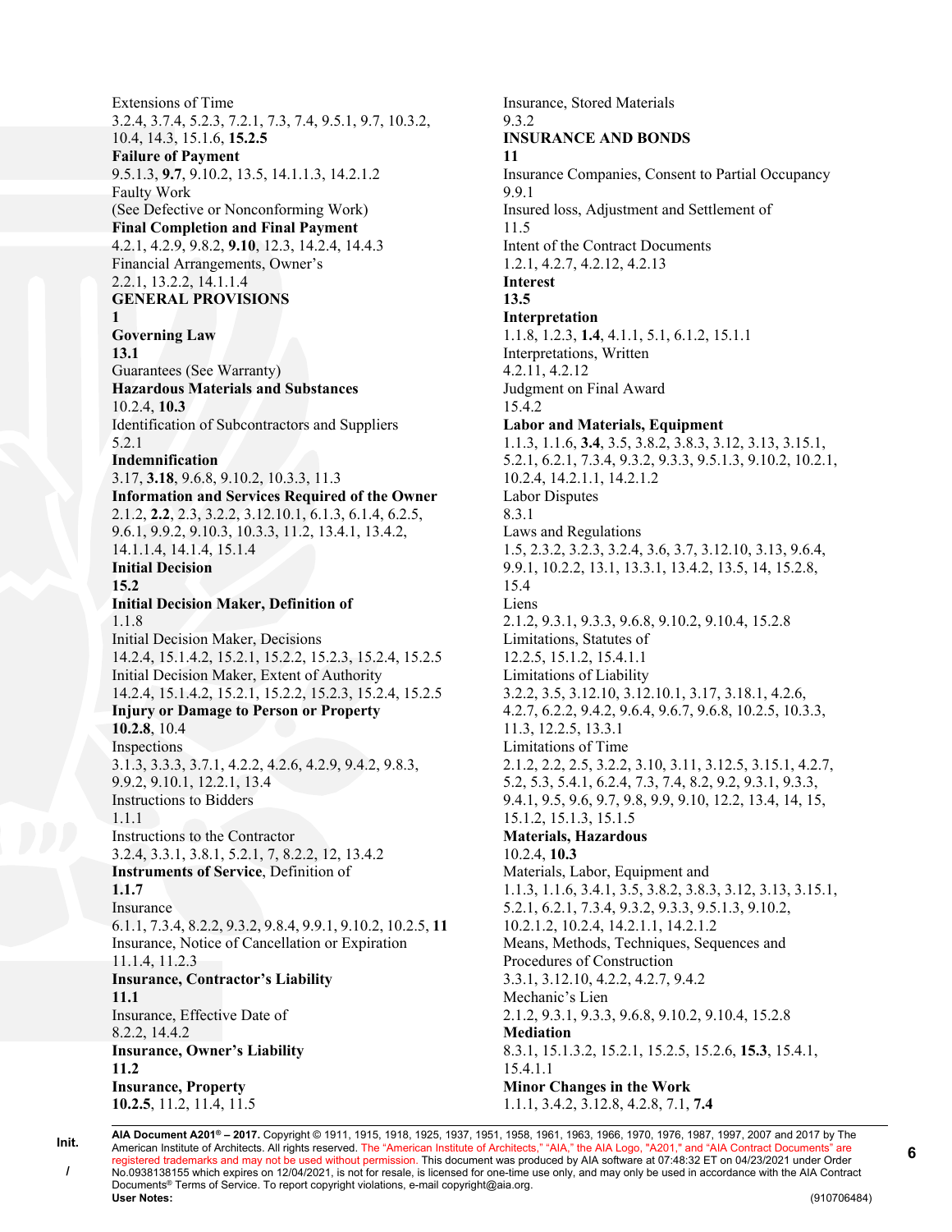Extensions of Time
3.2.4, 3.7.4, 5.2.3, 7.2.1, 7.3, 7.4, 9.5.1, 9.7, 10.3.2, 10.4, 14.3, 15.1.6, **15.2.5**
**Failure of Payment**
9.5.1.3, **9.7**, 9.10.2, 13.5, 14.1.1.3, 14.2.1.2
Faulty Work
(See Defective or Nonconforming Work)
**Final Completion and Final Payment**
4.2.1, 4.2.9, 9.8.2, **9.10**, 12.3, 14.2.4, 14.4.3
Financial Arrangements, Owner's
2.2.1, 13.2.2, 14.1.1.4
**GENERAL PROVISIONS**
**1**
**Governing Law**
**13.1**
Guarantees (See Warranty)
**Hazardous Materials and Substances**
10.2.4, **10.3**
Identification of Subcontractors and Suppliers
5.2.1
**Indemnification**
3.17, **3.18**, 9.6.8, 9.10.2, 10.3.3, 11.3
**Information and Services Required of the Owner**
2.1.2, **2.2**, 2.3, 3.2.2, 3.12.10.1, 6.1.3, 6.1.4, 6.2.5, 9.6.1, 9.9.2, 9.10.3, 10.3.3, 11.2, 13.4.1, 13.4.2, 14.1.1.4, 14.1.4, 15.1.4
**Initial Decision**
**15.2**
**Initial Decision Maker, Definition of**
1.1.8
Initial Decision Maker, Decisions
14.2.4, 15.1.4.2, 15.2.1, 15.2.2, 15.2.3, 15.2.4, 15.2.5
Initial Decision Maker, Extent of Authority
14.2.4, 15.1.4.2, 15.2.1, 15.2.2, 15.2.3, 15.2.4, 15.2.5
**Injury or Damage to Person or Property**
**10.2.8**, 10.4
Inspections
3.1.3, 3.3.3, 3.7.1, 4.2.2, 4.2.6, 4.2.9, 9.4.2, 9.8.3, 9.9.2, 9.10.1, 12.2.1, 13.4
Instructions to Bidders
1.1.1
Instructions to the Contractor
3.2.4, 3.3.1, 3.8.1, 5.2.1, 7, 8.2.2, 12, 13.4.2
**Instruments of Service**, Definition of
**1.1.7**
Insurance
6.1.1, 7.3.4, 8.2.2, 9.3.2, 9.8.4, 9.9.1, 9.10.2, 10.2.5, **11**
Insurance, Notice of Cancellation or Expiration
11.1.4, 11.2.3
**Insurance, Contractor's Liability**
**11.1**
Insurance, Effective Date of
8.2.2, 14.4.2
**Insurance, Owner's Liability**
**11.2**
**Insurance, Property**
**10.2.5**, 11.2, 11.4, 11.5
Insurance, Stored Materials
9.3.2
**INSURANCE AND BONDS**
**11**
Insurance Companies, Consent to Partial Occupancy
9.9.1
Insured loss, Adjustment and Settlement of
11.5
Intent of the Contract Documents
1.2.1, 4.2.7, 4.2.12, 4.2.13
**Interest**
**13.5**
**Interpretation**
1.1.8, 1.2.3, **1.4**, 4.1.1, 5.1, 6.1.2, 15.1.1
Interpretations, Written
4.2.11, 4.2.12
Judgment on Final Award
15.4.2
**Labor and Materials, Equipment**
1.1.3, 1.1.6, **3.4**, 3.5, 3.8.2, 3.8.3, 3.12, 3.13, 3.15.1, 5.2.1, 6.2.1, 7.3.4, 9.3.2, 9.3.3, 9.5.1.3, 9.10.2, 10.2.1, 10.2.4, 14.2.1.1, 14.2.1.2
Labor Disputes
8.3.1
Laws and Regulations
1.5, 2.3.2, 3.2.3, 3.2.4, 3.6, 3.7, 3.12.10, 3.13, 9.6.4, 9.9.1, 10.2.2, 13.1, 13.3.1, 13.4.2, 13.5, 14, 15.2.8, 15.4
Liens
2.1.2, 9.3.1, 9.3.3, 9.6.8, 9.10.2, 9.10.4, 15.2.8
Limitations, Statutes of
12.2.5, 15.1.2, 15.4.1.1
Limitations of Liability
3.2.2, 3.5, 3.12.10, 3.12.10.1, 3.17, 3.18.1, 4.2.6, 4.2.7, 6.2.2, 9.4.2, 9.6.4, 9.6.7, 9.6.8, 10.2.5, 10.3.3, 11.3, 12.2.5, 13.3.1
Limitations of Time
2.1.2, 2.2, 2.5, 3.2.2, 3.10, 3.11, 3.12.5, 3.15.1, 4.2.7, 5.2, 5.3, 5.4.1, 6.2.4, 7.3, 7.4, 8.2, 9.2, 9.3.1, 9.3.3, 9.4.1, 9.5, 9.6, 9.7, 9.8, 9.9, 9.10, 12.2, 13.4, 14, 15, 15.1.2, 15.1.3, 15.1.5
**Materials, Hazardous**
10.2.4, **10.3**
Materials, Labor, Equipment and
1.1.3, 1.1.6, 3.4.1, 3.5, 3.8.2, 3.8.3, 3.12, 3.13, 3.15.1, 5.2.1, 6.2.1, 7.3.4, 9.3.2, 9.3.3, 9.5.1.3, 9.10.2, 10.2.1.2, 10.2.4, 14.2.1.1, 14.2.1.2
Means, Methods, Techniques, Sequences and Procedures of Construction
3.3.1, 3.12.10, 4.2.2, 4.2.7, 9.4.2
Mechanic's Lien
2.1.2, 9.3.1, 9.3.3, 9.6.8, 9.10.2, 9.10.4, 15.2.8
**Mediation**
8.3.1, 15.1.3.2, 15.2.1, 15.2.5, 15.2.6, **15.3**, 15.4.1, 15.4.1.1
**Minor Changes in the Work**
1.1.1, 3.4.2, 3.12.8, 4.2.8, 7.1, **7.4**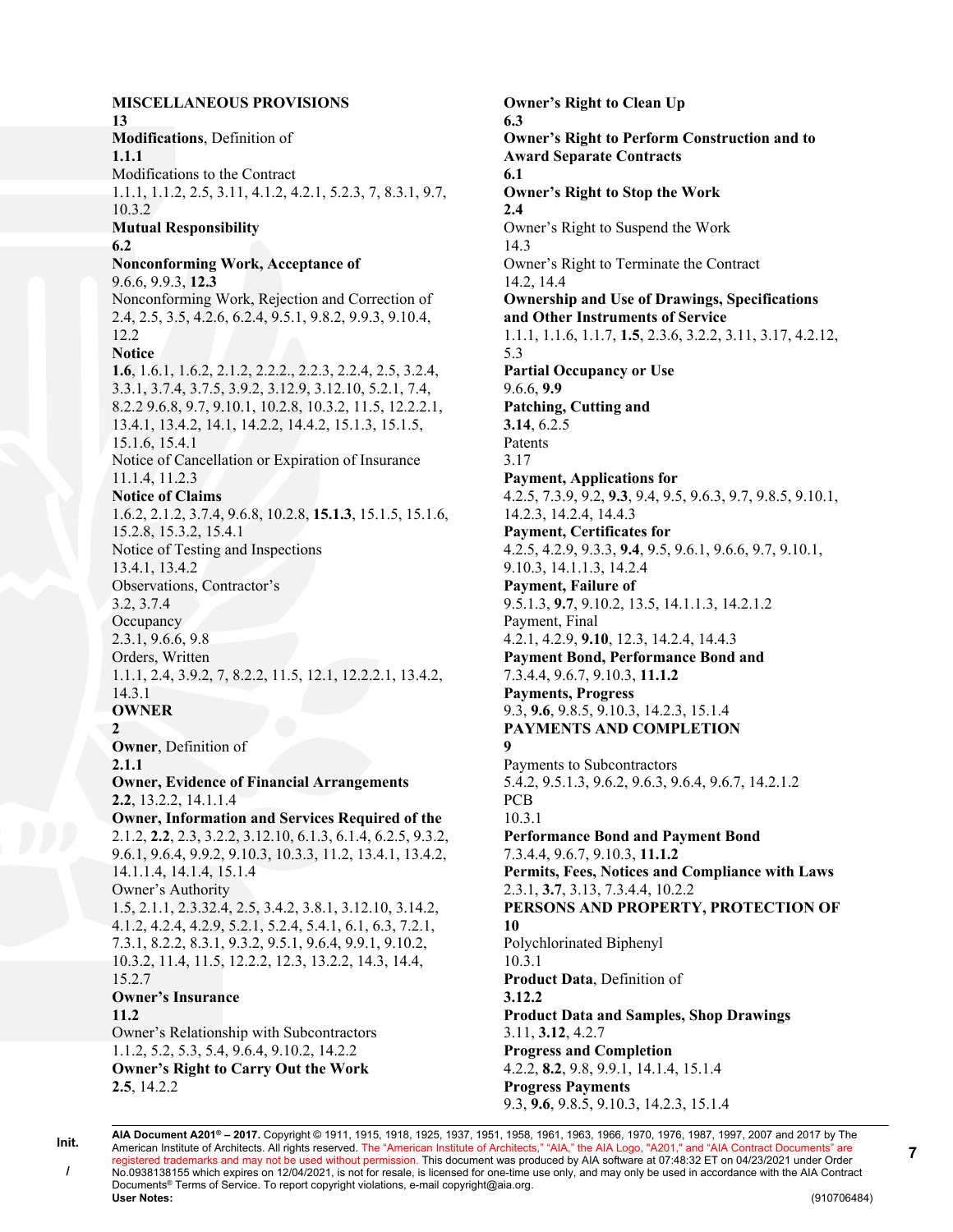**MISCELLANEOUS PROVISIONS**
**13**
**Modifications**, Definition of
**1.1.1**
Modifications to the Contract
1.1.1, 1.1.2, 2.5, 3.11, 4.1.2, 4.2.1, 5.2.3, 7, 8.3.1, 9.7, 10.3.2
**Mutual Responsibility**
**6.2**
**Nonconforming Work, Acceptance of**
9.6.6, 9.9.3, **12.3**
Nonconforming Work, Rejection and Correction of
2.4, 2.5, 3.5, 4.2.6, 6.2.4, 9.5.1, 9.8.2, 9.9.3, 9.10.4, 12.2
**Notice**
**1.6**, 1.6.1, 1.6.2, 2.1.2, 2.2.2., 2.2.3, 2.2.4, 2.5, 3.2.4, 3.3.1, 3.7.4, 3.7.5, 3.9.2, 3.12.9, 3.12.10, 5.2.1, 7.4, 8.2.2 9.6.8, 9.7, 9.10.1, 10.2.8, 10.3.2, 11.5, 12.2.2.1, 13.4.1, 13.4.2, 14.1, 14.2.2, 14.4.2, 15.1.3, 15.1.5, 15.1.6, 15.4.1
Notice of Cancellation or Expiration of Insurance
11.1.4, 11.2.3
**Notice of Claims**
1.6.2, 2.1.2, 3.7.4, 9.6.8, 10.2.8, **15.1.3**, 15.1.5, 15.1.6, 15.2.8, 15.3.2, 15.4.1
Notice of Testing and Inspections
13.4.1, 13.4.2
Observations, Contractor's
3.2, 3.7.4
Occupancy
2.3.1, 9.6.6, 9.8
Orders, Written
1.1.1, 2.4, 3.9.2, 7, 8.2.2, 11.5, 12.1, 12.2.2.1, 13.4.2, 14.3.1
**OWNER**
**2**
**Owner**, Definition of
**2.1.1**
**Owner, Evidence of Financial Arrangements**
**2.2**, 13.2.2, 14.1.1.4
**Owner, Information and Services Required of the**
2.1.2, **2.2**, 2.3, 3.2.2, 3.12.10, 6.1.3, 6.1.4, 6.2.5, 9.3.2, 9.6.1, 9.6.4, 9.9.2, 9.10.3, 10.3.3, 11.2, 13.4.1, 13.4.2, 14.1.1.4, 14.1.4, 15.1.4
Owner's Authority
1.5, 2.1.1, 2.3.32.4, 2.5, 3.4.2, 3.8.1, 3.12.10, 3.14.2, 4.1.2, 4.2.4, 4.2.9, 5.2.1, 5.2.4, 5.4.1, 6.1, 6.3, 7.2.1, 7.3.1, 8.2.2, 8.3.1, 9.3.2, 9.5.1, 9.6.4, 9.9.1, 9.10.2, 10.3.2, 11.4, 11.5, 12.2.2, 12.3, 13.2.2, 14.3, 14.4, 15.2.7
**Owner's Insurance**
**11.2**
Owner's Relationship with Subcontractors
1.1.2, 5.2, 5.3, 5.4, 9.6.4, 9.10.2, 14.2.2
**Owner's Right to Carry Out the Work**
**2.5**, 14.2.2
**Owner's Right to Clean Up**
**6.3**
**Owner's Right to Perform Construction and to Award Separate Contracts**
**6.1**
**Owner's Right to Stop the Work**
**2.4**
Owner's Right to Suspend the Work
14.3
Owner's Right to Terminate the Contract
14.2, 14.4
**Ownership and Use of Drawings, Specifications and Other Instruments of Service**
1.1.1, 1.1.6, 1.1.7, **1.5**, 2.3.6, 3.2.2, 3.11, 3.17, 4.2.12, 5.3
**Partial Occupancy or Use**
9.6.6, **9.9**
**Patching, Cutting and**
**3.14**, 6.2.5
Patents
3.17
**Payment, Applications for**
4.2.5, 7.3.9, 9.2, **9.3**, 9.4, 9.5, 9.6.3, 9.7, 9.8.5, 9.10.1, 14.2.3, 14.2.4, 14.4.3
**Payment, Certificates for**
4.2.5, 4.2.9, 9.3.3, **9.4**, 9.5, 9.6.1, 9.6.6, 9.7, 9.10.1, 9.10.3, 14.1.1.3, 14.2.4
**Payment, Failure of**
9.5.1.3, **9.7**, 9.10.2, 13.5, 14.1.1.3, 14.2.1.2
Payment, Final
4.2.1, 4.2.9, **9.10**, 12.3, 14.2.4, 14.4.3
**Payment Bond, Performance Bond and**
7.3.4.4, 9.6.7, 9.10.3, **11.1.2**
**Payments, Progress**
9.3, **9.6**, 9.8.5, 9.10.3, 14.2.3, 15.1.4
**PAYMENTS AND COMPLETION**
**9**
Payments to Subcontractors
5.4.2, 9.5.1.3, 9.6.2, 9.6.3, 9.6.4, 9.6.7, 14.2.1.2
PCB
10.3.1
**Performance Bond and Payment Bond**
7.3.4.4, 9.6.7, 9.10.3, **11.1.2**
**Permits, Fees, Notices and Compliance with Laws**
2.3.1, **3.7**, 3.13, 7.3.4.4, 10.2.2
**PERSONS AND PROPERTY, PROTECTION OF**
**10**
Polychlorinated Biphenyl
10.3.1
**Product Data**, Definition of
**3.12.2**
**Product Data and Samples, Shop Drawings**
3.11, **3.12**, 4.2.7
**Progress and Completion**
4.2.2, **8.2**, 9.8, 9.9.1, 14.1.4, 15.1.4
**Progress Payments**
9.3, **9.6**, 9.8.5, 9.10.3, 14.2.3, 15.1.4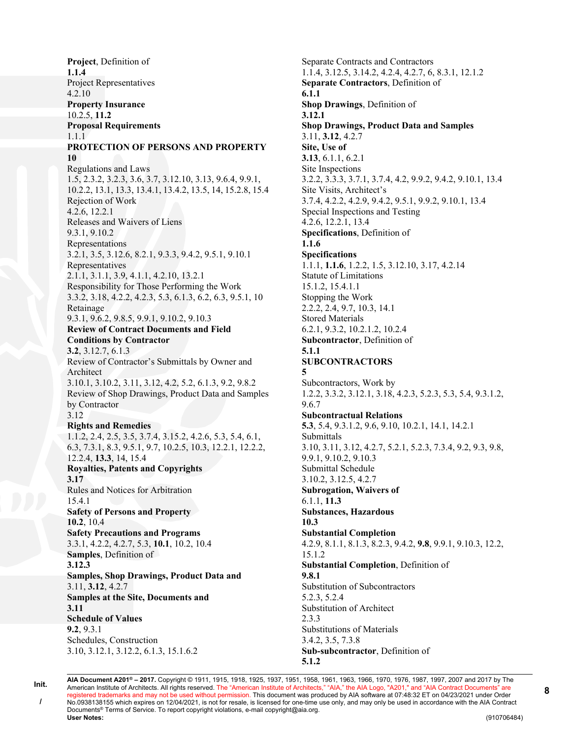**Project**, Definition of
**1.1.4**
Project Representatives
4.2.10
**Property Insurance**
10.2.5, **11.2**
**Proposal Requirements**
1.1.1
**PROTECTION OF PERSONS AND PROPERTY**
**10**
Regulations and Laws
1.5, 2.3.2, 3.2.3, 3.6, 3.7, 3.12.10, 3.13, 9.6.4, 9.9.1, 10.2.2, 13.1, 13.3, 13.4.1, 13.4.2, 13.5, 14, 15.2.8, 15.4
Rejection of Work
4.2.6, 12.2.1
Releases and Waivers of Liens
9.3.1, 9.10.2
Representations
3.2.1, 3.5, 3.12.6, 8.2.1, 9.3.3, 9.4.2, 9.5.1, 9.10.1
Representatives
2.1.1, 3.1.1, 3.9, 4.1.1, 4.2.10, 13.2.1
Responsibility for Those Performing the Work
3.3.2, 3.18, 4.2.2, 4.2.3, 5.3, 6.1.3, 6.2, 6.3, 9.5.1, 10
Retainage
9.3.1, 9.6.2, 9.8.5, 9.9.1, 9.10.2, 9.10.3
**Review of Contract Documents and Field Conditions by Contractor**
**3.2**, 3.12.7, 6.1.3
Review of Contractor's Submittals by Owner and Architect
3.10.1, 3.10.2, 3.11, 3.12, 4.2, 5.2, 6.1.3, 9.2, 9.8.2
Review of Shop Drawings, Product Data and Samples by Contractor
3.12
**Rights and Remedies**
1.1.2, 2.4, 2.5, 3.5, 3.7.4, 3.15.2, 4.2.6, 5.3, 5.4, 6.1, 6.3, 7.3.1, 8.3, 9.5.1, 9.7, 10.2.5, 10.3, 12.2.1, 12.2.2, 12.2.4, **13.3**, 14, 15.4
**Royalties, Patents and Copyrights**
**3.17**
Rules and Notices for Arbitration
15.4.1
**Safety of Persons and Property**
**10.2**, 10.4
**Safety Precautions and Programs**
3.3.1, 4.2.2, 4.2.7, 5.3, **10.1**, 10.2, 10.4
**Samples**, Definition of
**3.12.3**
**Samples, Shop Drawings, Product Data and**
3.11, **3.12**, 4.2.7
**Samples at the Site, Documents and**
**3.11**
**Schedule of Values**
**9.2**, 9.3.1
Schedules, Construction
3.10, 3.12.1, 3.12.2, 6.1.3, 15.1.6.2
Separate Contracts and Contractors
1.1.4, 3.12.5, 3.14.2, 4.2.4, 4.2.7, 6, 8.3.1, 12.1.2
**Separate Contractors**, Definition of
**6.1.1**
**Shop Drawings**, Definition of
**3.12.1**
**Shop Drawings, Product Data and Samples**
3.11, **3.12**, 4.2.7
**Site, Use of**
**3.13**, 6.1.1, 6.2.1
Site Inspections
3.2.2, 3.3.3, 3.7.1, 3.7.4, 4.2, 9.9.2, 9.4.2, 9.10.1, 13.4
Site Visits, Architect's
3.7.4, 4.2.2, 4.2.9, 9.4.2, 9.5.1, 9.9.2, 9.10.1, 13.4
Special Inspections and Testing
4.2.6, 12.2.1, 13.4
**Specifications**, Definition of
**1.1.6**
**Specifications**
1.1.1, **1.1.6**, 1.2.2, 1.5, 3.12.10, 3.17, 4.2.14
Statute of Limitations
15.1.2, 15.4.1.1
Stopping the Work
2.2.2, 2.4, 9.7, 10.3, 14.1
Stored Materials
6.2.1, 9.3.2, 10.2.1.2, 10.2.4
**Subcontractor**, Definition of
**5.1.1**
**SUBCONTRACTORS**
**5**
Subcontractors, Work by
1.2.2, 3.3.2, 3.12.1, 3.18, 4.2.3, 5.2.3, 5.3, 5.4, 9.3.1.2, 9.6.7
**Subcontractual Relations**
**5.3**, 5.4, 9.3.1.2, 9.6, 9.10, 10.2.1, 14.1, 14.2.1
Submittals
3.10, 3.11, 3.12, 4.2.7, 5.2.1, 5.2.3, 7.3.4, 9.2, 9.3, 9.8, 9.9.1, 9.10.2, 9.10.3
Submittal Schedule
3.10.2, 3.12.5, 4.2.7
**Subrogation, Waivers of**
6.1.1, **11.3**
**Substances, Hazardous**
**10.3**
**Substantial Completion**
4.2.9, 8.1.1, 8.1.3, 8.2.3, 9.4.2, **9.8**, 9.9.1, 9.10.3, 12.2, 15.1.2
**Substantial Completion**, Definition of
**9.8.1**
Substitution of Subcontractors
5.2.3, 5.2.4
Substitution of Architect
2.3.3
Substitutions of Materials
3.4.2, 3.5, 7.3.8
**Sub-subcontractor**, Definition of
**5.1.2**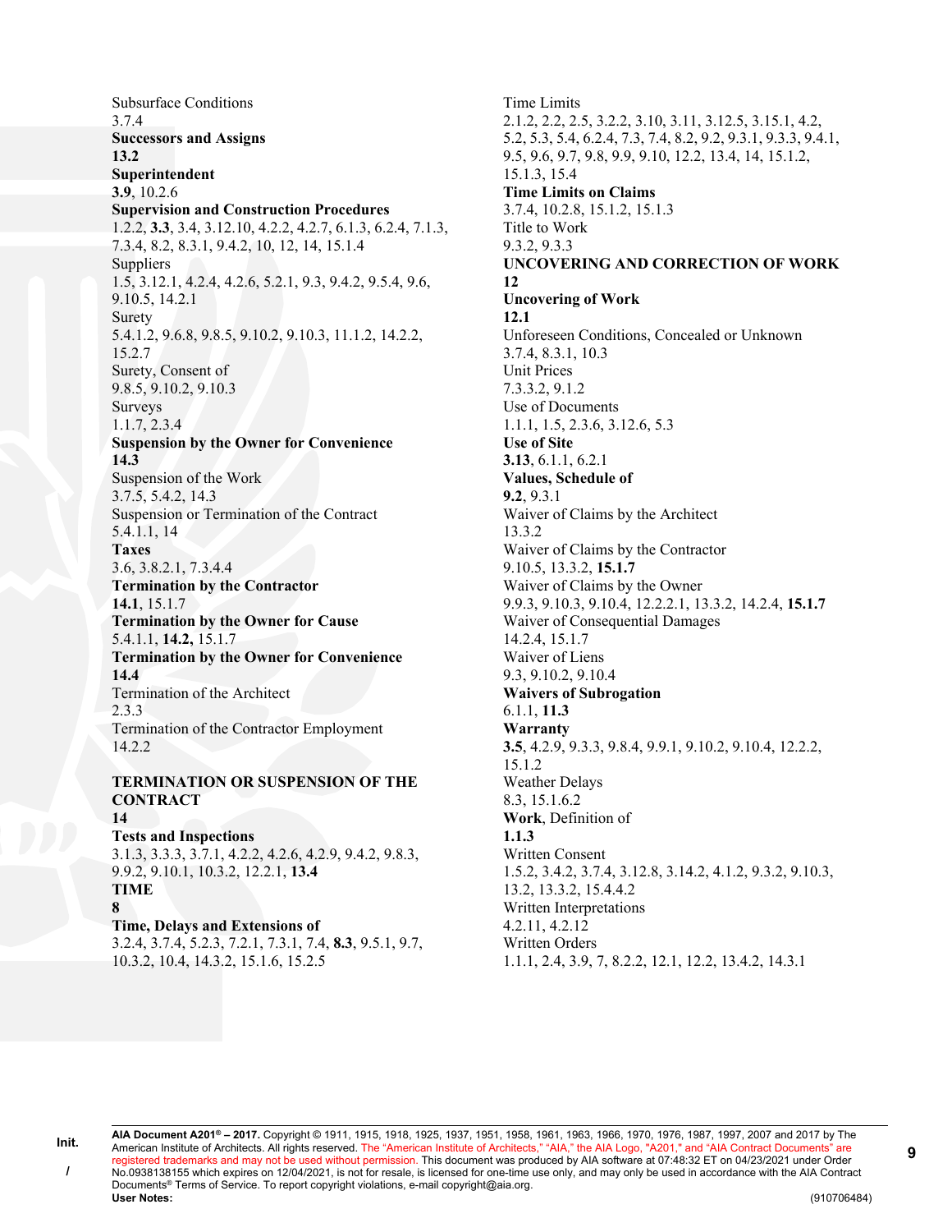Subsurface Conditions
3.7.4

**Successors and Assigns**
**13.2**

**Superintendent**
**3.9**, 10.2.6

**Supervision and Construction Procedures**
1.2.2, **3.3**, 3.4, 3.12.10, 4.2.2, 4.2.7, 6.1.3, 6.2.4, 7.1.3, 7.3.4, 8.2, 8.3.1, 9.4.2, 10, 12, 14, 15.1.4

Suppliers
1.5, 3.12.1, 4.2.4, 4.2.6, 5.2.1, 9.3, 9.4.2, 9.5.4, 9.6, 9.10.5, 14.2.1

Surety
5.4.1.2, 9.6.8, 9.8.5, 9.10.2, 9.10.3, 11.1.2, 14.2.2, 15.2.7

Surety, Consent of
9.8.5, 9.10.2, 9.10.3

Surveys
1.1.7, 2.3.4

**Suspension by the Owner for Convenience**
**14.3**

Suspension of the Work
3.7.5, 5.4.2, 14.3

Suspension or Termination of the Contract
5.4.1.1, 14

**Taxes**
3.6, 3.8.2.1, 7.3.4.4

**Termination by the Contractor**
**14.1**, 15.1.7

**Termination by the Owner for Cause**
5.4.1.1, **14.2**, 15.1.7

**Termination by the Owner for Convenience**
**14.4**

Termination of the Architect
2.3.3

Termination of the Contractor Employment
14.2.2

**TERMINATION OR SUSPENSION OF THE CONTRACT**
**14**

**Tests and Inspections**
3.1.3, 3.3.3, 3.7.1, 4.2.2, 4.2.6, 4.2.9, 9.4.2, 9.8.3, 9.9.2, 9.10.1, 10.3.2, 12.2.1, **13.4**

**TIME**
**8**

**Time, Delays and Extensions of**
3.2.4, 3.7.4, 5.2.3, 7.2.1, 7.3.1, 7.4, **8.3**, 9.5.1, 9.7, 10.3.2, 10.4, 14.3.2, 15.1.6, 15.2.5

Time Limits
2.1.2, 2.2, 2.5, 3.2.2, 3.10, 3.11, 3.12.5, 3.15.1, 4.2, 5.2, 5.3, 5.4, 6.2.4, 7.3, 7.4, 8.2, 9.2, 9.3.1, 9.3.3, 9.4.1, 9.5, 9.6, 9.7, 9.8, 9.9, 9.10, 12.2, 13.4, 14, 15.1.2, 15.1.3, 15.4

**Time Limits on Claims**
3.7.4, 10.2.8, 15.1.2, 15.1.3

Title to Work
9.3.2, 9.3.3

**UNCOVERING AND CORRECTION OF WORK**
**12**

**Uncovering of Work**
**12.1**

Unforeseen Conditions, Concealed or Unknown
3.7.4, 8.3.1, 10.3

Unit Prices
7.3.3.2, 9.1.2

Use of Documents
1.1.1, 1.5, 2.3.6, 3.12.6, 5.3

**Use of Site**
**3.13**, 6.1.1, 6.2.1

**Values, Schedule of**
**9.2**, 9.3.1

Waiver of Claims by the Architect
13.3.2

Waiver of Claims by the Contractor
9.10.5, 13.3.2, **15.1.7**

Waiver of Claims by the Owner
9.9.3, 9.10.3, 9.10.4, 12.2.2.1, 13.3.2, 14.2.4, **15.1.7**

Waiver of Consequential Damages
14.2.4, 15.1.7

Waiver of Liens
9.3, 9.10.2, 9.10.4

**Waivers of Subrogation**
6.1.1, **11.3**

**Warranty**
**3.5**, 4.2.9, 9.3.3, 9.8.4, 9.9.1, 9.10.2, 9.10.4, 12.2.2, 15.1.2

Weather Delays
8.3, 15.1.6.2

**Work**, Definition of
**1.1.3**

Written Consent
1.5.2, 3.4.2, 3.7.4, 3.12.8, 3.14.2, 4.1.2, 9.3.2, 9.10.3, 13.2, 13.3.2, 15.4.4.2

Written Interpretations
4.2.11, 4.2.12

Written Orders
1.1.1, 2.4, 3.9, 7, 8.2.2, 12.1, 12.2, 13.4.2, 14.3.1

**AIA Document A201® – 2017.** Copyright © 1911, 1915, 1918, 1925, 1937, 1951, 1958, 1961, 1963, 1966, 1970, 1976, 1987, 1997, 2007 and 2017 by The American Institute of Architects. All rights reserved. The "American Institute of Architects," "AIA," the AIA Logo, "A201," and "AIA Contract Documents" are registered trademarks and may not be used without permission. This document was produced by AIA software at 07:48:32 ET on 04/23/2021 under Order No.0938138155 which expires on 12/04/2021, is not for resale, is licensed for one-time use only, and may only be used in accordance with the AIA Contract Documents® Terms of Service. To report copyright violations, e-mail copyright@aia.org.
**User Notes:** (910706484)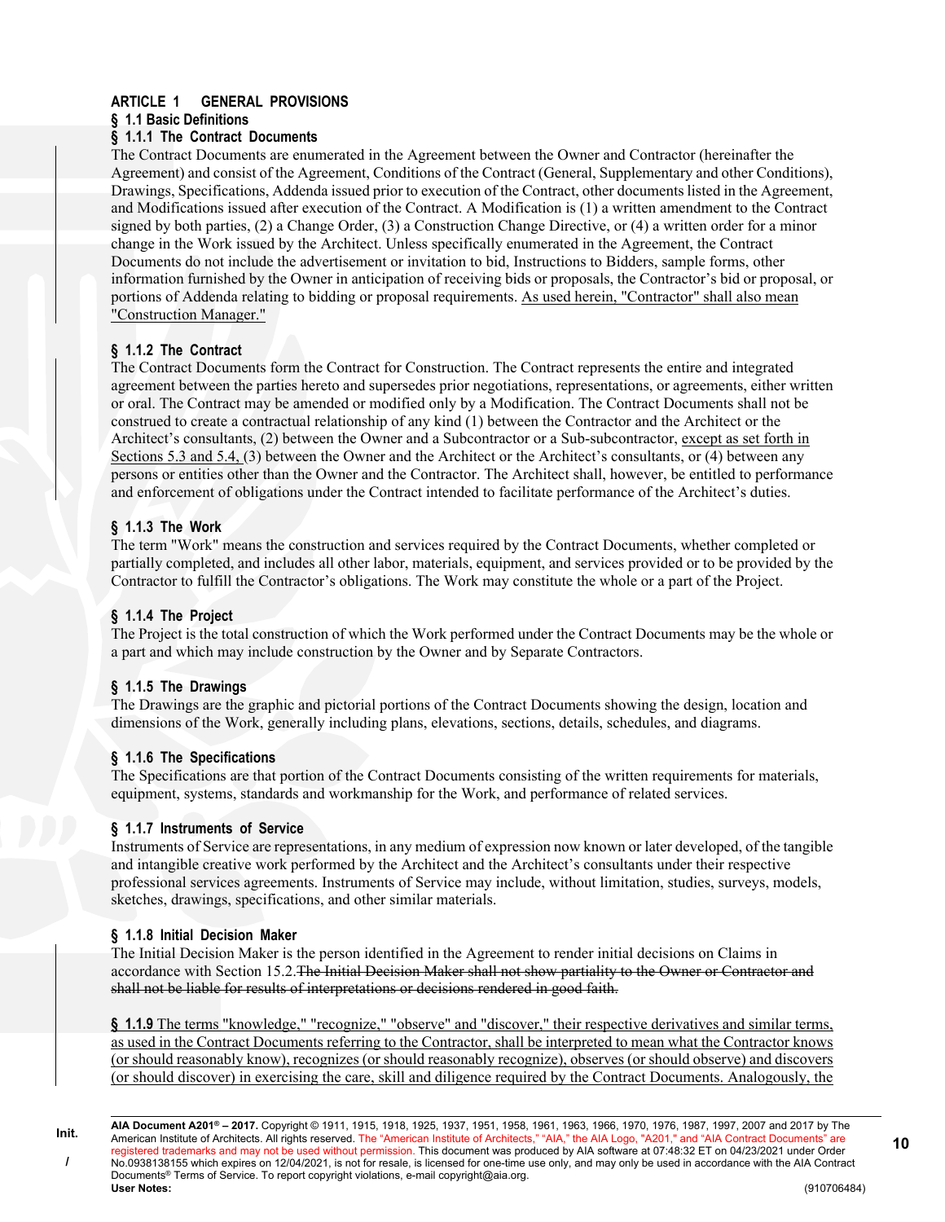## ARTICLE 1 GENERAL PROVISIONS

### § 1.1 Basic Definitions

#### § 1.1.1 The Contract Documents

The Contract Documents are enumerated in the Agreement between the Owner and Contractor (hereinafter the Agreement) and consist of the Agreement, Conditions of the Contract (General, Supplementary and other Conditions), Drawings, Specifications, Addenda issued prior to execution of the Contract, other documents listed in the Agreement, and Modifications issued after execution of the Contract. A Modification is (1) a written amendment to the Contract signed by both parties, (2) a Change Order, (3) a Construction Change Directive, or (4) a written order for a minor change in the Work issued by the Architect. Unless specifically enumerated in the Agreement, the Contract Documents do not include the advertisement or invitation to bid, Instructions to Bidders, sample forms, other information furnished by the Owner in anticipation of receiving bids or proposals, the Contractor's bid or proposal, or portions of Addenda relating to bidding or proposal requirements. <u>As used herein, "Contractor" shall also mean "Construction Manager."</u>

#### § 1.1.2 The Contract

The Contract Documents form the Contract for Construction. The Contract represents the entire and integrated agreement between the parties hereto and supersedes prior negotiations, representations, or agreements, either written or oral. The Contract may be amended or modified only by a Modification. The Contract Documents shall not be construed to create a contractual relationship of any kind (1) between the Contractor and the Architect or the Architect's consultants, (2) between the Owner and a Subcontractor or a Sub-subcontractor, <u>except as set forth in Sections 5.3 and 5.4,</u> (3) between the Owner and the Architect or the Architect's consultants, or (4) between any persons or entities other than the Owner and the Contractor. The Architect shall, however, be entitled to performance and enforcement of obligations under the Contract intended to facilitate performance of the Architect's duties.

#### § 1.1.3 The Work

The term "Work" means the construction and services required by the Contract Documents, whether completed or partially completed, and includes all other labor, materials, equipment, and services provided or to be provided by the Contractor to fulfill the Contractor's obligations. The Work may constitute the whole or a part of the Project.

#### § 1.1.4 The Project

The Project is the total construction of which the Work performed under the Contract Documents may be the whole or a part and which may include construction by the Owner and by Separate Contractors.

#### § 1.1.5 The Drawings

The Drawings are the graphic and pictorial portions of the Contract Documents showing the design, location and dimensions of the Work, generally including plans, elevations, sections, details, schedules, and diagrams.

#### § 1.1.6 The Specifications

The Specifications are that portion of the Contract Documents consisting of the written requirements for materials, equipment, systems, standards and workmanship for the Work, and performance of related services.

#### § 1.1.7 Instruments of Service

Instruments of Service are representations, in any medium of expression now known or later developed, of the tangible and intangible creative work performed by the Architect and the Architect's consultants under their respective professional services agreements. Instruments of Service may include, without limitation, studies, surveys, models, sketches, drawings, specifications, and other similar materials.

#### § 1.1.8 Initial Decision Maker

The Initial Decision Maker is the person identified in the Agreement to render initial decisions on Claims in accordance with Section 15.2.~~The Initial Decision Maker shall not show partiality to the Owner or Contractor and shall not be liable for results of interpretations or decisions rendered in good faith.~~

<u>**§ 1.1.9** The terms "knowledge," "recognize," "observe" and "discover," their respective derivatives and similar terms, as used in the Contract Documents referring to the Contractor, shall be interpreted to mean what the Contractor knows (or should reasonably know), recognizes (or should reasonably recognize), observes (or should observe) and discovers (or should discover) in exercising the care, skill and diligence required by the Contract Documents. Analogously, the</u>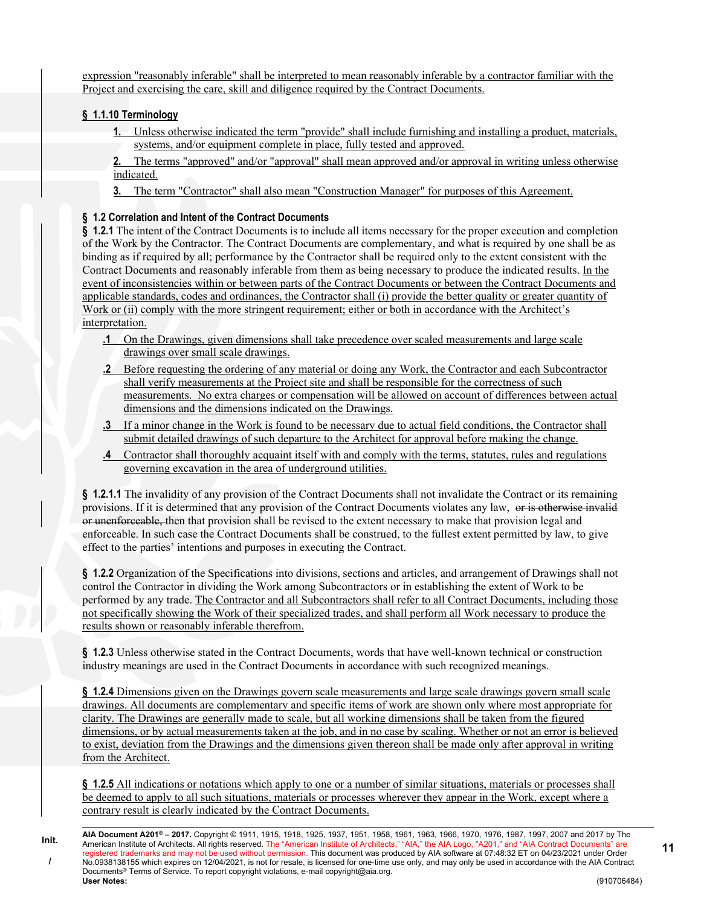expression "reasonably inferable" shall be interpreted to mean reasonably inferable by a contractor familiar with the Project and exercising the care, skill and diligence required by the Contract Documents.

**§ 1.1.10 Terminology**

1. Unless otherwise indicated the term "provide" shall include furnishing and installing a product, materials, systems, and/or equipment complete in place, fully tested and approved.
2. The terms "approved" and/or "approval" shall mean approved and/or approval in writing unless otherwise indicated.
3. The term "Contractor" shall also mean "Construction Manager" for purposes of this Agreement.

**§ 1.2 Correlation and Intent of the Contract Documents**

**§ 1.2.1** The intent of the Contract Documents is to include all items necessary for the proper execution and completion of the Work by the Contractor. The Contract Documents are complementary, and what is required by one shall be as binding as if required by all; performance by the Contractor shall be required only to the extent consistent with the Contract Documents and reasonably inferable from them as being necessary to produce the indicated results. In the event of inconsistencies within or between parts of the Contract Documents or between the Contract Documents and applicable standards, codes and ordinances, the Contractor shall (i) provide the better quality or greater quantity of Work or (ii) comply with the more stringent requirement; either or both in accordance with the Architect's interpretation.

**.1** On the Drawings, given dimensions shall take precedence over scaled measurements and large scale drawings over small scale drawings.

**.2** Before requesting the ordering of any material or doing any Work, the Contractor and each Subcontractor shall verify measurements at the Project site and shall be responsible for the correctness of such measurements. No extra charges or compensation will be allowed on account of differences between actual dimensions and the dimensions indicated on the Drawings.

**.3** If a minor change in the Work is found to be necessary due to actual field conditions, the Contractor shall submit detailed drawings of such departure to the Architect for approval before making the change.

**.4** Contractor shall thoroughly acquaint itself with and comply with the terms, statutes, rules and regulations governing excavation in the area of underground utilities.

**§ 1.2.1.1** The invalidity of any provision of the Contract Documents shall not invalidate the Contract or its remaining provisions. If it is determined that any provision of the Contract Documents violates any law, ~~or is otherwise invalid or unenforceable,~~ then that provision shall be revised to the extent necessary to make that provision legal and enforceable. In such case the Contract Documents shall be construed, to the fullest extent permitted by law, to give effect to the parties' intentions and purposes in executing the Contract.

**§ 1.2.2** Organization of the Specifications into divisions, sections and articles, and arrangement of Drawings shall not control the Contractor in dividing the Work among Subcontractors or in establishing the extent of Work to be performed by any trade. The Contractor and all Subcontractors shall refer to all Contract Documents, including those not specifically showing the Work of their specialized trades, and shall perform all Work necessary to produce the results shown or reasonably inferable therefrom.

**§ 1.2.3** Unless otherwise stated in the Contract Documents, words that have well-known technical or construction industry meanings are used in the Contract Documents in accordance with such recognized meanings.

**§ 1.2.4** Dimensions given on the Drawings govern scale measurements and large scale drawings govern small scale drawings. All documents are complementary and specific items of work are shown only where most appropriate for clarity. The Drawings are generally made to scale, but all working dimensions shall be taken from the figured dimensions, or by actual measurements taken at the job, and in no case by scaling. Whether or not an error is believed to exist, deviation from the Drawings and the dimensions given thereon shall be made only after approval in writing from the Architect.

**§ 1.2.5** All indications or notations which apply to one or a number of similar situations, materials or processes shall be deemed to apply to all such situations, materials or processes wherever they appear in the Work, except where a contrary result is clearly indicated by the Contract Documents.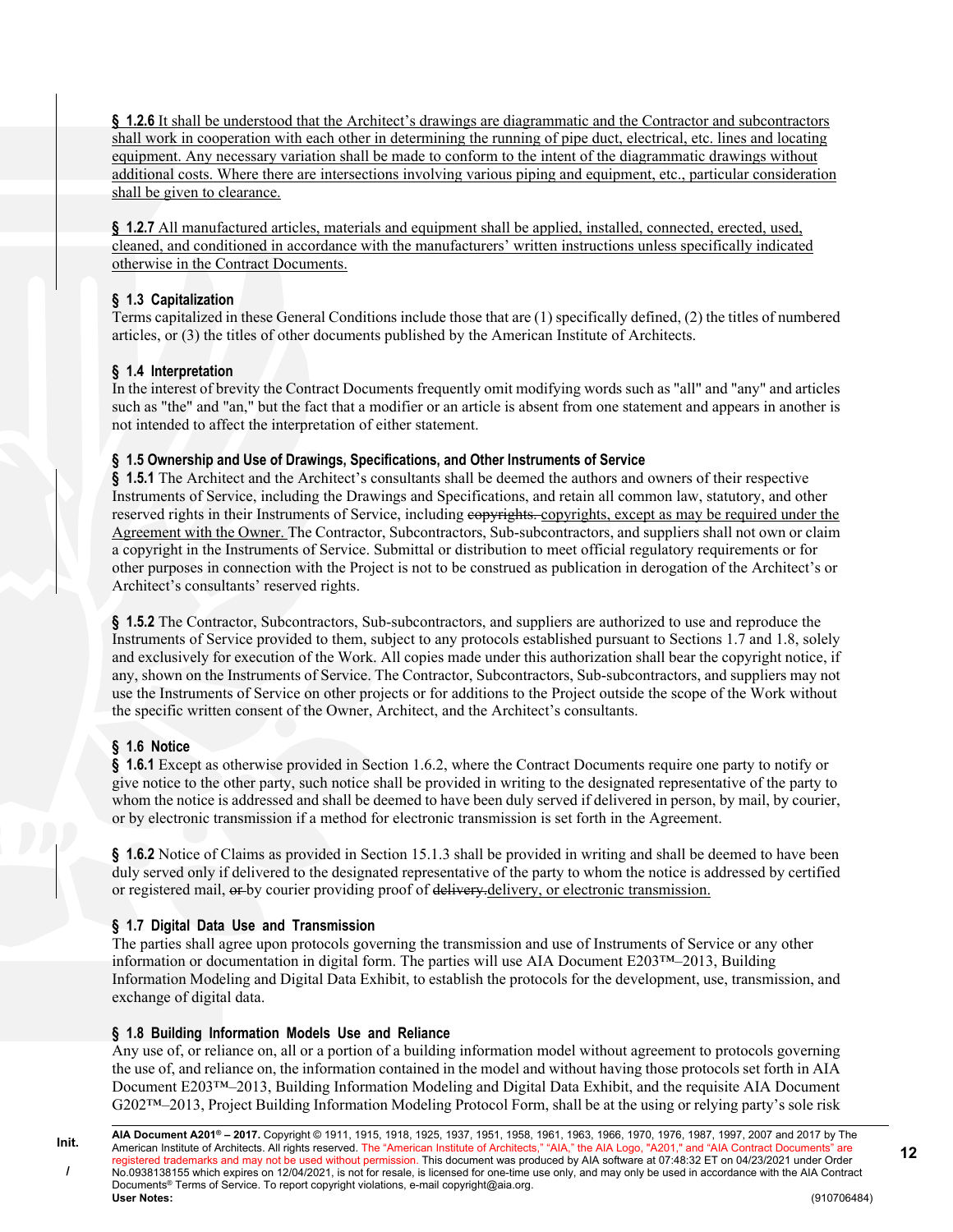**§ 1.2.6** It shall be understood that the Architect's drawings are diagrammatic and the Contractor and subcontractors shall work in cooperation with each other in determining the running of pipe duct, electrical, etc. lines and locating equipment. Any necessary variation shall be made to conform to the intent of the diagrammatic drawings without additional costs. Where there are intersections involving various piping and equipment, etc., particular consideration shall be given to clearance.

**§ 1.2.7** All manufactured articles, materials and equipment shall be applied, installed, connected, erected, used, cleaned, and conditioned in accordance with the manufacturers' written instructions unless specifically indicated otherwise in the Contract Documents.

### § 1.3 Capitalization

Terms capitalized in these General Conditions include those that are (1) specifically defined, (2) the titles of numbered articles, or (3) the titles of other documents published by the American Institute of Architects.

### § 1.4 Interpretation

In the interest of brevity the Contract Documents frequently omit modifying words such as "all" and "any" and articles such as "the" and "an," but the fact that a modifier or an article is absent from one statement and appears in another is not intended to affect the interpretation of either statement.

### § 1.5 Ownership and Use of Drawings, Specifications, and Other Instruments of Service

**§ 1.5.1** The Architect and the Architect's consultants shall be deemed the authors and owners of their respective Instruments of Service, including the Drawings and Specifications, and retain all common law, statutory, and other reserved rights in their Instruments of Service, including ~~copyrights.~~ copyrights, except as may be required under the Agreement with the Owner. The Contractor, Subcontractors, Sub-subcontractors, and suppliers shall not own or claim a copyright in the Instruments of Service. Submittal or distribution to meet official regulatory requirements or for other purposes in connection with the Project is not to be construed as publication in derogation of the Architect's or Architect's consultants' reserved rights.

**§ 1.5.2** The Contractor, Subcontractors, Sub-subcontractors, and suppliers are authorized to use and reproduce the Instruments of Service provided to them, subject to any protocols established pursuant to Sections 1.7 and 1.8, solely and exclusively for execution of the Work. All copies made under this authorization shall bear the copyright notice, if any, shown on the Instruments of Service. The Contractor, Subcontractors, Sub-subcontractors, and suppliers may not use the Instruments of Service on other projects or for additions to the Project outside the scope of the Work without the specific written consent of the Owner, Architect, and the Architect's consultants.

### § 1.6 Notice

**§ 1.6.1** Except as otherwise provided in Section 1.6.2, where the Contract Documents require one party to notify or give notice to the other party, such notice shall be provided in writing to the designated representative of the party to whom the notice is addressed and shall be deemed to have been duly served if delivered in person, by mail, by courier, or by electronic transmission if a method for electronic transmission is set forth in the Agreement.

**§ 1.6.2** Notice of Claims as provided in Section 15.1.3 shall be provided in writing and shall be deemed to have been duly served only if delivered to the designated representative of the party to whom the notice is addressed by certified or registered mail, ~~or~~ by courier providing proof of ~~delivery.~~ delivery, or electronic transmission.

### § 1.7 Digital Data Use and Transmission

The parties shall agree upon protocols governing the transmission and use of Instruments of Service or any other information or documentation in digital form. The parties will use AIA Document E203™–2013, Building Information Modeling and Digital Data Exhibit, to establish the protocols for the development, use, transmission, and exchange of digital data.

### § 1.8 Building Information Models Use and Reliance

Any use of, or reliance on, all or a portion of a building information model without agreement to protocols governing the use of, and reliance on, the information contained in the model and without having those protocols set forth in AIA Document E203™–2013, Building Information Modeling and Digital Data Exhibit, and the requisite AIA Document G202™–2013, Project Building Information Modeling Protocol Form, shall be at the using or relying party's sole risk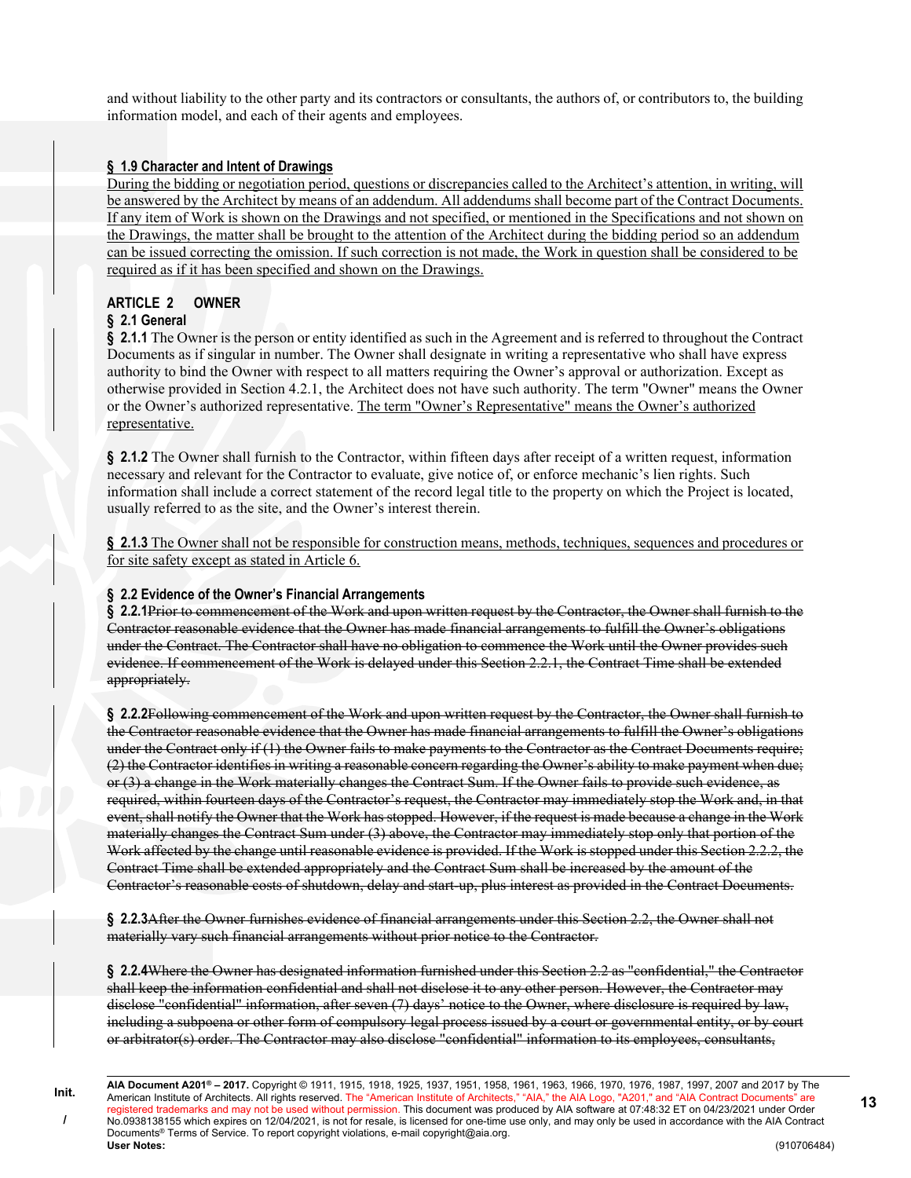and without liability to the other party and its contractors or consultants, the authors of, or contributors to, the building information model, and each of their agents and employees.

### § 1.9 Character and Intent of Drawings

<u>During the bidding or negotiation period, questions or discrepancies called to the Architect's attention, in writing, will be answered by the Architect by means of an addendum. All addendums shall become part of the Contract Documents. If any item of Work is shown on the Drawings and not specified, or mentioned in the Specifications and not shown on the Drawings, the matter shall be brought to the attention of the Architect during the bidding period so an addendum can be issued correcting the omission. If such correction is not made, the Work in question shall be considered to be required as if it has been specified and shown on the Drawings.</u>

## ARTICLE 2 OWNER

### § 2.1 General

**§ 2.1.1** The Owner is the person or entity identified as such in the Agreement and is referred to throughout the Contract Documents as if singular in number. The Owner shall designate in writing a representative who shall have express authority to bind the Owner with respect to all matters requiring the Owner's approval or authorization. Except as otherwise provided in Section 4.2.1, the Architect does not have such authority. The term "Owner" means the Owner or the Owner's authorized representative. <u>The term "Owner's Representative" means the Owner's authorized representative.</u>

**§ 2.1.2** The Owner shall furnish to the Contractor, within fifteen days after receipt of a written request, information necessary and relevant for the Contractor to evaluate, give notice of, or enforce mechanic's lien rights. Such information shall include a correct statement of the record legal title to the property on which the Project is located, usually referred to as the site, and the Owner's interest therein.

**§ 2.1.3** <u>The Owner shall not be responsible for construction means, methods, techniques, sequences and procedures or for site safety except as stated in Article 6.</u>

### § 2.2 Evidence of the Owner's Financial Arrangements

**§ 2.2.1**~~Prior to commencement of the Work and upon written request by the Contractor, the Owner shall furnish to the Contractor reasonable evidence that the Owner has made financial arrangements to fulfill the Owner's obligations under the Contract. The Contractor shall have no obligation to commence the Work until the Owner provides such evidence. If commencement of the Work is delayed under this Section 2.2.1, the Contract Time shall be extended appropriately.~~

**§ 2.2.2**~~Following commencement of the Work and upon written request by the Contractor, the Owner shall furnish to the Contractor reasonable evidence that the Owner has made financial arrangements to fulfill the Owner's obligations under the Contract only if (1) the Owner fails to make payments to the Contractor as the Contract Documents require; (2) the Contractor identifies in writing a reasonable concern regarding the Owner's ability to make payment when due; or (3) a change in the Work materially changes the Contract Sum. If the Owner fails to provide such evidence, as required, within fourteen days of the Contractor's request, the Contractor may immediately stop the Work and, in that event, shall notify the Owner that the Work has stopped. However, if the request is made because a change in the Work materially changes the Contract Sum under (3) above, the Contractor may immediately stop only that portion of the Work affected by the change until reasonable evidence is provided. If the Work is stopped under this Section 2.2.2, the Contract Time shall be extended appropriately and the Contract Sum shall be increased by the amount of the Contractor's reasonable costs of shutdown, delay and start-up, plus interest as provided in the Contract Documents.~~

**§ 2.2.3**~~After the Owner furnishes evidence of financial arrangements under this Section 2.2, the Owner shall not materially vary such financial arrangements without prior notice to the Contractor.~~

**§ 2.2.4**~~Where the Owner has designated information furnished under this Section 2.2 as "confidential," the Contractor shall keep the information confidential and shall not disclose it to any other person. However, the Contractor may disclose "confidential" information, after seven (7) days' notice to the Owner, where disclosure is required by law, including a subpoena or other form of compulsory legal process issued by a court or governmental entity, or by court or arbitrator(s) order. The Contractor may also disclose "confidential" information to its employees, consultants,~~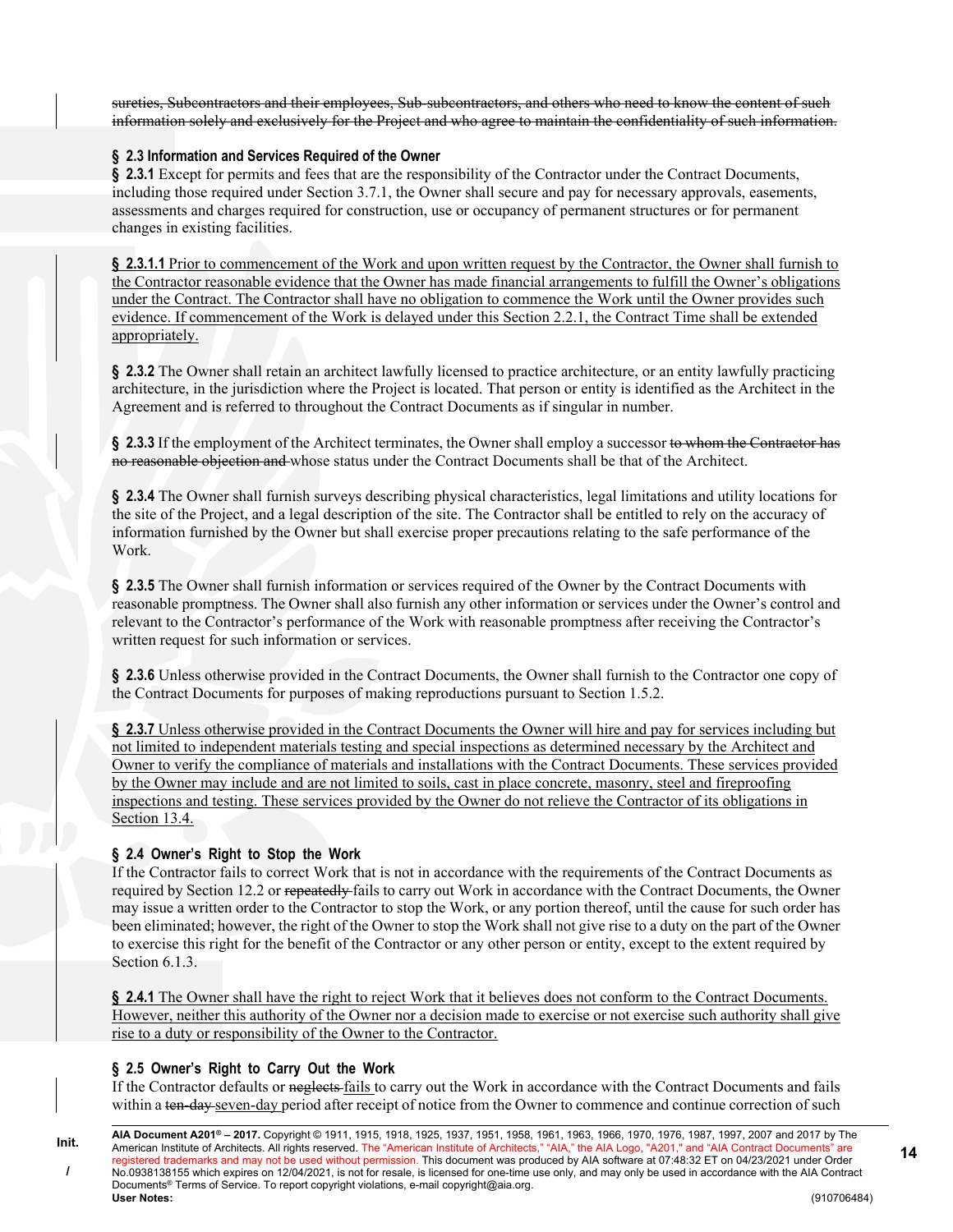~~sureties, Subcontractors and their employees, Sub-subcontractors, and others who need to know the content of such information solely and exclusively for the Project and who agree to maintain the confidentiality of such information.~~

### § 2.3 Information and Services Required of the Owner

**§ 2.3.1** Except for permits and fees that are the responsibility of the Contractor under the Contract Documents, including those required under Section 3.7.1, the Owner shall secure and pay for necessary approvals, easements, assessments and charges required for construction, use or occupancy of permanent structures or for permanent changes in existing facilities.

<u>**§ 2.3.1.1** Prior to commencement of the Work and upon written request by the Contractor, the Owner shall furnish to the Contractor reasonable evidence that the Owner has made financial arrangements to fulfill the Owner's obligations under the Contract. The Contractor shall have no obligation to commence the Work until the Owner provides such evidence. If commencement of the Work is delayed under this Section 2.2.1, the Contract Time shall be extended appropriately.</u>

**§ 2.3.2** The Owner shall retain an architect lawfully licensed to practice architecture, or an entity lawfully practicing architecture, in the jurisdiction where the Project is located. That person or entity is identified as the Architect in the Agreement and is referred to throughout the Contract Documents as if singular in number.

**§ 2.3.3** If the employment of the Architect terminates, the Owner shall employ a successor ~~to whom the Contractor has no reasonable objection and~~ whose status under the Contract Documents shall be that of the Architect.

**§ 2.3.4** The Owner shall furnish surveys describing physical characteristics, legal limitations and utility locations for the site of the Project, and a legal description of the site. The Contractor shall be entitled to rely on the accuracy of information furnished by the Owner but shall exercise proper precautions relating to the safe performance of the Work.

**§ 2.3.5** The Owner shall furnish information or services required of the Owner by the Contract Documents with reasonable promptness. The Owner shall also furnish any other information or services under the Owner's control and relevant to the Contractor's performance of the Work with reasonable promptness after receiving the Contractor's written request for such information or services.

**§ 2.3.6** Unless otherwise provided in the Contract Documents, the Owner shall furnish to the Contractor one copy of the Contract Documents for purposes of making reproductions pursuant to Section 1.5.2.

<u>**§ 2.3.7** Unless otherwise provided in the Contract Documents the Owner will hire and pay for services including but not limited to independent materials testing and special inspections as determined necessary by the Architect and Owner to verify the compliance of materials and installations with the Contract Documents. These services provided by the Owner may include and are not limited to soils, cast in place concrete, masonry, steel and fireproofing inspections and testing. These services provided by the Owner do not relieve the Contractor of its obligations in Section 13.4.</u>

### § 2.4 Owner's Right to Stop the Work

If the Contractor fails to correct Work that is not in accordance with the requirements of the Contract Documents as required by Section 12.2 or ~~repeatedly~~ fails to carry out Work in accordance with the Contract Documents, the Owner may issue a written order to the Contractor to stop the Work, or any portion thereof, until the cause for such order has been eliminated; however, the right of the Owner to stop the Work shall not give rise to a duty on the part of the Owner to exercise this right for the benefit of the Contractor or any other person or entity, except to the extent required by Section 6.1.3.

<u>**§ 2.4.1** The Owner shall have the right to reject Work that it believes does not conform to the Contract Documents. However, neither this authority of the Owner nor a decision made to exercise or not exercise such authority shall give rise to a duty or responsibility of the Owner to the Contractor.</u>

### § 2.5 Owner's Right to Carry Out the Work

If the Contractor defaults or ~~neglects~~ <u>fails</u> to carry out the Work in accordance with the Contract Documents and fails within a ~~ten-day~~ <u>seven-day</u> period after receipt of notice from the Owner to commence and continue correction of such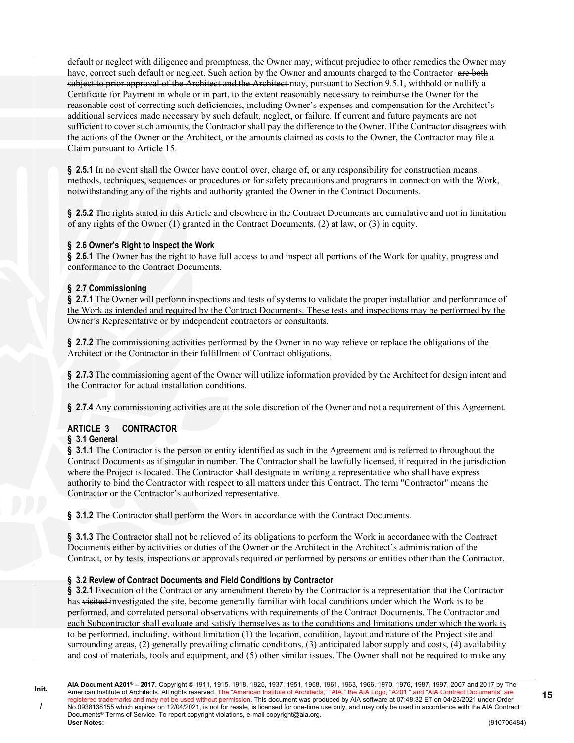default or neglect with diligence and promptness, the Owner may, without prejudice to other remedies the Owner may have, correct such default or neglect. Such action by the Owner and amounts charged to the Contractor ~~are both subject to prior approval of the Architect and the Architect~~ may, pursuant to Section 9.5.1, withhold or nullify a Certificate for Payment in whole or in part, to the extent reasonably necessary to reimburse the Owner for the reasonable cost of correcting such deficiencies, including Owner's expenses and compensation for the Architect's additional services made necessary by such default, neglect, or failure. If current and future payments are not sufficient to cover such amounts, the Contractor shall pay the difference to the Owner. If the Contractor disagrees with the actions of the Owner or the Architect, or the amounts claimed as costs to the Owner, the Contractor may file a Claim pursuant to Article 15.

**§ 2.5.1** In no event shall the Owner have control over, charge of, or any responsibility for construction means, methods, techniques, sequences or procedures or for safety precautions and programs in connection with the Work, notwithstanding any of the rights and authority granted the Owner in the Contract Documents.

**§ 2.5.2** The rights stated in this Article and elsewhere in the Contract Documents are cumulative and not in limitation of any rights of the Owner (1) granted in the Contract Documents, (2) at law, or (3) in equity.

**§ 2.6 Owner's Right to Inspect the Work**

**§ 2.6.1** The Owner has the right to have full access to and inspect all portions of the Work for quality, progress and conformance to the Contract Documents.

**§ 2.7 Commissioning**

**§ 2.7.1** The Owner will perform inspections and tests of systems to validate the proper installation and performance of the Work as intended and required by the Contract Documents. These tests and inspections may be performed by the Owner's Representative or by independent contractors or consultants.

**§ 2.7.2** The commissioning activities performed by the Owner in no way relieve or replace the obligations of the Architect or the Contractor in their fulfillment of Contract obligations.

**§ 2.7.3** The commissioning agent of the Owner will utilize information provided by the Architect for design intent and the Contractor for actual installation conditions.

**§ 2.7.4** Any commissioning activities are at the sole discretion of the Owner and not a requirement of this Agreement.

## ARTICLE 3 CONTRACTOR

**§ 3.1 General**

**§ 3.1.1** The Contractor is the person or entity identified as such in the Agreement and is referred to throughout the Contract Documents as if singular in number. The Contractor shall be lawfully licensed, if required in the jurisdiction where the Project is located. The Contractor shall designate in writing a representative who shall have express authority to bind the Contractor with respect to all matters under this Contract. The term "Contractor" means the Contractor or the Contractor's authorized representative.

**§ 3.1.2** The Contractor shall perform the Work in accordance with the Contract Documents.

**§ 3.1.3** The Contractor shall not be relieved of its obligations to perform the Work in accordance with the Contract Documents either by activities or duties of the Owner or the Architect in the Architect's administration of the Contract, or by tests, inspections or approvals required or performed by persons or entities other than the Contractor.

**§ 3.2 Review of Contract Documents and Field Conditions by Contractor**

**§ 3.2.1** Execution of the Contract or any amendment thereto by the Contractor is a representation that the Contractor has ~~visited~~ investigated the site, become generally familiar with local conditions under which the Work is to be performed, and correlated personal observations with requirements of the Contract Documents. The Contractor and each Subcontractor shall evaluate and satisfy themselves as to the conditions and limitations under which the work is to be performed, including, without limitation (1) the location, condition, layout and nature of the Project site and surrounding areas, (2) generally prevailing climatic conditions, (3) anticipated labor supply and costs, (4) availability and cost of materials, tools and equipment, and (5) other similar issues. The Owner shall not be required to make any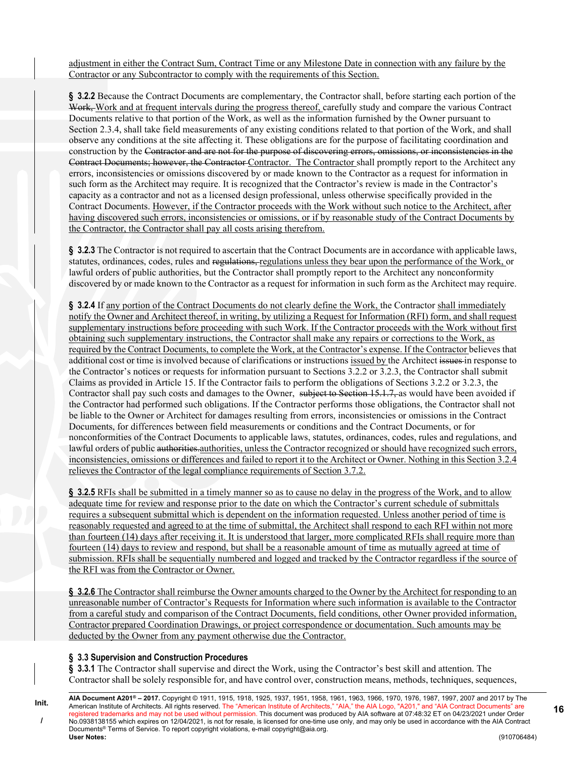adjustment in either the Contract Sum, Contract Time or any Milestone Date in connection with any failure by the Contractor or any Subcontractor to comply with the requirements of this Section.

**§ 3.2.2** Because the Contract Documents are complementary, the Contractor shall, before starting each portion of the ~~Work,~~ Work and at frequent intervals during the progress thereof, carefully study and compare the various Contract Documents relative to that portion of the Work, as well as the information furnished by the Owner pursuant to Section 2.3.4, shall take field measurements of any existing conditions related to that portion of the Work, and shall observe any conditions at the site affecting it. These obligations are for the purpose of facilitating coordination and construction by the ~~Contractor and are not for the purpose of discovering errors, omissions, or inconsistencies in the Contract Documents; however, the Contractor~~ Contractor. The Contractor shall promptly report to the Architect any errors, inconsistencies or omissions discovered by or made known to the Contractor as a request for information in such form as the Architect may require. It is recognized that the Contractor's review is made in the Contractor's capacity as a contractor and not as a licensed design professional, unless otherwise specifically provided in the Contract Documents. However, if the Contractor proceeds with the Work without such notice to the Architect, after having discovered such errors, inconsistencies or omissions, or if by reasonable study of the Contract Documents by the Contractor, the Contractor shall pay all costs arising therefrom.

**§ 3.2.3** The Contractor is not required to ascertain that the Contract Documents are in accordance with applicable laws, statutes, ordinances, codes, rules and ~~regulations,~~ regulations unless they bear upon the performance of the Work, or lawful orders of public authorities, but the Contractor shall promptly report to the Architect any nonconformity discovered by or made known to the Contractor as a request for information in such form as the Architect may require.

**§ 3.2.4** If any portion of the Contract Documents do not clearly define the Work, the Contractor shall immediately notify the Owner and Architect thereof, in writing, by utilizing a Request for Information (RFI) form, and shall request supplementary instructions before proceeding with such Work. If the Contractor proceeds with the Work without first obtaining such supplementary instructions, the Contractor shall make any repairs or corrections to the Work, as required by the Contract Documents, to complete the Work, at the Contractor's expense. If the Contractor believes that additional cost or time is involved because of clarifications or instructions issued by the Architect ~~issues~~ in response to the Contractor's notices or requests for information pursuant to Sections 3.2.2 or 3.2.3, the Contractor shall submit Claims as provided in Article 15. If the Contractor fails to perform the obligations of Sections 3.2.2 or 3.2.3, the Contractor shall pay such costs and damages to the Owner, ~~subject to Section 15.1.7,~~ as would have been avoided if the Contractor had performed such obligations. If the Contractor performs those obligations, the Contractor shall not be liable to the Owner or Architect for damages resulting from errors, inconsistencies or omissions in the Contract Documents, for differences between field measurements or conditions and the Contract Documents, or for nonconformities of the Contract Documents to applicable laws, statutes, ordinances, codes, rules and regulations, and lawful orders of public ~~authorities.~~ authorities, unless the Contractor recognized or should have recognized such errors, inconsistencies, omissions or differences and failed to report it to the Architect or Owner. Nothing in this Section 3.2.4 relieves the Contractor of the legal compliance requirements of Section 3.7.2.

**§ 3.2.5** RFIs shall be submitted in a timely manner so as to cause no delay in the progress of the Work, and to allow adequate time for review and response prior to the date on which the Contractor's current schedule of submittals requires a subsequent submittal which is dependent on the information requested. Unless another period of time is reasonably requested and agreed to at the time of submittal, the Architect shall respond to each RFI within not more than fourteen (14) days after receiving it. It is understood that larger, more complicated RFIs shall require more than fourteen (14) days to review and respond, but shall be a reasonable amount of time as mutually agreed at time of submission. RFIs shall be sequentially numbered and logged and tracked by the Contractor regardless if the source of the RFI was from the Contractor or Owner.

**§ 3.2.6** The Contractor shall reimburse the Owner amounts charged to the Owner by the Architect for responding to an unreasonable number of Contractor's Requests for Information where such information is available to the Contractor from a careful study and comparison of the Contract Documents, field conditions, other Owner provided information, Contractor prepared Coordination Drawings, or project correspondence or documentation. Such amounts may be deducted by the Owner from any payment otherwise due the Contractor.

### § 3.3 Supervision and Construction Procedures

**§ 3.3.1** The Contractor shall supervise and direct the Work, using the Contractor's best skill and attention. The Contractor shall be solely responsible for, and have control over, construction means, methods, techniques, sequences,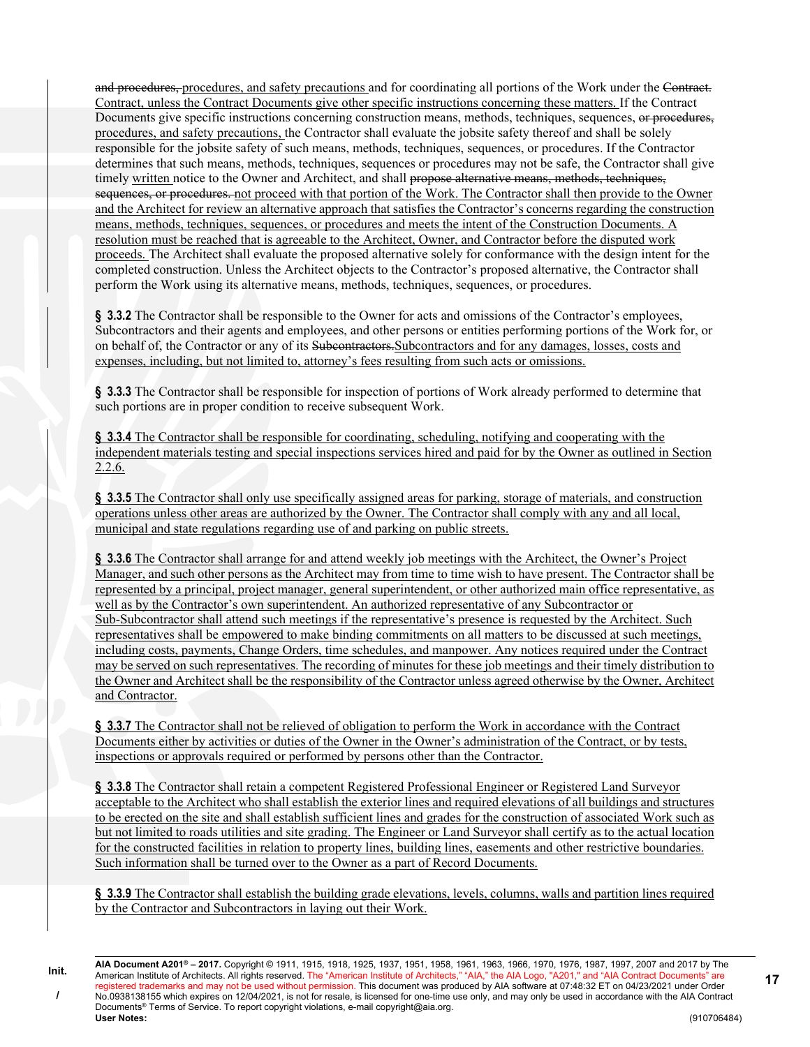and procedures, procedures, and safety precautions and for coordinating all portions of the Work under the Contract. Contract, unless the Contract Documents give other specific instructions concerning these matters. If the Contract Documents give specific instructions concerning construction means, methods, techniques, sequences, or procedures, procedures, and safety precautions, the Contractor shall evaluate the jobsite safety thereof and shall be solely responsible for the jobsite safety of such means, methods, techniques, sequences, or procedures. If the Contractor determines that such means, methods, techniques, sequences or procedures may not be safe, the Contractor shall give timely written notice to the Owner and Architect, and shall propose alternative means, methods, techniques, sequences, or procedures. not proceed with that portion of the Work. The Contractor shall then provide to the Owner and the Architect for review an alternative approach that satisfies the Contractor's concerns regarding the construction means, methods, techniques, sequences, or procedures and meets the intent of the Construction Documents. A resolution must be reached that is agreeable to the Architect, Owner, and Contractor before the disputed work proceeds. The Architect shall evaluate the proposed alternative solely for conformance with the design intent for the completed construction. Unless the Architect objects to the Contractor's proposed alternative, the Contractor shall perform the Work using its alternative means, methods, techniques, sequences, or procedures.

**§ 3.3.2** The Contractor shall be responsible to the Owner for acts and omissions of the Contractor's employees, Subcontractors and their agents and employees, and other persons or entities performing portions of the Work for, or on behalf of, the Contractor or any of its Subcontractors.Subcontractors and for any damages, losses, costs and expenses, including, but not limited to, attorney's fees resulting from such acts or omissions.

**§ 3.3.3** The Contractor shall be responsible for inspection of portions of Work already performed to determine that such portions are in proper condition to receive subsequent Work.

**§ 3.3.4** The Contractor shall be responsible for coordinating, scheduling, notifying and cooperating with the independent materials testing and special inspections services hired and paid for by the Owner as outlined in Section 2.2.6.

**§ 3.3.5** The Contractor shall only use specifically assigned areas for parking, storage of materials, and construction operations unless other areas are authorized by the Owner. The Contractor shall comply with any and all local, municipal and state regulations regarding use of and parking on public streets.

**§ 3.3.6** The Contractor shall arrange for and attend weekly job meetings with the Architect, the Owner's Project Manager, and such other persons as the Architect may from time to time wish to have present. The Contractor shall be represented by a principal, project manager, general superintendent, or other authorized main office representative, as well as by the Contractor's own superintendent. An authorized representative of any Subcontractor or Sub-Subcontractor shall attend such meetings if the representative's presence is requested by the Architect. Such representatives shall be empowered to make binding commitments on all matters to be discussed at such meetings, including costs, payments, Change Orders, time schedules, and manpower. Any notices required under the Contract may be served on such representatives. The recording of minutes for these job meetings and their timely distribution to the Owner and Architect shall be the responsibility of the Contractor unless agreed otherwise by the Owner, Architect and Contractor.

**§ 3.3.7** The Contractor shall not be relieved of obligation to perform the Work in accordance with the Contract Documents either by activities or duties of the Owner in the Owner's administration of the Contract, or by tests, inspections or approvals required or performed by persons other than the Contractor.

**§ 3.3.8** The Contractor shall retain a competent Registered Professional Engineer or Registered Land Surveyor acceptable to the Architect who shall establish the exterior lines and required elevations of all buildings and structures to be erected on the site and shall establish sufficient lines and grades for the construction of associated Work such as but not limited to roads utilities and site grading. The Engineer or Land Surveyor shall certify as to the actual location for the constructed facilities in relation to property lines, building lines, easements and other restrictive boundaries. Such information shall be turned over to the Owner as a part of Record Documents.

**§ 3.3.9** The Contractor shall establish the building grade elevations, levels, columns, walls and partition lines required by the Contractor and Subcontractors in laying out their Work.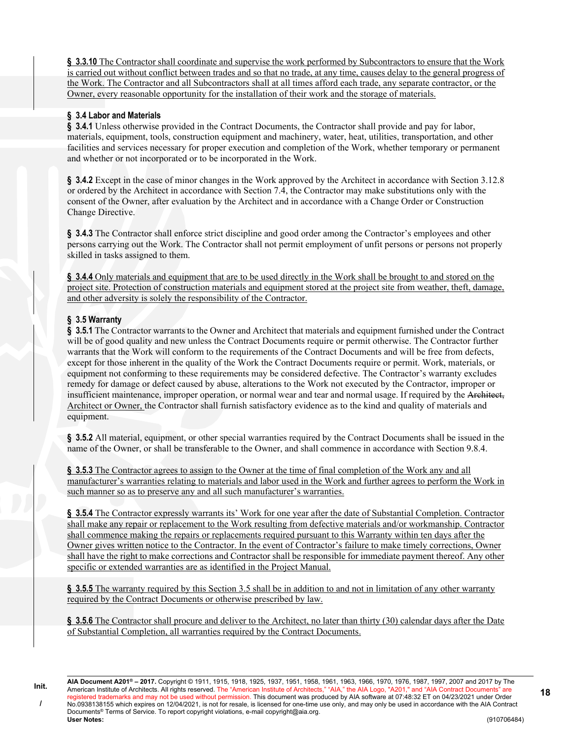**§ 3.3.10** The Contractor shall coordinate and supervise the work performed by Subcontractors to ensure that the Work is carried out without conflict between trades and so that no trade, at any time, causes delay to the general progress of the Work. The Contractor and all Subcontractors shall at all times afford each trade, any separate contractor, or the Owner, every reasonable opportunity for the installation of their work and the storage of materials.

### § 3.4 Labor and Materials

**§ 3.4.1** Unless otherwise provided in the Contract Documents, the Contractor shall provide and pay for labor, materials, equipment, tools, construction equipment and machinery, water, heat, utilities, transportation, and other facilities and services necessary for proper execution and completion of the Work, whether temporary or permanent and whether or not incorporated or to be incorporated in the Work.

**§ 3.4.2** Except in the case of minor changes in the Work approved by the Architect in accordance with Section 3.12.8 or ordered by the Architect in accordance with Section 7.4, the Contractor may make substitutions only with the consent of the Owner, after evaluation by the Architect and in accordance with a Change Order or Construction Change Directive.

**§ 3.4.3** The Contractor shall enforce strict discipline and good order among the Contractor's employees and other persons carrying out the Work. The Contractor shall not permit employment of unfit persons or persons not properly skilled in tasks assigned to them.

**§ 3.4.4** Only materials and equipment that are to be used directly in the Work shall be brought to and stored on the project site. Protection of construction materials and equipment stored at the project site from weather, theft, damage, and other adversity is solely the responsibility of the Contractor.

### § 3.5 Warranty

**§ 3.5.1** The Contractor warrants to the Owner and Architect that materials and equipment furnished under the Contract will be of good quality and new unless the Contract Documents require or permit otherwise. The Contractor further warrants that the Work will conform to the requirements of the Contract Documents and will be free from defects, except for those inherent in the quality of the Work the Contract Documents require or permit. Work, materials, or equipment not conforming to these requirements may be considered defective. The Contractor's warranty excludes remedy for damage or defect caused by abuse, alterations to the Work not executed by the Contractor, improper or insufficient maintenance, improper operation, or normal wear and tear and normal usage. If required by the ~~Architect,~~ Architect or Owner, the Contractor shall furnish satisfactory evidence as to the kind and quality of materials and equipment.

**§ 3.5.2** All material, equipment, or other special warranties required by the Contract Documents shall be issued in the name of the Owner, or shall be transferable to the Owner, and shall commence in accordance with Section 9.8.4.

**§ 3.5.3** The Contractor agrees to assign to the Owner at the time of final completion of the Work any and all manufacturer's warranties relating to materials and labor used in the Work and further agrees to perform the Work in such manner so as to preserve any and all such manufacturer's warranties.

**§ 3.5.4** The Contractor expressly warrants its' Work for one year after the date of Substantial Completion. Contractor shall make any repair or replacement to the Work resulting from defective materials and/or workmanship. Contractor shall commence making the repairs or replacements required pursuant to this Warranty within ten days after the Owner gives written notice to the Contractor. In the event of Contractor's failure to make timely corrections, Owner shall have the right to make corrections and Contractor shall be responsible for immediate payment thereof. Any other specific or extended warranties are as identified in the Project Manual.

**§ 3.5.5** The warranty required by this Section 3.5 shall be in addition to and not in limitation of any other warranty required by the Contract Documents or otherwise prescribed by law.

**§ 3.5.6** The Contractor shall procure and deliver to the Architect, no later than thirty (30) calendar days after the Date of Substantial Completion, all warranties required by the Contract Documents.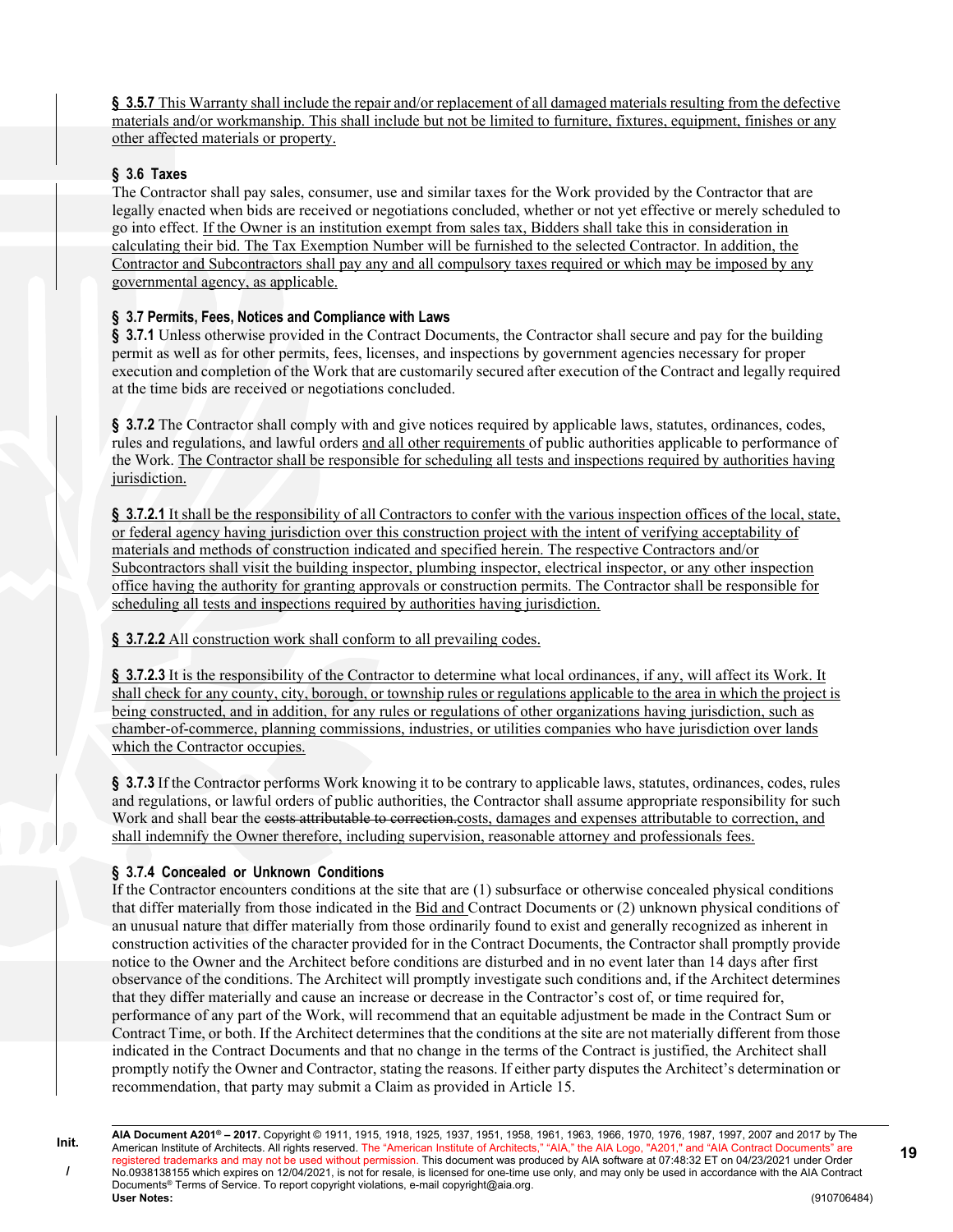**§ 3.5.7** This Warranty shall include the repair and/or replacement of all damaged materials resulting from the defective materials and/or workmanship. This shall include but not be limited to furniture, fixtures, equipment, finishes or any other affected materials or property.

**§ 3.6 Taxes**

The Contractor shall pay sales, consumer, use and similar taxes for the Work provided by the Contractor that are legally enacted when bids are received or negotiations concluded, whether or not yet effective or merely scheduled to go into effect. If the Owner is an institution exempt from sales tax, Bidders shall take this in consideration in calculating their bid. The Tax Exemption Number will be furnished to the selected Contractor. In addition, the Contractor and Subcontractors shall pay any and all compulsory taxes required or which may be imposed by any governmental agency, as applicable.

**§ 3.7 Permits, Fees, Notices and Compliance with Laws**

**§ 3.7.1** Unless otherwise provided in the Contract Documents, the Contractor shall secure and pay for the building permit as well as for other permits, fees, licenses, and inspections by government agencies necessary for proper execution and completion of the Work that are customarily secured after execution of the Contract and legally required at the time bids are received or negotiations concluded.

**§ 3.7.2** The Contractor shall comply with and give notices required by applicable laws, statutes, ordinances, codes, rules and regulations, and lawful orders and all other requirements of public authorities applicable to performance of the Work. The Contractor shall be responsible for scheduling all tests and inspections required by authorities having jurisdiction.

**§ 3.7.2.1** It shall be the responsibility of all Contractors to confer with the various inspection offices of the local, state, or federal agency having jurisdiction over this construction project with the intent of verifying acceptability of materials and methods of construction indicated and specified herein. The respective Contractors and/or Subcontractors shall visit the building inspector, plumbing inspector, electrical inspector, or any other inspection office having the authority for granting approvals or construction permits. The Contractor shall be responsible for scheduling all tests and inspections required by authorities having jurisdiction.

**§ 3.7.2.2** All construction work shall conform to all prevailing codes.

**§ 3.7.2.3** It is the responsibility of the Contractor to determine what local ordinances, if any, will affect its Work. It shall check for any county, city, borough, or township rules or regulations applicable to the area in which the project is being constructed, and in addition, for any rules or regulations of other organizations having jurisdiction, such as chamber-of-commerce, planning commissions, industries, or utilities companies who have jurisdiction over lands which the Contractor occupies.

**§ 3.7.3** If the Contractor performs Work knowing it to be contrary to applicable laws, statutes, ordinances, codes, rules and regulations, or lawful orders of public authorities, the Contractor shall assume appropriate responsibility for such Work and shall bear the ~~costs attributable to correction.~~costs, damages and expenses attributable to correction, and shall indemnify the Owner therefore, including supervision, reasonable attorney and professionals fees.

**§ 3.7.4 Concealed or Unknown Conditions**

If the Contractor encounters conditions at the site that are (1) subsurface or otherwise concealed physical conditions that differ materially from those indicated in the Bid and Contract Documents or (2) unknown physical conditions of an unusual nature that differ materially from those ordinarily found to exist and generally recognized as inherent in construction activities of the character provided for in the Contract Documents, the Contractor shall promptly provide notice to the Owner and the Architect before conditions are disturbed and in no event later than 14 days after first observance of the conditions. The Architect will promptly investigate such conditions and, if the Architect determines that they differ materially and cause an increase or decrease in the Contractor's cost of, or time required for, performance of any part of the Work, will recommend that an equitable adjustment be made in the Contract Sum or Contract Time, or both. If the Architect determines that the conditions at the site are not materially different from those indicated in the Contract Documents and that no change in the terms of the Contract is justified, the Architect shall promptly notify the Owner and Contractor, stating the reasons. If either party disputes the Architect's determination or recommendation, that party may submit a Claim as provided in Article 15.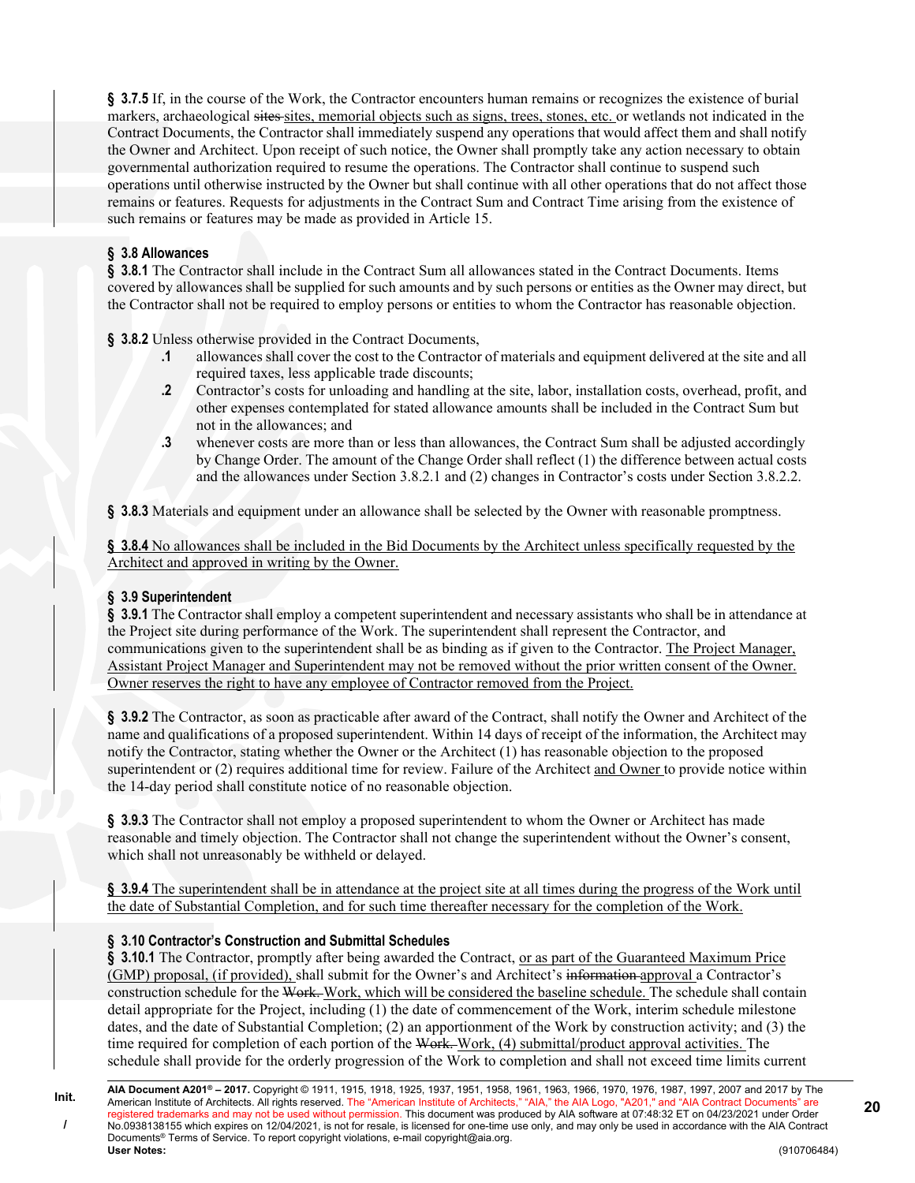**§ 3.7.5** If, in the course of the Work, the Contractor encounters human remains or recognizes the existence of burial markers, archaeological ~~sites~~ sites, memorial objects such as signs, trees, stones, etc. or wetlands not indicated in the Contract Documents, the Contractor shall immediately suspend any operations that would affect them and shall notify the Owner and Architect. Upon receipt of such notice, the Owner shall promptly take any action necessary to obtain governmental authorization required to resume the operations. The Contractor shall continue to suspend such operations until otherwise instructed by the Owner but shall continue with all other operations that do not affect those remains or features. Requests for adjustments in the Contract Sum and Contract Time arising from the existence of such remains or features may be made as provided in Article 15.

### § 3.8 Allowances

**§ 3.8.1** The Contractor shall include in the Contract Sum all allowances stated in the Contract Documents. Items covered by allowances shall be supplied for such amounts and by such persons or entities as the Owner may direct, but the Contractor shall not be required to employ persons or entities to whom the Contractor has reasonable objection.

**§ 3.8.2** Unless otherwise provided in the Contract Documents,

- **.1** allowances shall cover the cost to the Contractor of materials and equipment delivered at the site and all required taxes, less applicable trade discounts;
- **.2** Contractor's costs for unloading and handling at the site, labor, installation costs, overhead, profit, and other expenses contemplated for stated allowance amounts shall be included in the Contract Sum but not in the allowances; and
- **.3** whenever costs are more than or less than allowances, the Contract Sum shall be adjusted accordingly by Change Order. The amount of the Change Order shall reflect (1) the difference between actual costs and the allowances under Section 3.8.2.1 and (2) changes in Contractor's costs under Section 3.8.2.2.

**§ 3.8.3** Materials and equipment under an allowance shall be selected by the Owner with reasonable promptness.

**§ 3.8.4** No allowances shall be included in the Bid Documents by the Architect unless specifically requested by the Architect and approved in writing by the Owner.

### § 3.9 Superintendent

**§ 3.9.1** The Contractor shall employ a competent superintendent and necessary assistants who shall be in attendance at the Project site during performance of the Work. The superintendent shall represent the Contractor, and communications given to the superintendent shall be as binding as if given to the Contractor. The Project Manager, Assistant Project Manager and Superintendent may not be removed without the prior written consent of the Owner. Owner reserves the right to have any employee of Contractor removed from the Project.

**§ 3.9.2** The Contractor, as soon as practicable after award of the Contract, shall notify the Owner and Architect of the name and qualifications of a proposed superintendent. Within 14 days of receipt of the information, the Architect may notify the Contractor, stating whether the Owner or the Architect (1) has reasonable objection to the proposed superintendent or (2) requires additional time for review. Failure of the Architect and Owner to provide notice within the 14-day period shall constitute notice of no reasonable objection.

**§ 3.9.3** The Contractor shall not employ a proposed superintendent to whom the Owner or Architect has made reasonable and timely objection. The Contractor shall not change the superintendent without the Owner's consent, which shall not unreasonably be withheld or delayed.

**§ 3.9.4** The superintendent shall be in attendance at the project site at all times during the progress of the Work until the date of Substantial Completion, and for such time thereafter necessary for the completion of the Work.

### § 3.10 Contractor's Construction and Submittal Schedules

**§ 3.10.1** The Contractor, promptly after being awarded the Contract, or as part of the Guaranteed Maximum Price (GMP) proposal, (if provided), shall submit for the Owner's and Architect's ~~information~~ approval a Contractor's construction schedule for the ~~Work.~~ Work, which will be considered the baseline schedule. The schedule shall contain detail appropriate for the Project, including (1) the date of commencement of the Work, interim schedule milestone dates, and the date of Substantial Completion; (2) an apportionment of the Work by construction activity; and (3) the time required for completion of each portion of the ~~Work.~~ Work, (4) submittal/product approval activities. The schedule shall provide for the orderly progression of the Work to completion and shall not exceed time limits current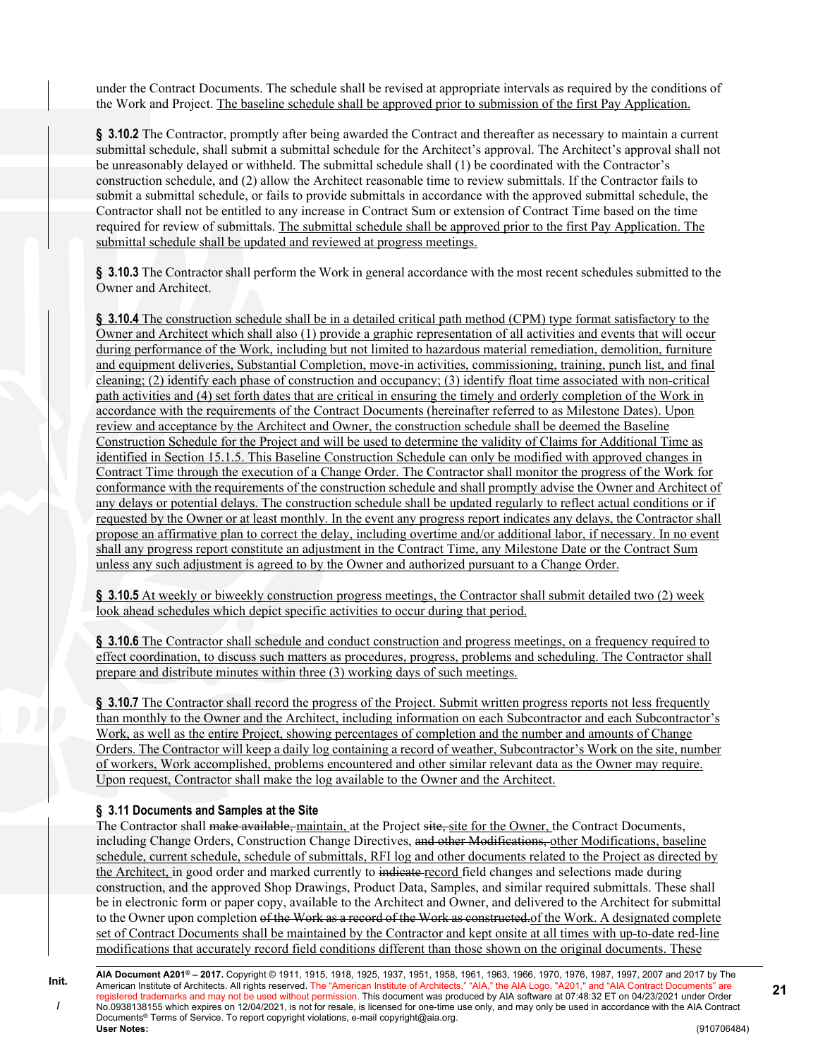under the Contract Documents. The schedule shall be revised at appropriate intervals as required by the conditions of the Work and Project. The baseline schedule shall be approved prior to submission of the first Pay Application.

**§ 3.10.2** The Contractor, promptly after being awarded the Contract and thereafter as necessary to maintain a current submittal schedule, shall submit a submittal schedule for the Architect's approval. The Architect's approval shall not be unreasonably delayed or withheld. The submittal schedule shall (1) be coordinated with the Contractor's construction schedule, and (2) allow the Architect reasonable time to review submittals. If the Contractor fails to submit a submittal schedule, or fails to provide submittals in accordance with the approved submittal schedule, the Contractor shall not be entitled to any increase in Contract Sum or extension of Contract Time based on the time required for review of submittals. The submittal schedule shall be approved prior to the first Pay Application. The submittal schedule shall be updated and reviewed at progress meetings.

**§ 3.10.3** The Contractor shall perform the Work in general accordance with the most recent schedules submitted to the Owner and Architect.

**§ 3.10.4** The construction schedule shall be in a detailed critical path method (CPM) type format satisfactory to the Owner and Architect which shall also (1) provide a graphic representation of all activities and events that will occur during performance of the Work, including but not limited to hazardous material remediation, demolition, furniture and equipment deliveries, Substantial Completion, move-in activities, commissioning, training, punch list, and final cleaning; (2) identify each phase of construction and occupancy; (3) identify float time associated with non-critical path activities and (4) set forth dates that are critical in ensuring the timely and orderly completion of the Work in accordance with the requirements of the Contract Documents (hereinafter referred to as Milestone Dates). Upon review and acceptance by the Architect and Owner, the construction schedule shall be deemed the Baseline Construction Schedule for the Project and will be used to determine the validity of Claims for Additional Time as identified in Section 15.1.5. This Baseline Construction Schedule can only be modified with approved changes in Contract Time through the execution of a Change Order. The Contractor shall monitor the progress of the Work for conformance with the requirements of the construction schedule and shall promptly advise the Owner and Architect of any delays or potential delays. The construction schedule shall be updated regularly to reflect actual conditions or if requested by the Owner or at least monthly. In the event any progress report indicates any delays, the Contractor shall propose an affirmative plan to correct the delay, including overtime and/or additional labor, if necessary. In no event shall any progress report constitute an adjustment in the Contract Time, any Milestone Date or the Contract Sum unless any such adjustment is agreed to by the Owner and authorized pursuant to a Change Order.

**§ 3.10.5** At weekly or biweekly construction progress meetings, the Contractor shall submit detailed two (2) week look ahead schedules which depict specific activities to occur during that period.

**§ 3.10.6** The Contractor shall schedule and conduct construction and progress meetings, on a frequency required to effect coordination, to discuss such matters as procedures, progress, problems and scheduling. The Contractor shall prepare and distribute minutes within three (3) working days of such meetings.

**§ 3.10.7** The Contractor shall record the progress of the Project. Submit written progress reports not less frequently than monthly to the Owner and the Architect, including information on each Subcontractor and each Subcontractor's Work, as well as the entire Project, showing percentages of completion and the number and amounts of Change Orders. The Contractor will keep a daily log containing a record of weather, Subcontractor's Work on the site, number of workers, Work accomplished, problems encountered and other similar relevant data as the Owner may require. Upon request, Contractor shall make the log available to the Owner and the Architect.

### § 3.11 Documents and Samples at the Site

The Contractor shall ~~make available,~~ maintain, at the Project ~~site,~~ site for the Owner, the Contract Documents, including Change Orders, Construction Change Directives, ~~and other Modifications,~~ other Modifications, baseline schedule, current schedule, schedule of submittals, RFI log and other documents related to the Project as directed by the Architect, in good order and marked currently to ~~indicate~~ record field changes and selections made during construction, and the approved Shop Drawings, Product Data, Samples, and similar required submittals. These shall be in electronic form or paper copy, available to the Architect and Owner, and delivered to the Architect for submittal to the Owner upon completion ~~of the Work as a record of the Work as constructed.~~of the Work. A designated complete set of Contract Documents shall be maintained by the Contractor and kept onsite at all times with up-to-date red-line modifications that accurately record field conditions different than those shown on the original documents. These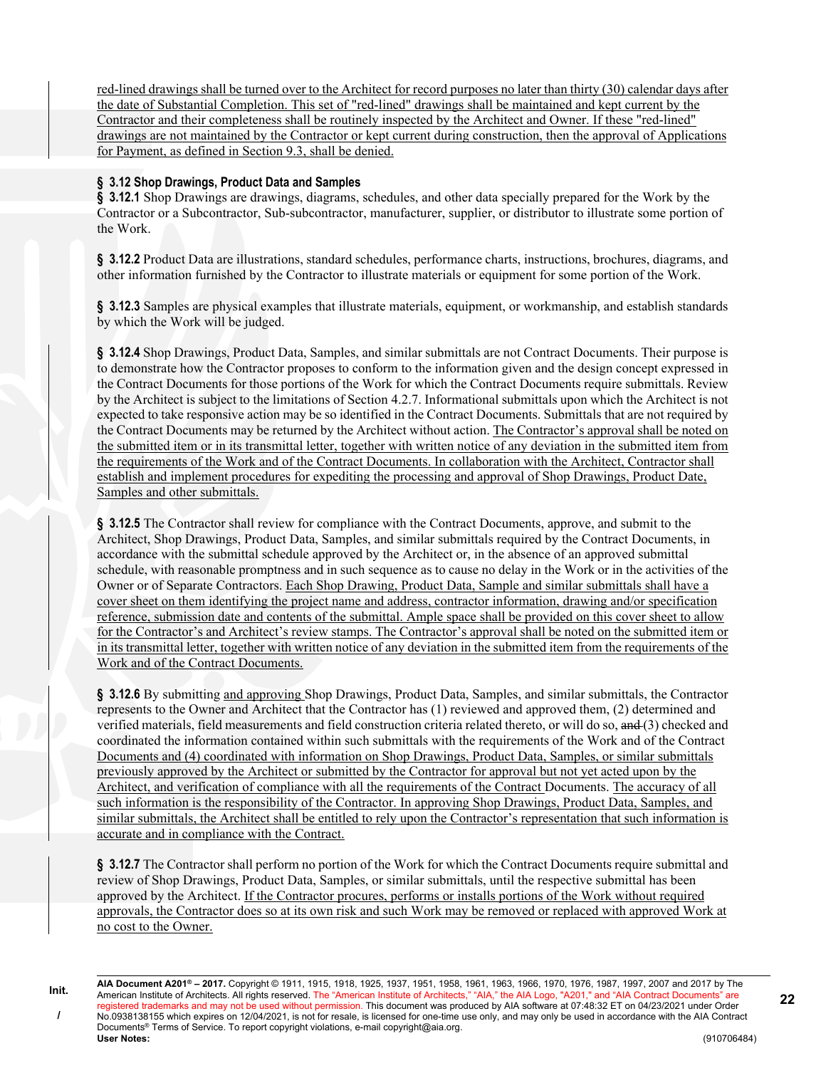red-lined drawings shall be turned over to the Architect for record purposes no later than thirty (30) calendar days after the date of Substantial Completion. This set of "red-lined" drawings shall be maintained and kept current by the Contractor and their completeness shall be routinely inspected by the Architect and Owner. If these "red-lined" drawings are not maintained by the Contractor or kept current during construction, then the approval of Applications for Payment, as defined in Section 9.3, shall be denied.

### § 3.12 Shop Drawings, Product Data and Samples

**§ 3.12.1** Shop Drawings are drawings, diagrams, schedules, and other data specially prepared for the Work by the Contractor or a Subcontractor, Sub-subcontractor, manufacturer, supplier, or distributor to illustrate some portion of the Work.

**§ 3.12.2** Product Data are illustrations, standard schedules, performance charts, instructions, brochures, diagrams, and other information furnished by the Contractor to illustrate materials or equipment for some portion of the Work.

**§ 3.12.3** Samples are physical examples that illustrate materials, equipment, or workmanship, and establish standards by which the Work will be judged.

**§ 3.12.4** Shop Drawings, Product Data, Samples, and similar submittals are not Contract Documents. Their purpose is to demonstrate how the Contractor proposes to conform to the information given and the design concept expressed in the Contract Documents for those portions of the Work for which the Contract Documents require submittals. Review by the Architect is subject to the limitations of Section 4.2.7. Informational submittals upon which the Architect is not expected to take responsive action may be so identified in the Contract Documents. Submittals that are not required by the Contract Documents may be returned by the Architect without action. The Contractor's approval shall be noted on the submitted item or in its transmittal letter, together with written notice of any deviation in the submitted item from the requirements of the Work and of the Contract Documents. In collaboration with the Architect, Contractor shall establish and implement procedures for expediting the processing and approval of Shop Drawings, Product Date, Samples and other submittals.

**§ 3.12.5** The Contractor shall review for compliance with the Contract Documents, approve, and submit to the Architect, Shop Drawings, Product Data, Samples, and similar submittals required by the Contract Documents, in accordance with the submittal schedule approved by the Architect or, in the absence of an approved submittal schedule, with reasonable promptness and in such sequence as to cause no delay in the Work or in the activities of the Owner or of Separate Contractors. Each Shop Drawing, Product Data, Sample and similar submittals shall have a cover sheet on them identifying the project name and address, contractor information, drawing and/or specification reference, submission date and contents of the submittal. Ample space shall be provided on this cover sheet to allow for the Contractor's and Architect's review stamps. The Contractor's approval shall be noted on the submitted item or in its transmittal letter, together with written notice of any deviation in the submitted item from the requirements of the Work and of the Contract Documents.

**§ 3.12.6** By submitting and approving Shop Drawings, Product Data, Samples, and similar submittals, the Contractor represents to the Owner and Architect that the Contractor has (1) reviewed and approved them, (2) determined and verified materials, field measurements and field construction criteria related thereto, or will do so, ~~and~~ (3) checked and coordinated the information contained within such submittals with the requirements of the Work and of the Contract Documents and (4) coordinated with information on Shop Drawings, Product Data, Samples, or similar submittals previously approved by the Architect or submitted by the Contractor for approval but not yet acted upon by the Architect, and verification of compliance with all the requirements of the Contract Documents. The accuracy of all such information is the responsibility of the Contractor. In approving Shop Drawings, Product Data, Samples, and similar submittals, the Architect shall be entitled to rely upon the Contractor's representation that such information is accurate and in compliance with the Contract.

**§ 3.12.7** The Contractor shall perform no portion of the Work for which the Contract Documents require submittal and review of Shop Drawings, Product Data, Samples, or similar submittals, until the respective submittal has been approved by the Architect. If the Contractor procures, performs or installs portions of the Work without required approvals, the Contractor does so at its own risk and such Work may be removed or replaced with approved Work at no cost to the Owner.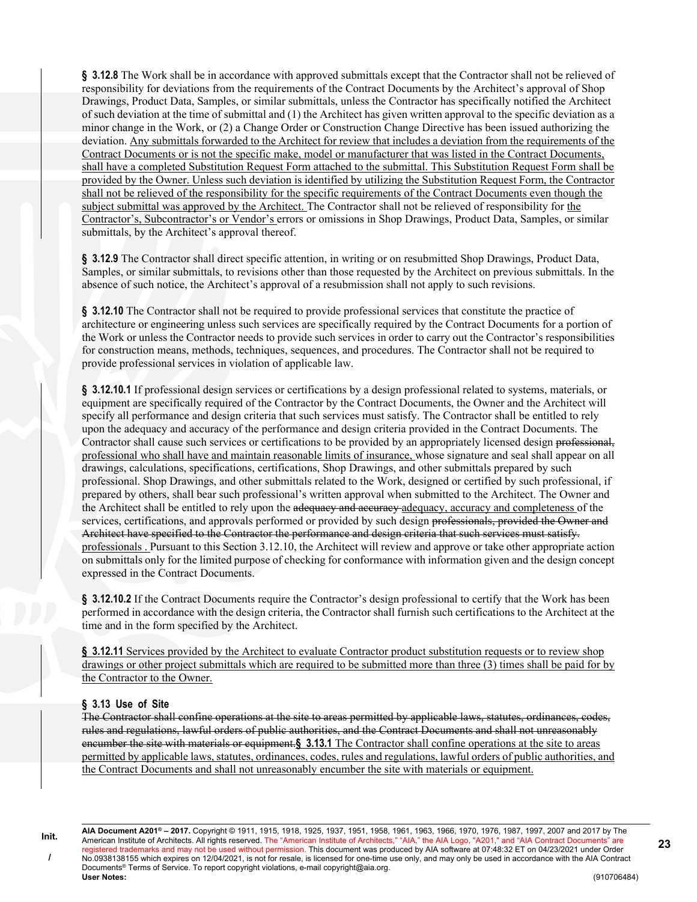**§ 3.12.8** The Work shall be in accordance with approved submittals except that the Contractor shall not be relieved of responsibility for deviations from the requirements of the Contract Documents by the Architect's approval of Shop Drawings, Product Data, Samples, or similar submittals, unless the Contractor has specifically notified the Architect of such deviation at the time of submittal and (1) the Architect has given written approval to the specific deviation as a minor change in the Work, or (2) a Change Order or Construction Change Directive has been issued authorizing the deviation. Any submittals forwarded to the Architect for review that includes a deviation from the requirements of the Contract Documents or is not the specific make, model or manufacturer that was listed in the Contract Documents, shall have a completed Substitution Request Form attached to the submittal. This Substitution Request Form shall be provided by the Owner. Unless such deviation is identified by utilizing the Substitution Request Form, the Contractor shall not be relieved of the responsibility for the specific requirements of the Contract Documents even though the subject submittal was approved by the Architect. The Contractor shall not be relieved of responsibility for the Contractor's, Subcontractor's or Vendor's errors or omissions in Shop Drawings, Product Data, Samples, or similar submittals, by the Architect's approval thereof.

**§ 3.12.9** The Contractor shall direct specific attention, in writing or on resubmitted Shop Drawings, Product Data, Samples, or similar submittals, to revisions other than those requested by the Architect on previous submittals. In the absence of such notice, the Architect's approval of a resubmission shall not apply to such revisions.

**§ 3.12.10** The Contractor shall not be required to provide professional services that constitute the practice of architecture or engineering unless such services are specifically required by the Contract Documents for a portion of the Work or unless the Contractor needs to provide such services in order to carry out the Contractor's responsibilities for construction means, methods, techniques, sequences, and procedures. The Contractor shall not be required to provide professional services in violation of applicable law.

**§ 3.12.10.1** If professional design services or certifications by a design professional related to systems, materials, or equipment are specifically required of the Contractor by the Contract Documents, the Owner and the Architect will specify all performance and design criteria that such services must satisfy. The Contractor shall be entitled to rely upon the adequacy and accuracy of the performance and design criteria provided in the Contract Documents. The Contractor shall cause such services or certifications to be provided by an appropriately licensed design ~~professional,~~ professional who shall have and maintain reasonable limits of insurance, whose signature and seal shall appear on all drawings, calculations, specifications, certifications, Shop Drawings, and other submittals prepared by such professional. Shop Drawings, and other submittals related to the Work, designed or certified by such professional, if prepared by others, shall bear such professional's written approval when submitted to the Architect. The Owner and the Architect shall be entitled to rely upon the ~~adequacy and accuracy~~ adequacy, accuracy and completeness of the services, certifications, and approvals performed or provided by such design ~~professionals, provided the Owner and Architect have specified to the Contractor the performance and design criteria that such services must satisfy.~~ professionals . Pursuant to this Section 3.12.10, the Architect will review and approve or take other appropriate action on submittals only for the limited purpose of checking for conformance with information given and the design concept expressed in the Contract Documents.

**§ 3.12.10.2** If the Contract Documents require the Contractor's design professional to certify that the Work has been performed in accordance with the design criteria, the Contractor shall furnish such certifications to the Architect at the time and in the form specified by the Architect.

**§ 3.12.11** Services provided by the Architect to evaluate Contractor product substitution requests or to review shop drawings or other project submittals which are required to be submitted more than three (3) times shall be paid for by the Contractor to the Owner.

**§ 3.13 Use of Site**

~~The Contractor shall confine operations at the site to areas permitted by applicable laws, statutes, ordinances, codes, rules and regulations, lawful orders of public authorities, and the Contract Documents and shall not unreasonably encumber the site with materials or equipment.~~ **§ 3.13.1** The Contractor shall confine operations at the site to areas permitted by applicable laws, statutes, ordinances, codes, rules and regulations, lawful orders of public authorities, and the Contract Documents and shall not unreasonably encumber the site with materials or equipment.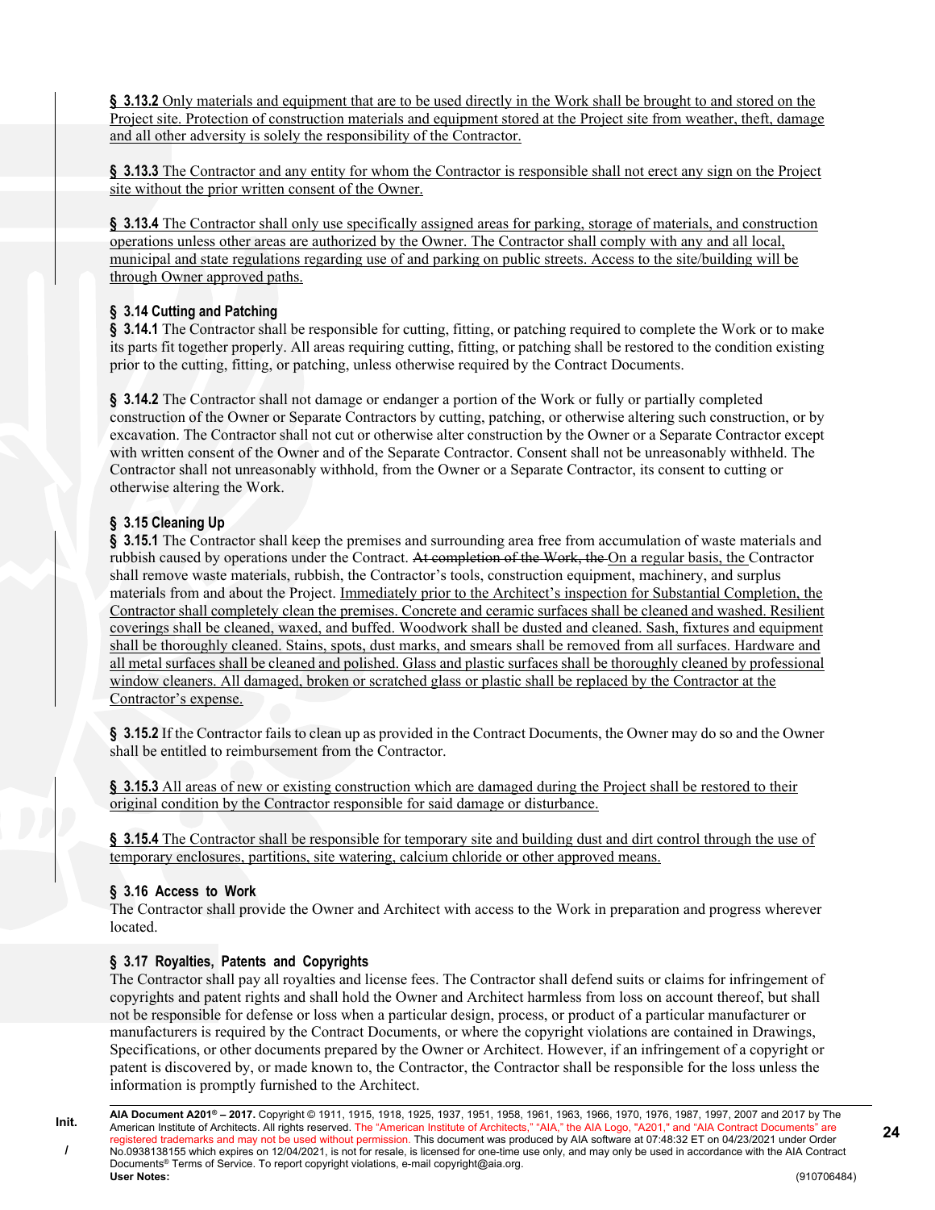**§ 3.13.2** Only materials and equipment that are to be used directly in the Work shall be brought to and stored on the Project site. Protection of construction materials and equipment stored at the Project site from weather, theft, damage and all other adversity is solely the responsibility of the Contractor.

**§ 3.13.3** The Contractor and any entity for whom the Contractor is responsible shall not erect any sign on the Project site without the prior written consent of the Owner.

**§ 3.13.4** The Contractor shall only use specifically assigned areas for parking, storage of materials, and construction operations unless other areas are authorized by the Owner. The Contractor shall comply with any and all local, municipal and state regulations regarding use of and parking on public streets. Access to the site/building will be through Owner approved paths.

### § 3.14 Cutting and Patching

**§ 3.14.1** The Contractor shall be responsible for cutting, fitting, or patching required to complete the Work or to make its parts fit together properly. All areas requiring cutting, fitting, or patching shall be restored to the condition existing prior to the cutting, fitting, or patching, unless otherwise required by the Contract Documents.

**§ 3.14.2** The Contractor shall not damage or endanger a portion of the Work or fully or partially completed construction of the Owner or Separate Contractors by cutting, patching, or otherwise altering such construction, or by excavation. The Contractor shall not cut or otherwise alter construction by the Owner or a Separate Contractor except with written consent of the Owner and of the Separate Contractor. Consent shall not be unreasonably withheld. The Contractor shall not unreasonably withhold, from the Owner or a Separate Contractor, its consent to cutting or otherwise altering the Work.

### § 3.15 Cleaning Up

**§ 3.15.1** The Contractor shall keep the premises and surrounding area free from accumulation of waste materials and rubbish caused by operations under the Contract. ~~At completion of the Work, the~~ On a regular basis, the Contractor shall remove waste materials, rubbish, the Contractor's tools, construction equipment, machinery, and surplus materials from and about the Project. Immediately prior to the Architect's inspection for Substantial Completion, the Contractor shall completely clean the premises. Concrete and ceramic surfaces shall be cleaned and washed. Resilient coverings shall be cleaned, waxed, and buffed. Woodwork shall be dusted and cleaned. Sash, fixtures and equipment shall be thoroughly cleaned. Stains, spots, dust marks, and smears shall be removed from all surfaces. Hardware and all metal surfaces shall be cleaned and polished. Glass and plastic surfaces shall be thoroughly cleaned by professional window cleaners. All damaged, broken or scratched glass or plastic shall be replaced by the Contractor at the Contractor's expense.

**§ 3.15.2** If the Contractor fails to clean up as provided in the Contract Documents, the Owner may do so and the Owner shall be entitled to reimbursement from the Contractor.

**§ 3.15.3** All areas of new or existing construction which are damaged during the Project shall be restored to their original condition by the Contractor responsible for said damage or disturbance.

**§ 3.15.4** The Contractor shall be responsible for temporary site and building dust and dirt control through the use of temporary enclosures, partitions, site watering, calcium chloride or other approved means.

### § 3.16 Access to Work

The Contractor shall provide the Owner and Architect with access to the Work in preparation and progress wherever located.

### § 3.17 Royalties, Patents and Copyrights

The Contractor shall pay all royalties and license fees. The Contractor shall defend suits or claims for infringement of copyrights and patent rights and shall hold the Owner and Architect harmless from loss on account thereof, but shall not be responsible for defense or loss when a particular design, process, or product of a particular manufacturer or manufacturers is required by the Contract Documents, or where the copyright violations are contained in Drawings, Specifications, or other documents prepared by the Owner or Architect. However, if an infringement of a copyright or patent is discovered by, or made known to, the Contractor, the Contractor shall be responsible for the loss unless the information is promptly furnished to the Architect.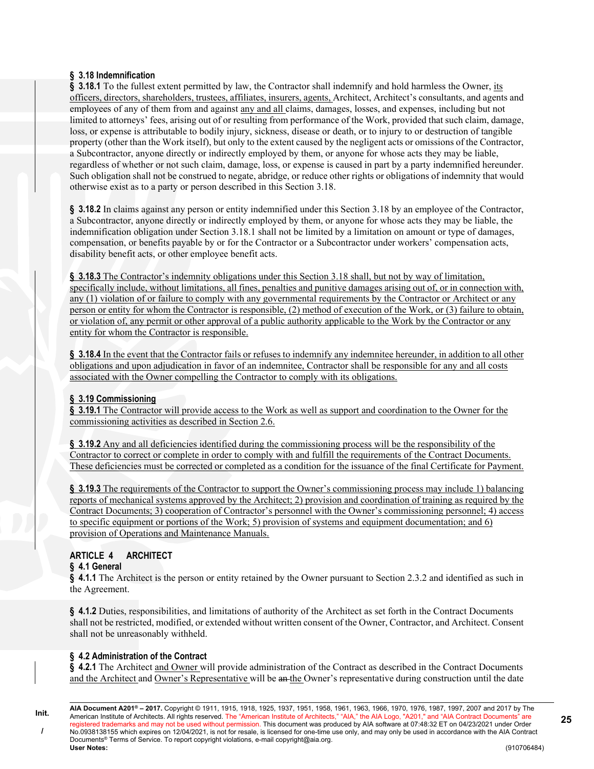### § 3.18 Indemnification

**§ 3.18.1** To the fullest extent permitted by law, the Contractor shall indemnify and hold harmless the Owner, its officers, directors, shareholders, trustees, affiliates, insurers, agents, Architect, Architect's consultants, and agents and employees of any of them from and against any and all claims, damages, losses, and expenses, including but not limited to attorneys' fees, arising out of or resulting from performance of the Work, provided that such claim, damage, loss, or expense is attributable to bodily injury, sickness, disease or death, or to injury to or destruction of tangible property (other than the Work itself), but only to the extent caused by the negligent acts or omissions of the Contractor, a Subcontractor, anyone directly or indirectly employed by them, or anyone for whose acts they may be liable, regardless of whether or not such claim, damage, loss, or expense is caused in part by a party indemnified hereunder. Such obligation shall not be construed to negate, abridge, or reduce other rights or obligations of indemnity that would otherwise exist as to a party or person described in this Section 3.18.

**§ 3.18.2** In claims against any person or entity indemnified under this Section 3.18 by an employee of the Contractor, a Subcontractor, anyone directly or indirectly employed by them, or anyone for whose acts they may be liable, the indemnification obligation under Section 3.18.1 shall not be limited by a limitation on amount or type of damages, compensation, or benefits payable by or for the Contractor or a Subcontractor under workers' compensation acts, disability benefit acts, or other employee benefit acts.

**§ 3.18.3** The Contractor's indemnity obligations under this Section 3.18 shall, but not by way of limitation, specifically include, without limitations, all fines, penalties and punitive damages arising out of, or in connection with, any (1) violation of or failure to comply with any governmental requirements by the Contractor or Architect or any person or entity for whom the Contractor is responsible, (2) method of execution of the Work, or (3) failure to obtain, or violation of, any permit or other approval of a public authority applicable to the Work by the Contractor or any entity for whom the Contractor is responsible.

**§ 3.18.4** In the event that the Contractor fails or refuses to indemnify any indemnitee hereunder, in addition to all other obligations and upon adjudication in favor of an indemnitee, Contractor shall be responsible for any and all costs associated with the Owner compelling the Contractor to comply with its obligations.

### § 3.19 Commissioning

**§ 3.19.1** The Contractor will provide access to the Work as well as support and coordination to the Owner for the commissioning activities as described in Section 2.6.

**§ 3.19.2** Any and all deficiencies identified during the commissioning process will be the responsibility of the Contractor to correct or complete in order to comply with and fulfill the requirements of the Contract Documents. These deficiencies must be corrected or completed as a condition for the issuance of the final Certificate for Payment.

**§ 3.19.3** The requirements of the Contractor to support the Owner's commissioning process may include 1) balancing reports of mechanical systems approved by the Architect; 2) provision and coordination of training as required by the Contract Documents; 3) cooperation of Contractor's personnel with the Owner's commissioning personnel; 4) access to specific equipment or portions of the Work; 5) provision of systems and equipment documentation; and 6) provision of Operations and Maintenance Manuals.

## ARTICLE 4 ARCHITECT

### § 4.1 General

**§ 4.1.1** The Architect is the person or entity retained by the Owner pursuant to Section 2.3.2 and identified as such in the Agreement.

**§ 4.1.2** Duties, responsibilities, and limitations of authority of the Architect as set forth in the Contract Documents shall not be restricted, modified, or extended without written consent of the Owner, Contractor, and Architect. Consent shall not be unreasonably withheld.

### § 4.2 Administration of the Contract

**§ 4.2.1** The Architect and Owner will provide administration of the Contract as described in the Contract Documents and the Architect and Owner's Representative will be ~~an~~ the Owner's representative during construction until the date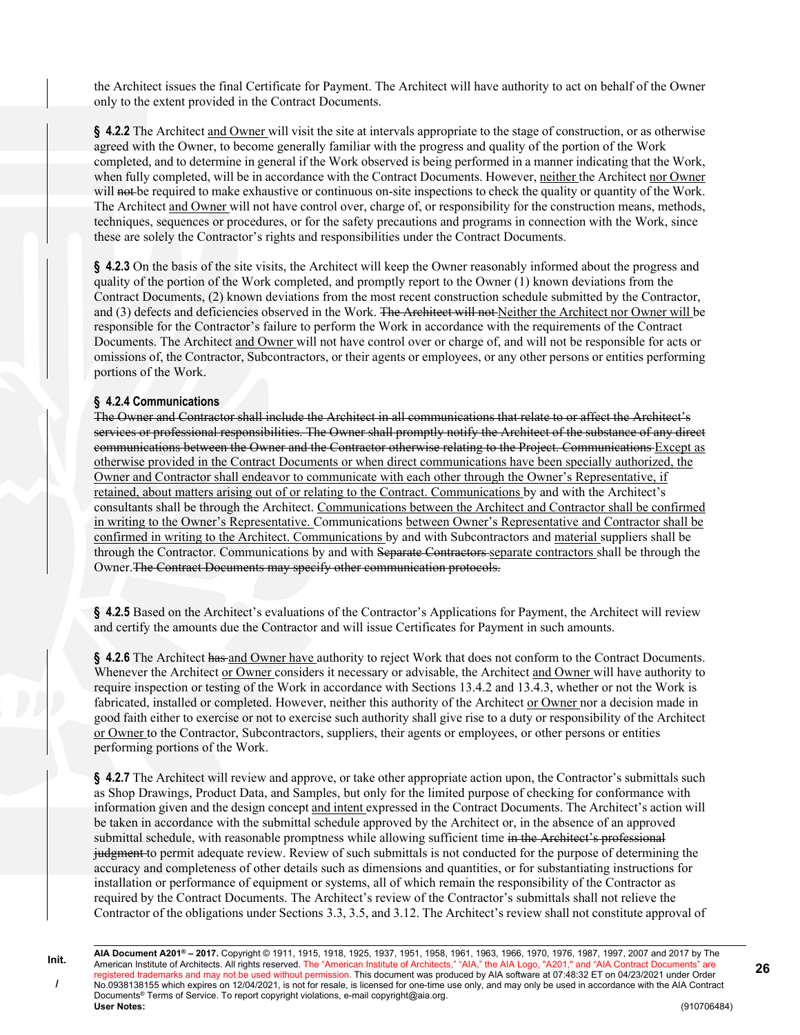the Architect issues the final Certificate for Payment. The Architect will have authority to act on behalf of the Owner only to the extent provided in the Contract Documents.

**§ 4.2.2** The Architect and Owner will visit the site at intervals appropriate to the stage of construction, or as otherwise agreed with the Owner, to become generally familiar with the progress and quality of the portion of the Work completed, and to determine in general if the Work observed is being performed in a manner indicating that the Work, when fully completed, will be in accordance with the Contract Documents. However, neither the Architect nor Owner will ~~not~~ be required to make exhaustive or continuous on-site inspections to check the quality or quantity of the Work. The Architect and Owner will not have control over, charge of, or responsibility for the construction means, methods, techniques, sequences or procedures, or for the safety precautions and programs in connection with the Work, since these are solely the Contractor's rights and responsibilities under the Contract Documents.

**§ 4.2.3** On the basis of the site visits, the Architect will keep the Owner reasonably informed about the progress and quality of the portion of the Work completed, and promptly report to the Owner (1) known deviations from the Contract Documents, (2) known deviations from the most recent construction schedule submitted by the Contractor, and (3) defects and deficiencies observed in the Work. ~~The Architect will not~~ Neither the Architect nor Owner will be responsible for the Contractor's failure to perform the Work in accordance with the requirements of the Contract Documents. The Architect and Owner will not have control over or charge of, and will not be responsible for acts or omissions of, the Contractor, Subcontractors, or their agents or employees, or any other persons or entities performing portions of the Work.

**§ 4.2.4 Communications**

~~The Owner and Contractor shall include the Architect in all communications that relate to or affect the Architect's services or professional responsibilities. The Owner shall promptly notify the Architect of the substance of any direct communications between the Owner and the Contractor otherwise relating to the Project. Communications~~ Except as otherwise provided in the Contract Documents or when direct communications have been specially authorized, the Owner and Contractor shall endeavor to communicate with each other through the Owner's Representative, if retained, about matters arising out of or relating to the Contract. Communications by and with the Architect's consultants shall be through the Architect. Communications between the Architect and Contractor shall be confirmed in writing to the Owner's Representative. Communications between Owner's Representative and Contractor shall be confirmed in writing to the Architect. Communications by and with Subcontractors and material suppliers shall be through the Contractor. Communications by and with ~~Separate Contractors~~ separate contractors shall be through the Owner. ~~The Contract Documents may specify other communication protocols.~~

**§ 4.2.5** Based on the Architect's evaluations of the Contractor's Applications for Payment, the Architect will review and certify the amounts due the Contractor and will issue Certificates for Payment in such amounts.

**§ 4.2.6** The Architect ~~has~~ and Owner have authority to reject Work that does not conform to the Contract Documents. Whenever the Architect or Owner considers it necessary or advisable, the Architect and Owner will have authority to require inspection or testing of the Work in accordance with Sections 13.4.2 and 13.4.3, whether or not the Work is fabricated, installed or completed. However, neither this authority of the Architect or Owner nor a decision made in good faith either to exercise or not to exercise such authority shall give rise to a duty or responsibility of the Architect or Owner to the Contractor, Subcontractors, suppliers, their agents or employees, or other persons or entities performing portions of the Work.

**§ 4.2.7** The Architect will review and approve, or take other appropriate action upon, the Contractor's submittals such as Shop Drawings, Product Data, and Samples, but only for the limited purpose of checking for conformance with information given and the design concept and intent expressed in the Contract Documents. The Architect's action will be taken in accordance with the submittal schedule approved by the Architect or, in the absence of an approved submittal schedule, with reasonable promptness while allowing sufficient time ~~in the Architect's professional judgment~~ to permit adequate review. Review of such submittals is not conducted for the purpose of determining the accuracy and completeness of other details such as dimensions and quantities, or for substantiating instructions for installation or performance of equipment or systems, all of which remain the responsibility of the Contractor as required by the Contract Documents. The Architect's review of the Contractor's submittals shall not relieve the Contractor of the obligations under Sections 3.3, 3.5, and 3.12. The Architect's review shall not constitute approval of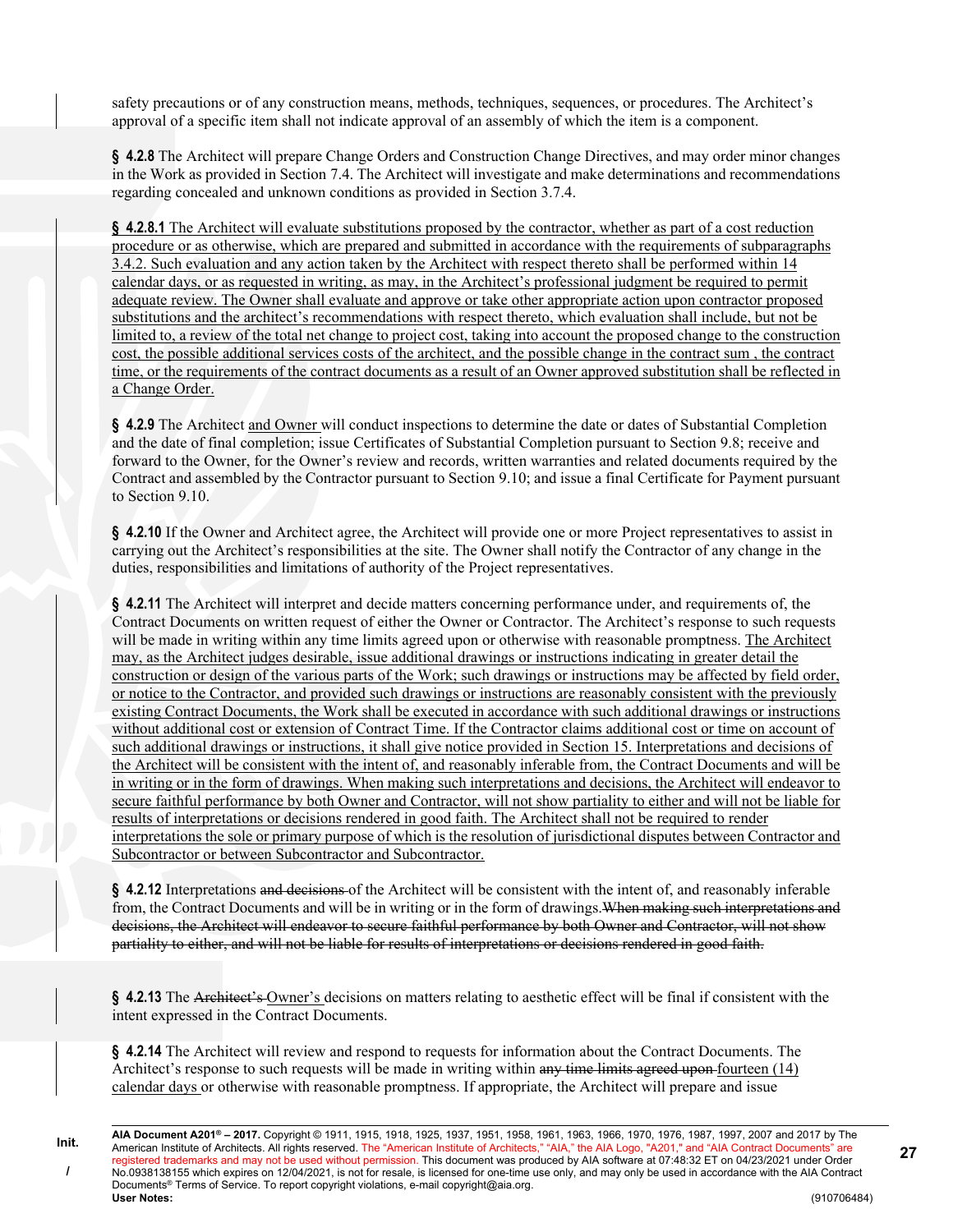safety precautions or of any construction means, methods, techniques, sequences, or procedures. The Architect's approval of a specific item shall not indicate approval of an assembly of which the item is a component.

**§ 4.2.8** The Architect will prepare Change Orders and Construction Change Directives, and may order minor changes in the Work as provided in Section 7.4. The Architect will investigate and make determinations and recommendations regarding concealed and unknown conditions as provided in Section 3.7.4.

**§ 4.2.8.1** The Architect will evaluate substitutions proposed by the contractor, whether as part of a cost reduction procedure or as otherwise, which are prepared and submitted in accordance with the requirements of subparagraphs 3.4.2. Such evaluation and any action taken by the Architect with respect thereto shall be performed within 14 calendar days, or as requested in writing, as may, in the Architect's professional judgment be required to permit adequate review. The Owner shall evaluate and approve or take other appropriate action upon contractor proposed substitutions and the architect's recommendations with respect thereto, which evaluation shall include, but not be limited to, a review of the total net change to project cost, taking into account the proposed change to the construction cost, the possible additional services costs of the architect, and the possible change in the contract sum , the contract time, or the requirements of the contract documents as a result of an Owner approved substitution shall be reflected in a Change Order.

**§ 4.2.9** The Architect and Owner will conduct inspections to determine the date or dates of Substantial Completion and the date of final completion; issue Certificates of Substantial Completion pursuant to Section 9.8; receive and forward to the Owner, for the Owner's review and records, written warranties and related documents required by the Contract and assembled by the Contractor pursuant to Section 9.10; and issue a final Certificate for Payment pursuant to Section 9.10.

**§ 4.2.10** If the Owner and Architect agree, the Architect will provide one or more Project representatives to assist in carrying out the Architect's responsibilities at the site. The Owner shall notify the Contractor of any change in the duties, responsibilities and limitations of authority of the Project representatives.

**§ 4.2.11** The Architect will interpret and decide matters concerning performance under, and requirements of, the Contract Documents on written request of either the Owner or Contractor. The Architect's response to such requests will be made in writing within any time limits agreed upon or otherwise with reasonable promptness. The Architect may, as the Architect judges desirable, issue additional drawings or instructions indicating in greater detail the construction or design of the various parts of the Work; such drawings or instructions may be affected by field order, or notice to the Contractor, and provided such drawings or instructions are reasonably consistent with the previously existing Contract Documents, the Work shall be executed in accordance with such additional drawings or instructions without additional cost or extension of Contract Time. If the Contractor claims additional cost or time on account of such additional drawings or instructions, it shall give notice provided in Section 15. Interpretations and decisions of the Architect will be consistent with the intent of, and reasonably inferable from, the Contract Documents and will be in writing or in the form of drawings. When making such interpretations and decisions, the Architect will endeavor to secure faithful performance by both Owner and Contractor, will not show partiality to either and will not be liable for results of interpretations or decisions rendered in good faith. The Architect shall not be required to render interpretations the sole or primary purpose of which is the resolution of jurisdictional disputes between Contractor and Subcontractor or between Subcontractor and Subcontractor.

**§ 4.2.12** Interpretations ~~and decisions~~ of the Architect will be consistent with the intent of, and reasonably inferable from, the Contract Documents and will be in writing or in the form of drawings.~~When making such interpretations and decisions, the Architect will endeavor to secure faithful performance by both Owner and Contractor, will not show partiality to either, and will not be liable for results of interpretations or decisions rendered in good faith.~~

**§ 4.2.13** The ~~Architect's~~ Owner's decisions on matters relating to aesthetic effect will be final if consistent with the intent expressed in the Contract Documents.

**§ 4.2.14** The Architect will review and respond to requests for information about the Contract Documents. The Architect's response to such requests will be made in writing within ~~any time limits agreed upon~~ fourteen (14) calendar days or otherwise with reasonable promptness. If appropriate, the Architect will prepare and issue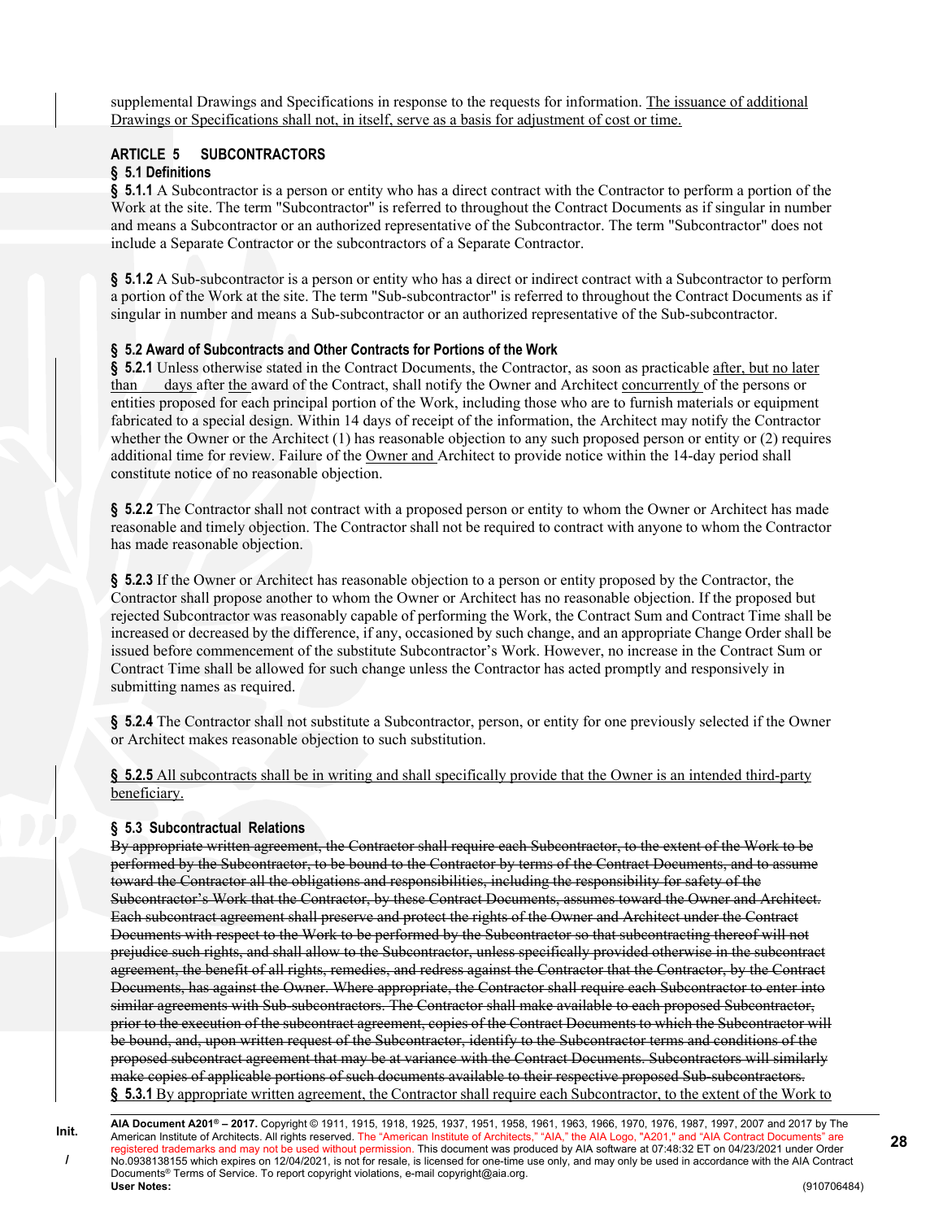supplemental Drawings and Specifications in response to the requests for information. <u>The issuance of additional Drawings or Specifications shall not, in itself, serve as a basis for adjustment of cost or time.</u>

## ARTICLE 5 SUBCONTRACTORS

### § 5.1 Definitions

**§ 5.1.1** A Subcontractor is a person or entity who has a direct contract with the Contractor to perform a portion of the Work at the site. The term "Subcontractor" is referred to throughout the Contract Documents as if singular in number and means a Subcontractor or an authorized representative of the Subcontractor. The term "Subcontractor" does not include a Separate Contractor or the subcontractors of a Separate Contractor.

**§ 5.1.2** A Sub-subcontractor is a person or entity who has a direct or indirect contract with a Subcontractor to perform a portion of the Work at the site. The term "Sub-subcontractor" is referred to throughout the Contract Documents as if singular in number and means a Sub-subcontractor or an authorized representative of the Sub-subcontractor.

### § 5.2 Award of Subcontracts and Other Contracts for Portions of the Work

**§ 5.2.1** Unless otherwise stated in the Contract Documents, the Contractor, as soon as practicable <u>after, but no later than ___ days</u> after <u>the</u> award of the Contract, shall notify the Owner and Architect <u>concurrently</u> of the persons or entities proposed for each principal portion of the Work, including those who are to furnish materials or equipment fabricated to a special design. Within 14 days of receipt of the information, the Architect may notify the Contractor whether the Owner or the Architect (1) has reasonable objection to any such proposed person or entity or (2) requires additional time for review. Failure of the <u>Owner and</u> Architect to provide notice within the 14-day period shall constitute notice of no reasonable objection.

**§ 5.2.2** The Contractor shall not contract with a proposed person or entity to whom the Owner or Architect has made reasonable and timely objection. The Contractor shall not be required to contract with anyone to whom the Contractor has made reasonable objection.

**§ 5.2.3** If the Owner or Architect has reasonable objection to a person or entity proposed by the Contractor, the Contractor shall propose another to whom the Owner or Architect has no reasonable objection. If the proposed but rejected Subcontractor was reasonably capable of performing the Work, the Contract Sum and Contract Time shall be increased or decreased by the difference, if any, occasioned by such change, and an appropriate Change Order shall be issued before commencement of the substitute Subcontractor's Work. However, no increase in the Contract Sum or Contract Time shall be allowed for such change unless the Contractor has acted promptly and responsively in submitting names as required.

**§ 5.2.4** The Contractor shall not substitute a Subcontractor, person, or entity for one previously selected if the Owner or Architect makes reasonable objection to such substitution.

<u>**§ 5.2.5** All subcontracts shall be in writing and shall specifically provide that the Owner is an intended third-party beneficiary.</u>

### § 5.3 Subcontractual Relations

~~By appropriate written agreement, the Contractor shall require each Subcontractor, to the extent of the Work to be performed by the Subcontractor, to be bound to the Contractor by terms of the Contract Documents, and to assume toward the Contractor all the obligations and responsibilities, including the responsibility for safety of the Subcontractor's Work that the Contractor, by these Contract Documents, assumes toward the Owner and Architect. Each subcontract agreement shall preserve and protect the rights of the Owner and Architect under the Contract Documents with respect to the Work to be performed by the Subcontractor so that subcontracting thereof will not prejudice such rights, and shall allow to the Subcontractor, unless specifically provided otherwise in the subcontract agreement, the benefit of all rights, remedies, and redress against the Contractor that the Contractor, by the Contract Documents, has against the Owner. Where appropriate, the Contractor shall require each Subcontractor to enter into similar agreements with Sub-subcontractors. The Contractor shall make available to each proposed Subcontractor, prior to the execution of the subcontract agreement, copies of the Contract Documents to which the Subcontractor will be bound, and, upon written request of the Subcontractor, identify to the Subcontractor terms and conditions of the proposed subcontract agreement that may be at variance with the Contract Documents. Subcontractors will similarly make copies of applicable portions of such documents available to their respective proposed Sub-subcontractors.~~

**§ 5.3.1** <u>By appropriate written agreement, the Contractor shall require each Subcontractor, to the extent of the Work to</u>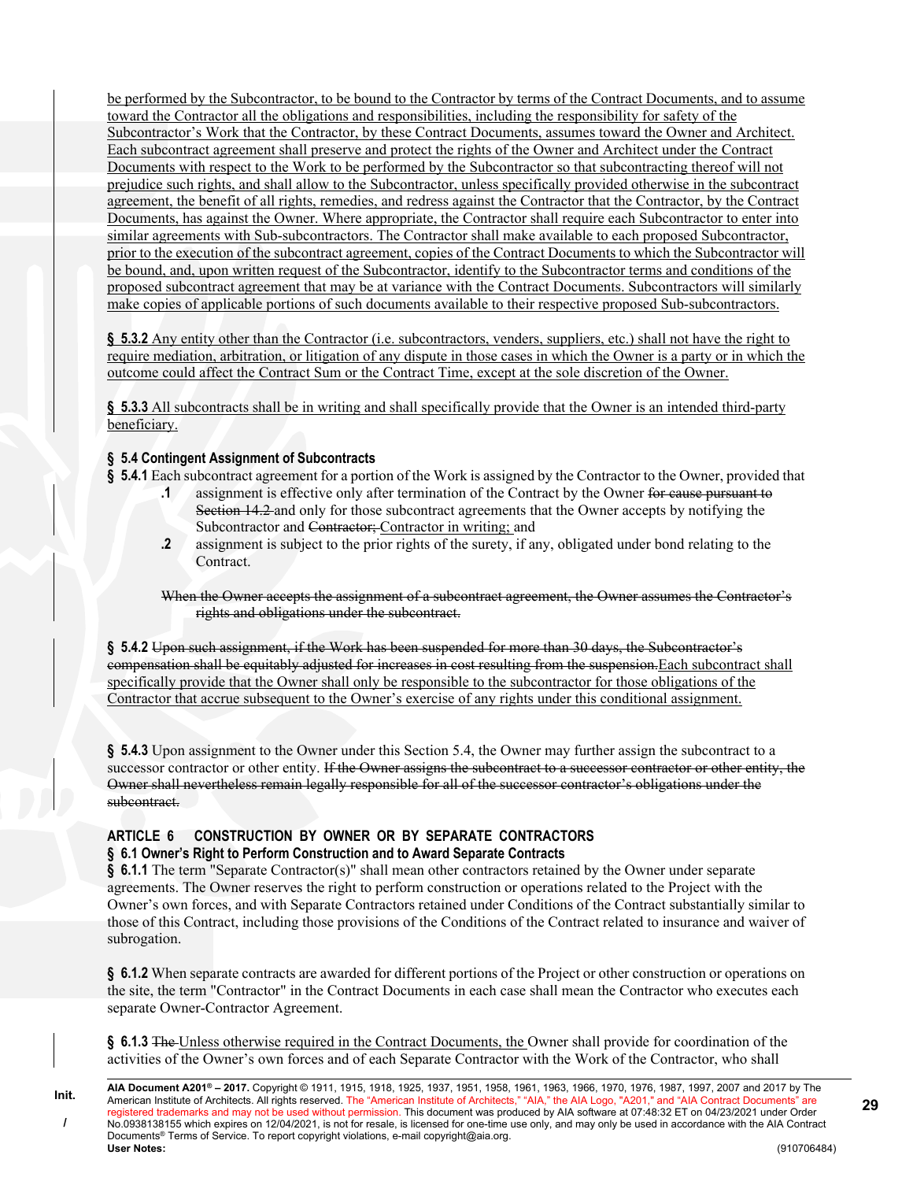be performed by the Subcontractor, to be bound to the Contractor by terms of the Contract Documents, and to assume toward the Contractor all the obligations and responsibilities, including the responsibility for safety of the Subcontractor's Work that the Contractor, by these Contract Documents, assumes toward the Owner and Architect. Each subcontract agreement shall preserve and protect the rights of the Owner and Architect under the Contract Documents with respect to the Work to be performed by the Subcontractor so that subcontracting thereof will not prejudice such rights, and shall allow to the Subcontractor, unless specifically provided otherwise in the subcontract agreement, the benefit of all rights, remedies, and redress against the Contractor that the Contractor, by the Contract Documents, has against the Owner. Where appropriate, the Contractor shall require each Subcontractor to enter into similar agreements with Sub-subcontractors. The Contractor shall make available to each proposed Subcontractor, prior to the execution of the subcontract agreement, copies of the Contract Documents to which the Subcontractor will be bound, and, upon written request of the Subcontractor, identify to the Subcontractor terms and conditions of the proposed subcontract agreement that may be at variance with the Contract Documents. Subcontractors will similarly make copies of applicable portions of such documents available to their respective proposed Sub-subcontractors.

**§ 5.3.2** Any entity other than the Contractor (i.e. subcontractors, venders, suppliers, etc.) shall not have the right to require mediation, arbitration, or litigation of any dispute in those cases in which the Owner is a party or in which the outcome could affect the Contract Sum or the Contract Time, except at the sole discretion of the Owner.

**§ 5.3.3** All subcontracts shall be in writing and shall specifically provide that the Owner is an intended third-party beneficiary.

### § 5.4 Contingent Assignment of Subcontracts

**§ 5.4.1** Each subcontract agreement for a portion of the Work is assigned by the Contractor to the Owner, provided that

- **.1** assignment is effective only after termination of the Contract by the Owner ~~for cause pursuant to Section 14.2~~ and only for those subcontract agreements that the Owner accepts by notifying the Subcontractor and ~~Contractor;~~ Contractor in writing; and
- **.2** assignment is subject to the prior rights of the surety, if any, obligated under bond relating to the Contract.

~~When the Owner accepts the assignment of a subcontract agreement, the Owner assumes the Contractor's rights and obligations under the subcontract.~~

**§ 5.4.2** ~~Upon such assignment, if the Work has been suspended for more than 30 days, the Subcontractor's compensation shall be equitably adjusted for increases in cost resulting from the suspension.~~Each subcontract shall specifically provide that the Owner shall only be responsible to the subcontractor for those obligations of the Contractor that accrue subsequent to the Owner's exercise of any rights under this conditional assignment.

**§ 5.4.3** Upon assignment to the Owner under this Section 5.4, the Owner may further assign the subcontract to a successor contractor or other entity. ~~If the Owner assigns the subcontract to a successor contractor or other entity, the Owner shall nevertheless remain legally responsible for all of the successor contractor's obligations under the subcontract.~~

## ARTICLE 6 CONSTRUCTION BY OWNER OR BY SEPARATE CONTRACTORS

### § 6.1 Owner's Right to Perform Construction and to Award Separate Contracts

**§ 6.1.1** The term "Separate Contractor(s)" shall mean other contractors retained by the Owner under separate agreements. The Owner reserves the right to perform construction or operations related to the Project with the Owner's own forces, and with Separate Contractors retained under Conditions of the Contract substantially similar to those of this Contract, including those provisions of the Conditions of the Contract related to insurance and waiver of subrogation.

**§ 6.1.2** When separate contracts are awarded for different portions of the Project or other construction or operations on the site, the term "Contractor" in the Contract Documents in each case shall mean the Contractor who executes each separate Owner-Contractor Agreement.

**§ 6.1.3** ~~The~~ Unless otherwise required in the Contract Documents, the Owner shall provide for coordination of the activities of the Owner's own forces and of each Separate Contractor with the Work of the Contractor, who shall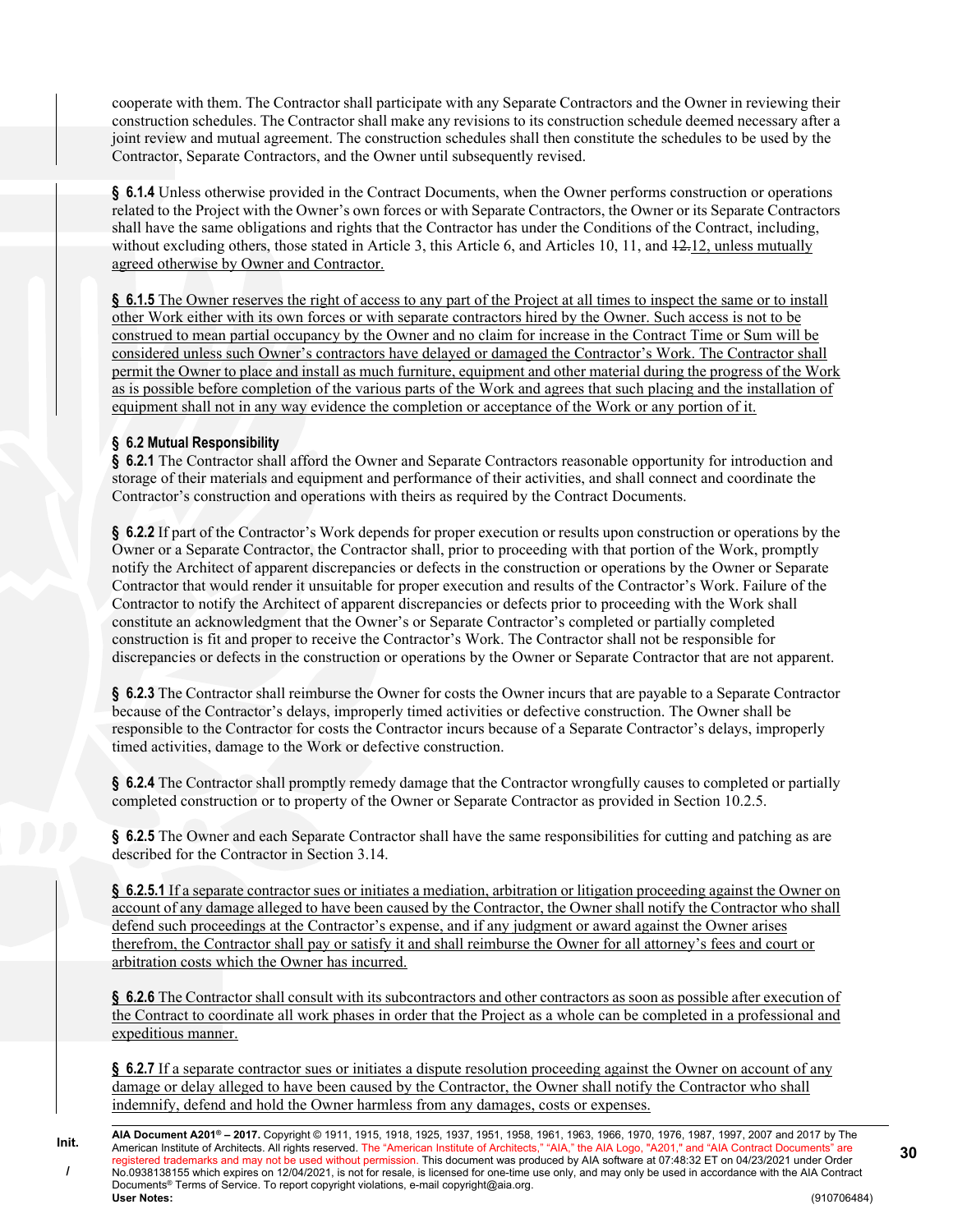cooperate with them. The Contractor shall participate with any Separate Contractors and the Owner in reviewing their construction schedules. The Contractor shall make any revisions to its construction schedule deemed necessary after a joint review and mutual agreement. The construction schedules shall then constitute the schedules to be used by the Contractor, Separate Contractors, and the Owner until subsequently revised.

**§ 6.1.4** Unless otherwise provided in the Contract Documents, when the Owner performs construction or operations related to the Project with the Owner's own forces or with Separate Contractors, the Owner or its Separate Contractors shall have the same obligations and rights that the Contractor has under the Conditions of the Contract, including, without excluding others, those stated in Article 3, this Article 6, and Articles 10, 11, and ~~12.~~12, unless mutually agreed otherwise by Owner and Contractor.

**§ 6.1.5** The Owner reserves the right of access to any part of the Project at all times to inspect the same or to install other Work either with its own forces or with separate contractors hired by the Owner. Such access is not to be construed to mean partial occupancy by the Owner and no claim for increase in the Contract Time or Sum will be considered unless such Owner's contractors have delayed or damaged the Contractor's Work. The Contractor shall permit the Owner to place and install as much furniture, equipment and other material during the progress of the Work as is possible before completion of the various parts of the Work and agrees that such placing and the installation of equipment shall not in any way evidence the completion or acceptance of the Work or any portion of it.

**§ 6.2 Mutual Responsibility**

**§ 6.2.1** The Contractor shall afford the Owner and Separate Contractors reasonable opportunity for introduction and storage of their materials and equipment and performance of their activities, and shall connect and coordinate the Contractor's construction and operations with theirs as required by the Contract Documents.

**§ 6.2.2** If part of the Contractor's Work depends for proper execution or results upon construction or operations by the Owner or a Separate Contractor, the Contractor shall, prior to proceeding with that portion of the Work, promptly notify the Architect of apparent discrepancies or defects in the construction or operations by the Owner or Separate Contractor that would render it unsuitable for proper execution and results of the Contractor's Work. Failure of the Contractor to notify the Architect of apparent discrepancies or defects prior to proceeding with the Work shall constitute an acknowledgment that the Owner's or Separate Contractor's completed or partially completed construction is fit and proper to receive the Contractor's Work. The Contractor shall not be responsible for discrepancies or defects in the construction or operations by the Owner or Separate Contractor that are not apparent.

**§ 6.2.3** The Contractor shall reimburse the Owner for costs the Owner incurs that are payable to a Separate Contractor because of the Contractor's delays, improperly timed activities or defective construction. The Owner shall be responsible to the Contractor for costs the Contractor incurs because of a Separate Contractor's delays, improperly timed activities, damage to the Work or defective construction.

**§ 6.2.4** The Contractor shall promptly remedy damage that the Contractor wrongfully causes to completed or partially completed construction or to property of the Owner or Separate Contractor as provided in Section 10.2.5.

**§ 6.2.5** The Owner and each Separate Contractor shall have the same responsibilities for cutting and patching as are described for the Contractor in Section 3.14.

**§ 6.2.5.1** If a separate contractor sues or initiates a mediation, arbitration or litigation proceeding against the Owner on account of any damage alleged to have been caused by the Contractor, the Owner shall notify the Contractor who shall defend such proceedings at the Contractor's expense, and if any judgment or award against the Owner arises therefrom, the Contractor shall pay or satisfy it and shall reimburse the Owner for all attorney's fees and court or arbitration costs which the Owner has incurred.

**§ 6.2.6** The Contractor shall consult with its subcontractors and other contractors as soon as possible after execution of the Contract to coordinate all work phases in order that the Project as a whole can be completed in a professional and expeditious manner.

**§ 6.2.7** If a separate contractor sues or initiates a dispute resolution proceeding against the Owner on account of any damage or delay alleged to have been caused by the Contractor, the Owner shall notify the Contractor who shall indemnify, defend and hold the Owner harmless from any damages, costs or expenses.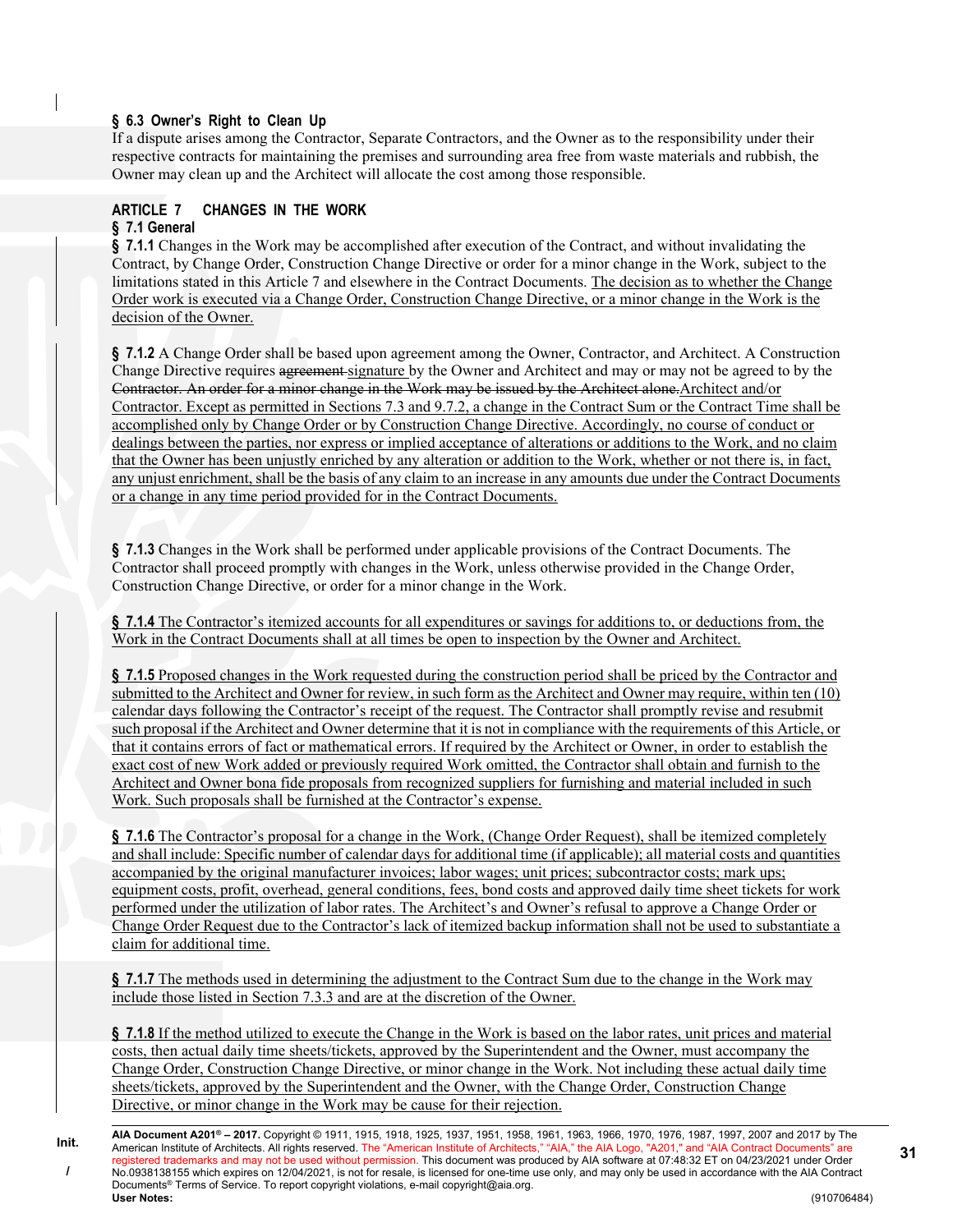**§ 6.3 Owner's Right to Clean Up**

If a dispute arises among the Contractor, Separate Contractors, and the Owner as to the responsibility under their respective contracts for maintaining the premises and surrounding area free from waste materials and rubbish, the Owner may clean up and the Architect will allocate the cost among those responsible.

## ARTICLE 7 CHANGES IN THE WORK

**§ 7.1 General**

**§ 7.1.1** Changes in the Work may be accomplished after execution of the Contract, and without invalidating the Contract, by Change Order, Construction Change Directive or order for a minor change in the Work, subject to the limitations stated in this Article 7 and elsewhere in the Contract Documents. The decision as to whether the Change Order work is executed via a Change Order, Construction Change Directive, or a minor change in the Work is the decision of the Owner.

**§ 7.1.2** A Change Order shall be based upon agreement among the Owner, Contractor, and Architect. A Construction Change Directive requires ~~agreement~~ signature by the Owner and Architect and may or may not be agreed to by the ~~Contractor. An order for a minor change in the Work may be issued by the Architect alone.~~Architect and/or Contractor. Except as permitted in Sections 7.3 and 9.7.2, a change in the Contract Sum or the Contract Time shall be accomplished only by Change Order or by Construction Change Directive. Accordingly, no course of conduct or dealings between the parties, nor express or implied acceptance of alterations or additions to the Work, and no claim that the Owner has been unjustly enriched by any alteration or addition to the Work, whether or not there is, in fact, any unjust enrichment, shall be the basis of any claim to an increase in any amounts due under the Contract Documents or a change in any time period provided for in the Contract Documents.

**§ 7.1.3** Changes in the Work shall be performed under applicable provisions of the Contract Documents. The Contractor shall proceed promptly with changes in the Work, unless otherwise provided in the Change Order, Construction Change Directive, or order for a minor change in the Work.

**§ 7.1.4** The Contractor's itemized accounts for all expenditures or savings for additions to, or deductions from, the Work in the Contract Documents shall at all times be open to inspection by the Owner and Architect.

**§ 7.1.5** Proposed changes in the Work requested during the construction period shall be priced by the Contractor and submitted to the Architect and Owner for review, in such form as the Architect and Owner may require, within ten (10) calendar days following the Contractor's receipt of the request. The Contractor shall promptly revise and resubmit such proposal if the Architect and Owner determine that it is not in compliance with the requirements of this Article, or that it contains errors of fact or mathematical errors. If required by the Architect or Owner, in order to establish the exact cost of new Work added or previously required Work omitted, the Contractor shall obtain and furnish to the Architect and Owner bona fide proposals from recognized suppliers for furnishing and material included in such Work. Such proposals shall be furnished at the Contractor's expense.

**§ 7.1.6** The Contractor's proposal for a change in the Work, (Change Order Request), shall be itemized completely and shall include: Specific number of calendar days for additional time (if applicable); all material costs and quantities accompanied by the original manufacturer invoices; labor wages; unit prices; subcontractor costs; mark ups; equipment costs, profit, overhead, general conditions, fees, bond costs and approved daily time sheet tickets for work performed under the utilization of labor rates. The Architect's and Owner's refusal to approve a Change Order or Change Order Request due to the Contractor's lack of itemized backup information shall not be used to substantiate a claim for additional time.

**§ 7.1.7** The methods used in determining the adjustment to the Contract Sum due to the change in the Work may include those listed in Section 7.3.3 and are at the discretion of the Owner.

**§ 7.1.8** If the method utilized to execute the Change in the Work is based on the labor rates, unit prices and material costs, then actual daily time sheets/tickets, approved by the Superintendent and the Owner, must accompany the Change Order, Construction Change Directive, or minor change in the Work. Not including these actual daily time sheets/tickets, approved by the Superintendent and the Owner, with the Change Order, Construction Change Directive, or minor change in the Work may be cause for their rejection.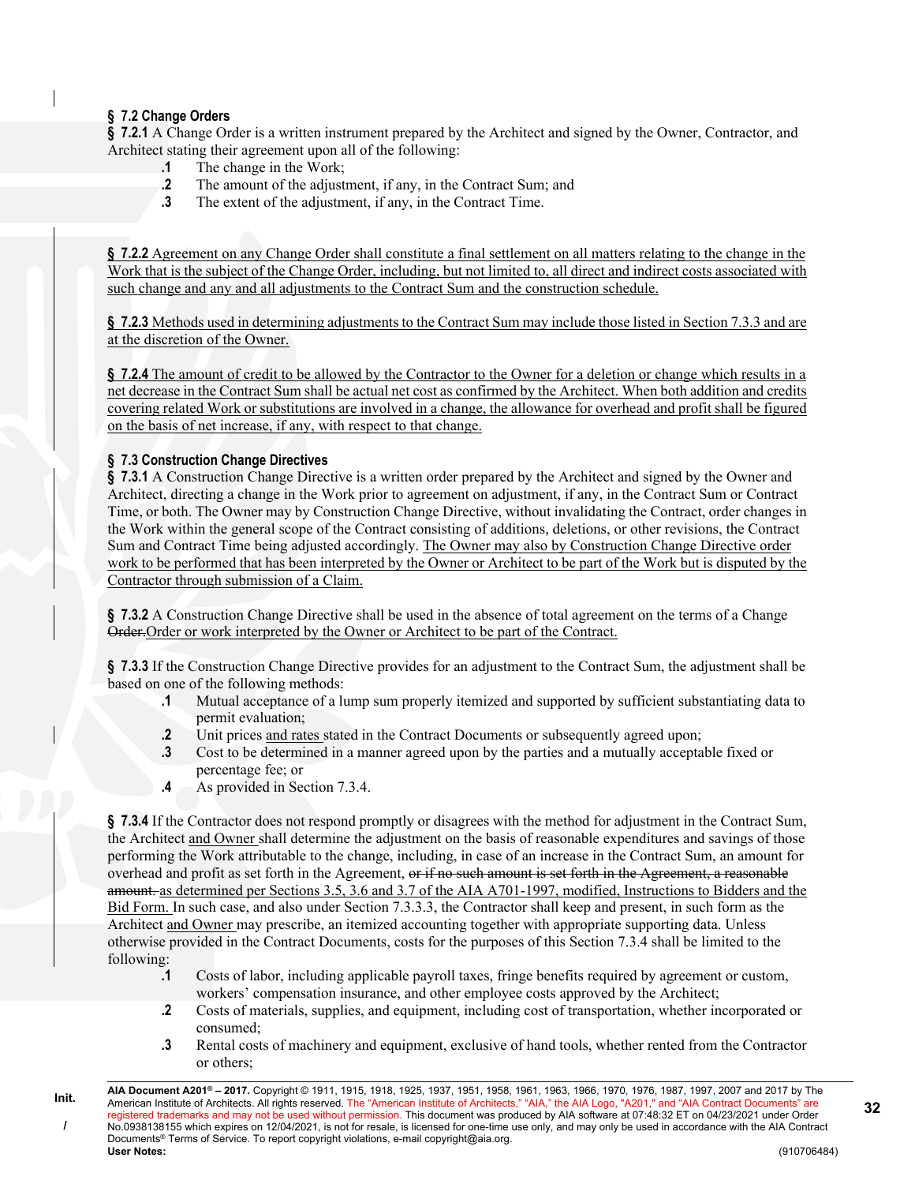**§ 7.2 Change Orders**

**§ 7.2.1** A Change Order is a written instrument prepared by the Architect and signed by the Owner, Contractor, and Architect stating their agreement upon all of the following:

- **.1** The change in the Work;
- **.2** The amount of the adjustment, if any, in the Contract Sum; and
- **.3** The extent of the adjustment, if any, in the Contract Time.

**§ 7.2.2** Agreement on any Change Order shall constitute a final settlement on all matters relating to the change in the Work that is the subject of the Change Order, including, but not limited to, all direct and indirect costs associated with such change and any and all adjustments to the Contract Sum and the construction schedule.

**§ 7.2.3** Methods used in determining adjustments to the Contract Sum may include those listed in Section 7.3.3 and are at the discretion of the Owner.

**§ 7.2.4** The amount of credit to be allowed by the Contractor to the Owner for a deletion or change which results in a net decrease in the Contract Sum shall be actual net cost as confirmed by the Architect. When both addition and credits covering related Work or substitutions are involved in a change, the allowance for overhead and profit shall be figured on the basis of net increase, if any, with respect to that change.

**§ 7.3 Construction Change Directives**

**§ 7.3.1** A Construction Change Directive is a written order prepared by the Architect and signed by the Owner and Architect, directing a change in the Work prior to agreement on adjustment, if any, in the Contract Sum or Contract Time, or both. The Owner may by Construction Change Directive, without invalidating the Contract, order changes in the Work within the general scope of the Contract consisting of additions, deletions, or other revisions, the Contract Sum and Contract Time being adjusted accordingly. The Owner may also by Construction Change Directive order work to be performed that has been interpreted by the Owner or Architect to be part of the Work but is disputed by the Contractor through submission of a Claim.

**§ 7.3.2** A Construction Change Directive shall be used in the absence of total agreement on the terms of a Change ~~Order.~~Order or work interpreted by the Owner or Architect to be part of the Contract.

**§ 7.3.3** If the Construction Change Directive provides for an adjustment to the Contract Sum, the adjustment shall be based on one of the following methods:

- **.1** Mutual acceptance of a lump sum properly itemized and supported by sufficient substantiating data to permit evaluation;
- **.2** Unit prices and rates stated in the Contract Documents or subsequently agreed upon;
- **.3** Cost to be determined in a manner agreed upon by the parties and a mutually acceptable fixed or percentage fee; or
- **.4** As provided in Section 7.3.4.

**§ 7.3.4** If the Contractor does not respond promptly or disagrees with the method for adjustment in the Contract Sum, the Architect and Owner shall determine the adjustment on the basis of reasonable expenditures and savings of those performing the Work attributable to the change, including, in case of an increase in the Contract Sum, an amount for overhead and profit as set forth in the Agreement, ~~or if no such amount is set forth in the Agreement, a reasonable amount.~~ as determined per Sections 3.5, 3.6 and 3.7 of the AIA A701-1997, modified, Instructions to Bidders and the Bid Form. In such case, and also under Section 7.3.3.3, the Contractor shall keep and present, in such form as the Architect and Owner may prescribe, an itemized accounting together with appropriate supporting data. Unless otherwise provided in the Contract Documents, costs for the purposes of this Section 7.3.4 shall be limited to the following:

- **.1** Costs of labor, including applicable payroll taxes, fringe benefits required by agreement or custom, workers' compensation insurance, and other employee costs approved by the Architect;
- **.2** Costs of materials, supplies, and equipment, including cost of transportation, whether incorporated or consumed;
- **.3** Rental costs of machinery and equipment, exclusive of hand tools, whether rented from the Contractor or others;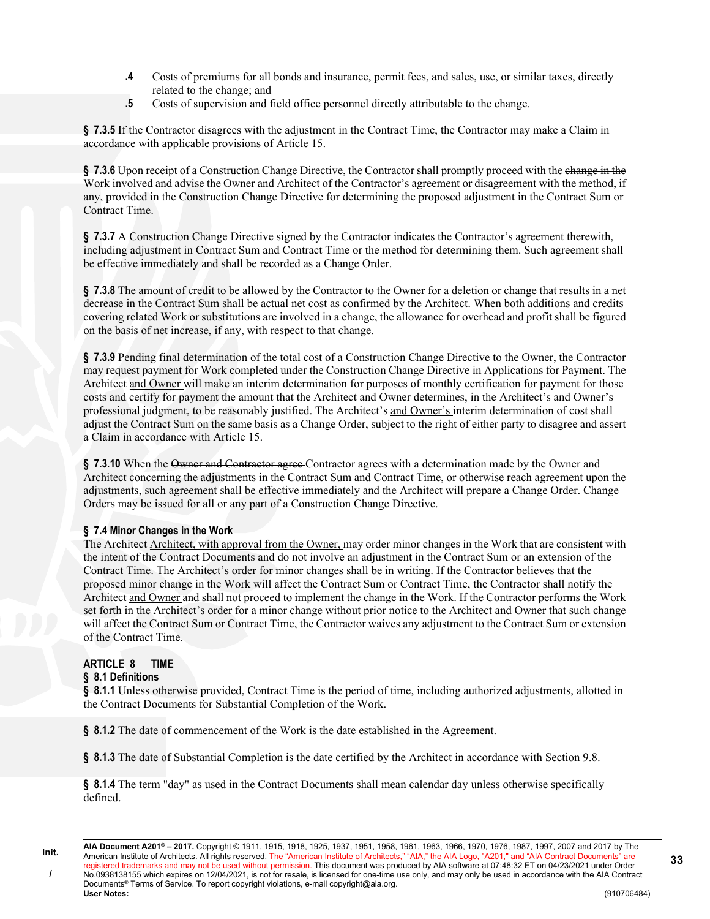**.4** Costs of premiums for all bonds and insurance, permit fees, and sales, use, or similar taxes, directly related to the change; and

**.5** Costs of supervision and field office personnel directly attributable to the change.

**§ 7.3.5** If the Contractor disagrees with the adjustment in the Contract Time, the Contractor may make a Claim in accordance with applicable provisions of Article 15.

**§ 7.3.6** Upon receipt of a Construction Change Directive, the Contractor shall promptly proceed with the ~~change in the~~ Work involved and advise the Owner and Architect of the Contractor's agreement or disagreement with the method, if any, provided in the Construction Change Directive for determining the proposed adjustment in the Contract Sum or Contract Time.

**§ 7.3.7** A Construction Change Directive signed by the Contractor indicates the Contractor's agreement therewith, including adjustment in Contract Sum and Contract Time or the method for determining them. Such agreement shall be effective immediately and shall be recorded as a Change Order.

**§ 7.3.8** The amount of credit to be allowed by the Contractor to the Owner for a deletion or change that results in a net decrease in the Contract Sum shall be actual net cost as confirmed by the Architect. When both additions and credits covering related Work or substitutions are involved in a change, the allowance for overhead and profit shall be figured on the basis of net increase, if any, with respect to that change.

**§ 7.3.9** Pending final determination of the total cost of a Construction Change Directive to the Owner, the Contractor may request payment for Work completed under the Construction Change Directive in Applications for Payment. The Architect and Owner will make an interim determination for purposes of monthly certification for payment for those costs and certify for payment the amount that the Architect and Owner determines, in the Architect's and Owner's professional judgment, to be reasonably justified. The Architect's and Owner's interim determination of cost shall adjust the Contract Sum on the same basis as a Change Order, subject to the right of either party to disagree and assert a Claim in accordance with Article 15.

**§ 7.3.10** When the ~~Owner and Contractor agree~~ Contractor agrees with a determination made by the Owner and Architect concerning the adjustments in the Contract Sum and Contract Time, or otherwise reach agreement upon the adjustments, such agreement shall be effective immediately and the Architect will prepare a Change Order. Change Orders may be issued for all or any part of a Construction Change Directive.

**§ 7.4 Minor Changes in the Work**

The ~~Architect~~ Architect, with approval from the Owner, may order minor changes in the Work that are consistent with the intent of the Contract Documents and do not involve an adjustment in the Contract Sum or an extension of the Contract Time. The Architect's order for minor changes shall be in writing. If the Contractor believes that the proposed minor change in the Work will affect the Contract Sum or Contract Time, the Contractor shall notify the Architect and Owner and shall not proceed to implement the change in the Work. If the Contractor performs the Work set forth in the Architect's order for a minor change without prior notice to the Architect and Owner that such change will affect the Contract Sum or Contract Time, the Contractor waives any adjustment to the Contract Sum or extension of the Contract Time.

## ARTICLE 8 TIME

**§ 8.1 Definitions**

**§ 8.1.1** Unless otherwise provided, Contract Time is the period of time, including authorized adjustments, allotted in the Contract Documents for Substantial Completion of the Work.

**§ 8.1.2** The date of commencement of the Work is the date established in the Agreement.

**§ 8.1.3** The date of Substantial Completion is the date certified by the Architect in accordance with Section 9.8.

**§ 8.1.4** The term "day" as used in the Contract Documents shall mean calendar day unless otherwise specifically defined.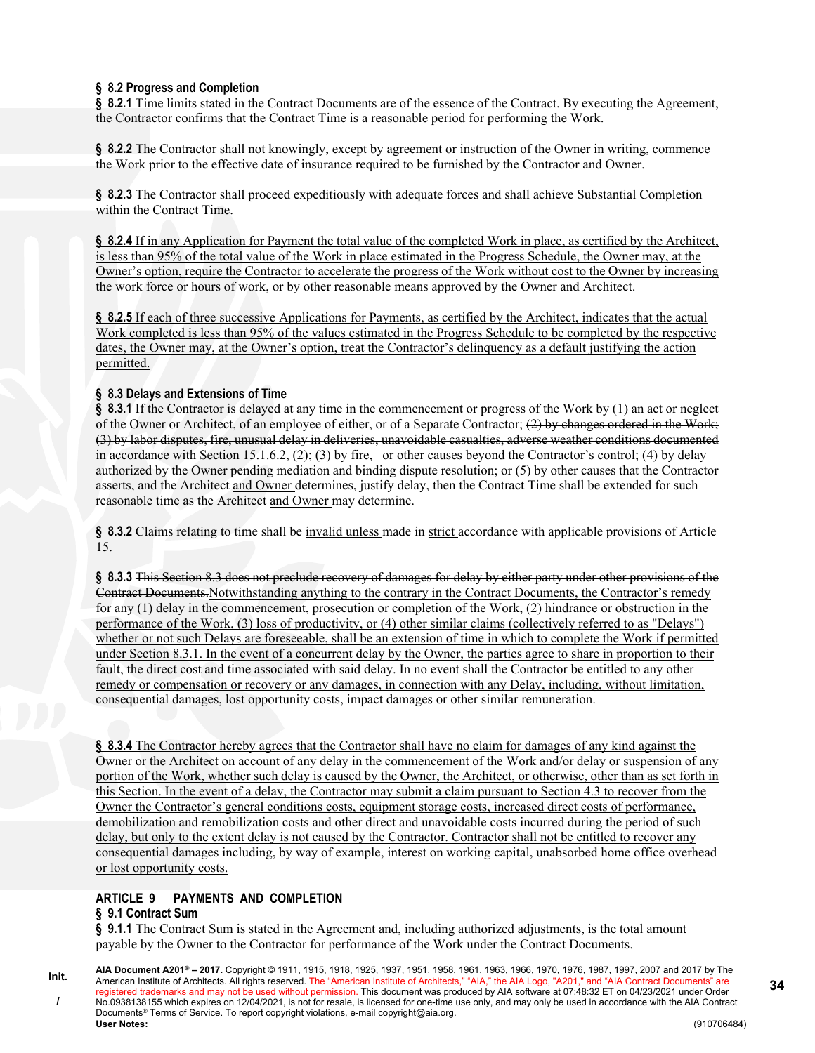**§ 8.2 Progress and Completion**

**§ 8.2.1** Time limits stated in the Contract Documents are of the essence of the Contract. By executing the Agreement, the Contractor confirms that the Contract Time is a reasonable period for performing the Work.

**§ 8.2.2** The Contractor shall not knowingly, except by agreement or instruction of the Owner in writing, commence the Work prior to the effective date of insurance required to be furnished by the Contractor and Owner.

**§ 8.2.3** The Contractor shall proceed expeditiously with adequate forces and shall achieve Substantial Completion within the Contract Time.

**§ 8.2.4** If in any Application for Payment the total value of the completed Work in place, as certified by the Architect, is less than 95% of the total value of the Work in place estimated in the Progress Schedule, the Owner may, at the Owner's option, require the Contractor to accelerate the progress of the Work without cost to the Owner by increasing the work force or hours of work, or by other reasonable means approved by the Owner and Architect.

**§ 8.2.5** If each of three successive Applications for Payments, as certified by the Architect, indicates that the actual Work completed is less than 95% of the values estimated in the Progress Schedule to be completed by the respective dates, the Owner may, at the Owner's option, treat the Contractor's delinquency as a default justifying the action permitted.

**§ 8.3 Delays and Extensions of Time**

**§ 8.3.1** If the Contractor is delayed at any time in the commencement or progress of the Work by (1) an act or neglect of the Owner or Architect, of an employee of either, or of a Separate Contractor; ~~(2) by changes ordered in the Work; (3) by labor disputes, fire, unusual delay in deliveries, unavoidable casualties, adverse weather conditions documented in accordance with Section 15.1.6.2,~~ (2); (3) by fire, or other causes beyond the Contractor's control; (4) by delay authorized by the Owner pending mediation and binding dispute resolution; or (5) by other causes that the Contractor asserts, and the Architect and Owner determines, justify delay, then the Contract Time shall be extended for such reasonable time as the Architect and Owner may determine.

**§ 8.3.2** Claims relating to time shall be invalid unless made in strict accordance with applicable provisions of Article 15.

**§ 8.3.3** ~~This Section 8.3 does not preclude recovery of damages for delay by either party under other provisions of the Contract Documents.~~Notwithstanding anything to the contrary in the Contract Documents, the Contractor's remedy for any (1) delay in the commencement, prosecution or completion of the Work, (2) hindrance or obstruction in the performance of the Work, (3) loss of productivity, or (4) other similar claims (collectively referred to as "Delays") whether or not such Delays are foreseeable, shall be an extension of time in which to complete the Work if permitted under Section 8.3.1. In the event of a concurrent delay by the Owner, the parties agree to share in proportion to their fault, the direct cost and time associated with said delay. In no event shall the Contractor be entitled to any other remedy or compensation or recovery or any damages, in connection with any Delay, including, without limitation, consequential damages, lost opportunity costs, impact damages or other similar remuneration.

**§ 8.3.4** The Contractor hereby agrees that the Contractor shall have no claim for damages of any kind against the Owner or the Architect on account of any delay in the commencement of the Work and/or delay or suspension of any portion of the Work, whether such delay is caused by the Owner, the Architect, or otherwise, other than as set forth in this Section. In the event of a delay, the Contractor may submit a claim pursuant to Section 4.3 to recover from the Owner the Contractor's general conditions costs, equipment storage costs, increased direct costs of performance, demobilization and remobilization costs and other direct and unavoidable costs incurred during the period of such delay, but only to the extent delay is not caused by the Contractor. Contractor shall not be entitled to recover any consequential damages including, by way of example, interest on working capital, unabsorbed home office overhead or lost opportunity costs.

## ARTICLE 9 PAYMENTS AND COMPLETION

**§ 9.1 Contract Sum**

**§ 9.1.1** The Contract Sum is stated in the Agreement and, including authorized adjustments, is the total amount payable by the Owner to the Contractor for performance of the Work under the Contract Documents.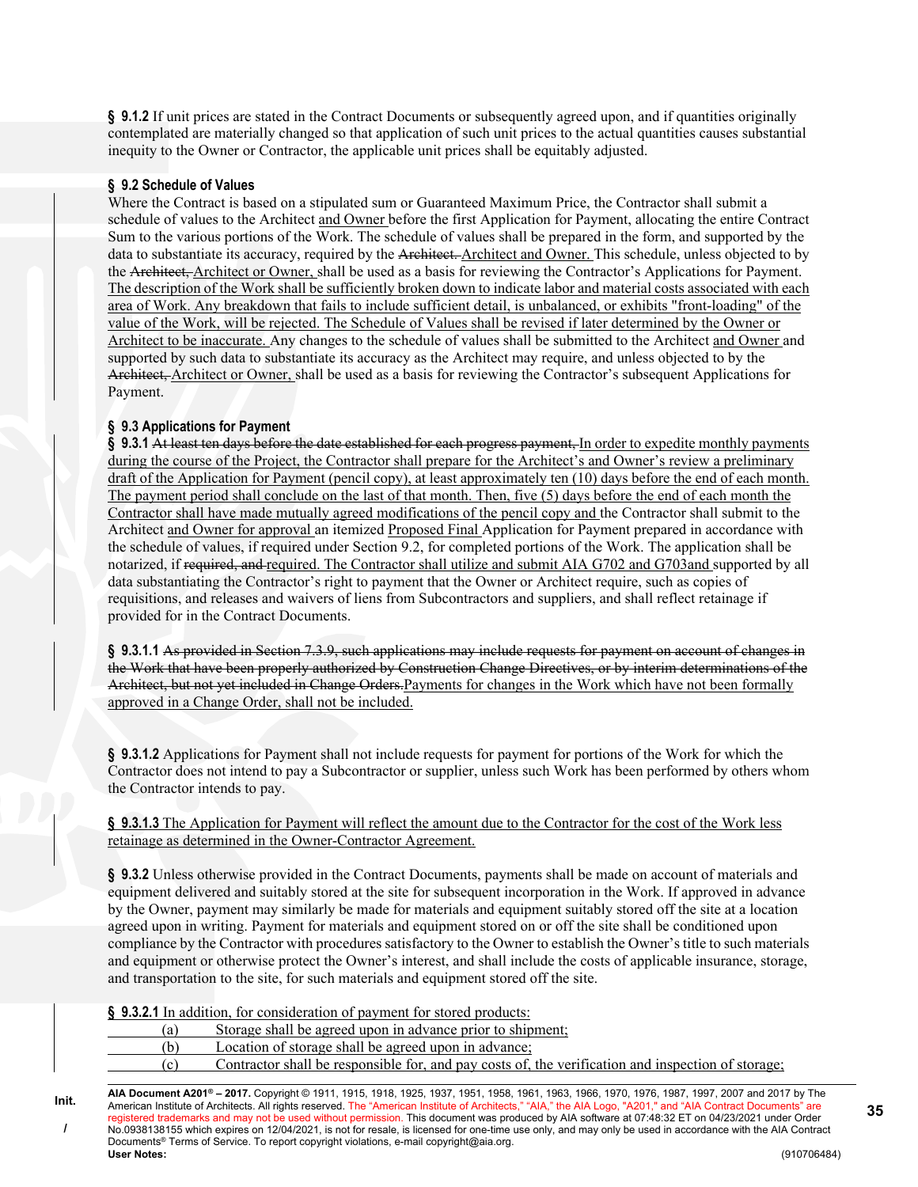**§ 9.1.2** If unit prices are stated in the Contract Documents or subsequently agreed upon, and if quantities originally contemplated are materially changed so that application of such unit prices to the actual quantities causes substantial inequity to the Owner or Contractor, the applicable unit prices shall be equitably adjusted.

**§ 9.2 Schedule of Values**

Where the Contract is based on a stipulated sum or Guaranteed Maximum Price, the Contractor shall submit a schedule of values to the Architect and Owner before the first Application for Payment, allocating the entire Contract Sum to the various portions of the Work. The schedule of values shall be prepared in the form, and supported by the data to substantiate its accuracy, required by the ~~Architect.~~ Architect and Owner. This schedule, unless objected to by the ~~Architect,~~ Architect or Owner, shall be used as a basis for reviewing the Contractor's Applications for Payment. The description of the Work shall be sufficiently broken down to indicate labor and material costs associated with each area of Work. Any breakdown that fails to include sufficient detail, is unbalanced, or exhibits "front-loading" of the value of the Work, will be rejected. The Schedule of Values shall be revised if later determined by the Owner or Architect to be inaccurate. Any changes to the schedule of values shall be submitted to the Architect and Owner and supported by such data to substantiate its accuracy as the Architect may require, and unless objected to by the ~~Architect,~~ Architect or Owner, shall be used as a basis for reviewing the Contractor's subsequent Applications for Payment.

**§ 9.3 Applications for Payment**

**§ 9.3.1** ~~At least ten days before the date established for each progress payment,~~ In order to expedite monthly payments during the course of the Project, the Contractor shall prepare for the Architect's and Owner's review a preliminary draft of the Application for Payment (pencil copy), at least approximately ten (10) days before the end of each month. The payment period shall conclude on the last of that month. Then, five (5) days before the end of each month the Contractor shall have made mutually agreed modifications of the pencil copy and the Contractor shall submit to the Architect and Owner for approval an itemized Proposed Final Application for Payment prepared in accordance with the schedule of values, if required under Section 9.2, for completed portions of the Work. The application shall be notarized, if ~~required, and~~ required. The Contractor shall utilize and submit AIA G702 and G703and supported by all data substantiating the Contractor's right to payment that the Owner or Architect require, such as copies of requisitions, and releases and waivers of liens from Subcontractors and suppliers, and shall reflect retainage if provided for in the Contract Documents.

**§ 9.3.1.1** ~~As provided in Section 7.3.9, such applications may include requests for payment on account of changes in the Work that have been properly authorized by Construction Change Directives, or by interim determinations of the Architect, but not yet included in Change Orders.~~ Payments for changes in the Work which have not been formally approved in a Change Order, shall not be included.

**§ 9.3.1.2** Applications for Payment shall not include requests for payment for portions of the Work for which the Contractor does not intend to pay a Subcontractor or supplier, unless such Work has been performed by others whom the Contractor intends to pay.

**§ 9.3.1.3** The Application for Payment will reflect the amount due to the Contractor for the cost of the Work less retainage as determined in the Owner-Contractor Agreement.

**§ 9.3.2** Unless otherwise provided in the Contract Documents, payments shall be made on account of materials and equipment delivered and suitably stored at the site for subsequent incorporation in the Work. If approved in advance by the Owner, payment may similarly be made for materials and equipment suitably stored off the site at a location agreed upon in writing. Payment for materials and equipment stored on or off the site shall be conditioned upon compliance by the Contractor with procedures satisfactory to the Owner to establish the Owner's title to such materials and equipment or otherwise protect the Owner's interest, and shall include the costs of applicable insurance, storage, and transportation to the site, for such materials and equipment stored off the site.

**§ 9.3.2.1** In addition, for consideration of payment for stored products:

(a) Storage shall be agreed upon in advance prior to shipment;

(b) Location of storage shall be agreed upon in advance;

(c) Contractor shall be responsible for, and pay costs of, the verification and inspection of storage;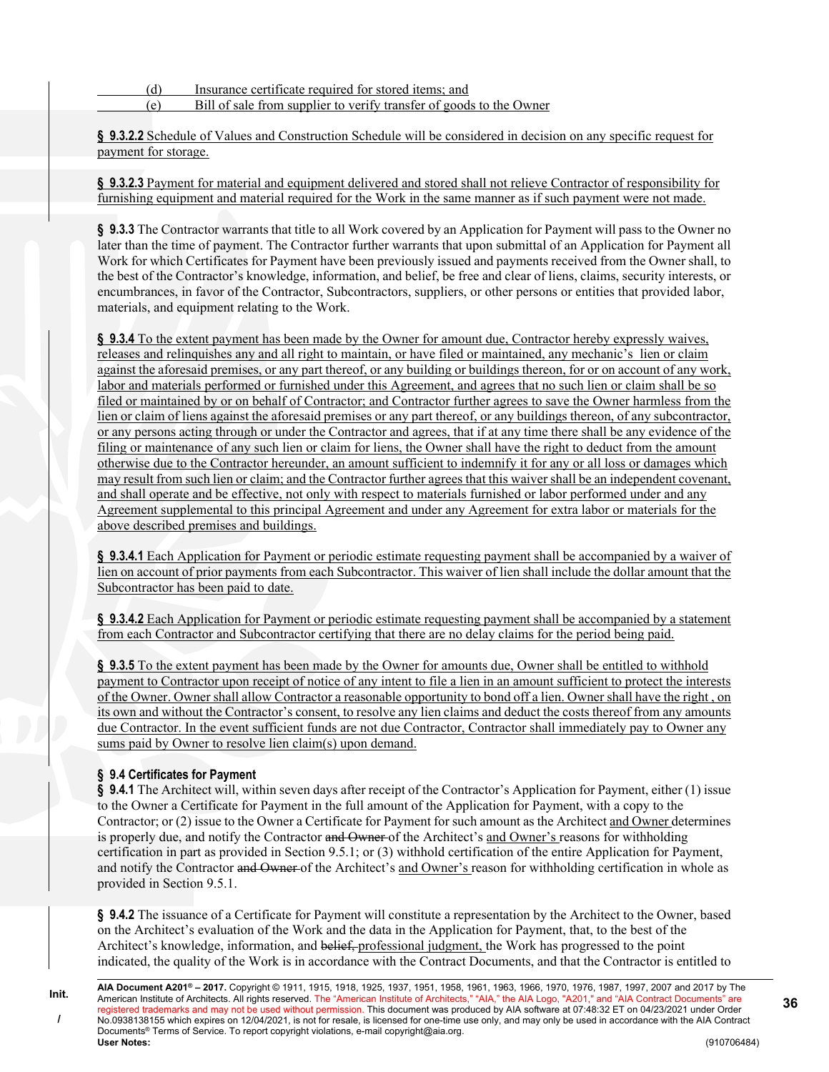(d) Insurance certificate required for stored items; and

(e) Bill of sale from supplier to verify transfer of goods to the Owner

**§ 9.3.2.2** Schedule of Values and Construction Schedule will be considered in decision on any specific request for payment for storage.

**§ 9.3.2.3** Payment for material and equipment delivered and stored shall not relieve Contractor of responsibility for furnishing equipment and material required for the Work in the same manner as if such payment were not made.

**§ 9.3.3** The Contractor warrants that title to all Work covered by an Application for Payment will pass to the Owner no later than the time of payment. The Contractor further warrants that upon submittal of an Application for Payment all Work for which Certificates for Payment have been previously issued and payments received from the Owner shall, to the best of the Contractor's knowledge, information, and belief, be free and clear of liens, claims, security interests, or encumbrances, in favor of the Contractor, Subcontractors, suppliers, or other persons or entities that provided labor, materials, and equipment relating to the Work.

**§ 9.3.4** To the extent payment has been made by the Owner for amount due, Contractor hereby expressly waives, releases and relinquishes any and all right to maintain, or have filed or maintained, any mechanic's lien or claim against the aforesaid premises, or any part thereof, or any building or buildings thereon, for or on account of any work, labor and materials performed or furnished under this Agreement, and agrees that no such lien or claim shall be so filed or maintained by or on behalf of Contractor; and Contractor further agrees to save the Owner harmless from the lien or claim of liens against the aforesaid premises or any part thereof, or any buildings thereon, of any subcontractor, or any persons acting through or under the Contractor and agrees, that if at any time there shall be any evidence of the filing or maintenance of any such lien or claim for liens, the Owner shall have the right to deduct from the amount otherwise due to the Contractor hereunder, an amount sufficient to indemnify it for any or all loss or damages which may result from such lien or claim; and the Contractor further agrees that this waiver shall be an independent covenant, and shall operate and be effective, not only with respect to materials furnished or labor performed under and any Agreement supplemental to this principal Agreement and under any Agreement for extra labor or materials for the above described premises and buildings.

**§ 9.3.4.1** Each Application for Payment or periodic estimate requesting payment shall be accompanied by a waiver of lien on account of prior payments from each Subcontractor. This waiver of lien shall include the dollar amount that the Subcontractor has been paid to date.

**§ 9.3.4.2** Each Application for Payment or periodic estimate requesting payment shall be accompanied by a statement from each Contractor and Subcontractor certifying that there are no delay claims for the period being paid.

**§ 9.3.5** To the extent payment has been made by the Owner for amounts due, Owner shall be entitled to withhold payment to Contractor upon receipt of notice of any intent to file a lien in an amount sufficient to protect the interests of the Owner. Owner shall allow Contractor a reasonable opportunity to bond off a lien. Owner shall have the right , on its own and without the Contractor's consent, to resolve any lien claims and deduct the costs thereof from any amounts due Contractor. In the event sufficient funds are not due Contractor, Contractor shall immediately pay to Owner any sums paid by Owner to resolve lien claim(s) upon demand.

### § 9.4 Certificates for Payment

**§ 9.4.1** The Architect will, within seven days after receipt of the Contractor's Application for Payment, either (1) issue to the Owner a Certificate for Payment in the full amount of the Application for Payment, with a copy to the Contractor; or (2) issue to the Owner a Certificate for Payment for such amount as the Architect and Owner determines is properly due, and notify the Contractor ~~and Owner~~ of the Architect's and Owner's reasons for withholding certification in part as provided in Section 9.5.1; or (3) withhold certification of the entire Application for Payment, and notify the Contractor ~~and Owner~~ of the Architect's and Owner's reason for withholding certification in whole as provided in Section 9.5.1.

**§ 9.4.2** The issuance of a Certificate for Payment will constitute a representation by the Architect to the Owner, based on the Architect's evaluation of the Work and the data in the Application for Payment, that, to the best of the Architect's knowledge, information, and ~~belief,~~ professional judgment, the Work has progressed to the point indicated, the quality of the Work is in accordance with the Contract Documents, and that the Contractor is entitled to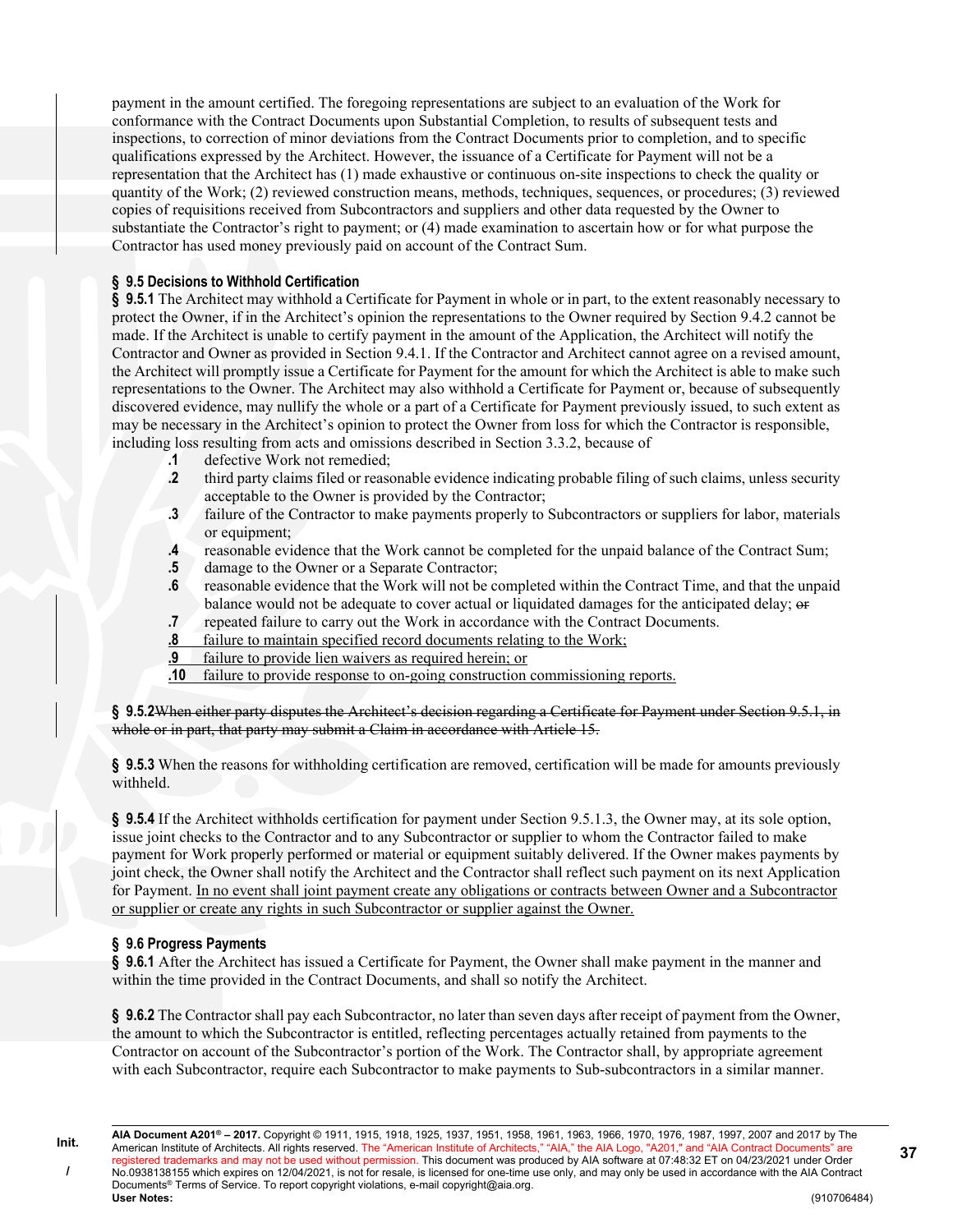payment in the amount certified. The foregoing representations are subject to an evaluation of the Work for conformance with the Contract Documents upon Substantial Completion, to results of subsequent tests and inspections, to correction of minor deviations from the Contract Documents prior to completion, and to specific qualifications expressed by the Architect. However, the issuance of a Certificate for Payment will not be a representation that the Architect has (1) made exhaustive or continuous on-site inspections to check the quality or quantity of the Work; (2) reviewed construction means, methods, techniques, sequences, or procedures; (3) reviewed copies of requisitions received from Subcontractors and suppliers and other data requested by the Owner to substantiate the Contractor's right to payment; or (4) made examination to ascertain how or for what purpose the Contractor has used money previously paid on account of the Contract Sum.

**§ 9.5 Decisions to Withhold Certification**

**§ 9.5.1** The Architect may withhold a Certificate for Payment in whole or in part, to the extent reasonably necessary to protect the Owner, if in the Architect's opinion the representations to the Owner required by Section 9.4.2 cannot be made. If the Architect is unable to certify payment in the amount of the Application, the Architect will notify the Contractor and Owner as provided in Section 9.4.1. If the Contractor and Architect cannot agree on a revised amount, the Architect will promptly issue a Certificate for Payment for the amount for which the Architect is able to make such representations to the Owner. The Architect may also withhold a Certificate for Payment or, because of subsequently discovered evidence, may nullify the whole or a part of a Certificate for Payment previously issued, to such extent as may be necessary in the Architect's opinion to protect the Owner from loss for which the Contractor is responsible, including loss resulting from acts and omissions described in Section 3.3.2, because of

- **.1** defective Work not remedied;
- **.2** third party claims filed or reasonable evidence indicating probable filing of such claims, unless security acceptable to the Owner is provided by the Contractor;
- **.3** failure of the Contractor to make payments properly to Subcontractors or suppliers for labor, materials or equipment;
- **.4** reasonable evidence that the Work cannot be completed for the unpaid balance of the Contract Sum;
- **.5** damage to the Owner or a Separate Contractor;
- **.6** reasonable evidence that the Work will not be completed within the Contract Time, and that the unpaid balance would not be adequate to cover actual or liquidated damages for the anticipated delay; ~~or~~
- **.7** repeated failure to carry out the Work in accordance with the Contract Documents.
- <u>**.8** failure to maintain specified record documents relating to the Work;</u>
- <u>**.9** failure to provide lien waivers as required herein; or</u>
- <u>**.10** failure to provide response to on-going construction commissioning reports.</u>

**§ 9.5.2** ~~When either party disputes the Architect's decision regarding a Certificate for Payment under Section 9.5.1, in whole or in part, that party may submit a Claim in accordance with Article 15.~~

**§ 9.5.3** When the reasons for withholding certification are removed, certification will be made for amounts previously withheld.

**§ 9.5.4** If the Architect withholds certification for payment under Section 9.5.1.3, the Owner may, at its sole option, issue joint checks to the Contractor and to any Subcontractor or supplier to whom the Contractor failed to make payment for Work properly performed or material or equipment suitably delivered. If the Owner makes payments by joint check, the Owner shall notify the Architect and the Contractor shall reflect such payment on its next Application for Payment. <u>In no event shall joint payment create any obligations or contracts between Owner and a Subcontractor or supplier or create any rights in such Subcontractor or supplier against the Owner.</u>

**§ 9.6 Progress Payments**

**§ 9.6.1** After the Architect has issued a Certificate for Payment, the Owner shall make payment in the manner and within the time provided in the Contract Documents, and shall so notify the Architect.

**§ 9.6.2** The Contractor shall pay each Subcontractor, no later than seven days after receipt of payment from the Owner, the amount to which the Subcontractor is entitled, reflecting percentages actually retained from payments to the Contractor on account of the Subcontractor's portion of the Work. The Contractor shall, by appropriate agreement with each Subcontractor, require each Subcontractor to make payments to Sub-subcontractors in a similar manner.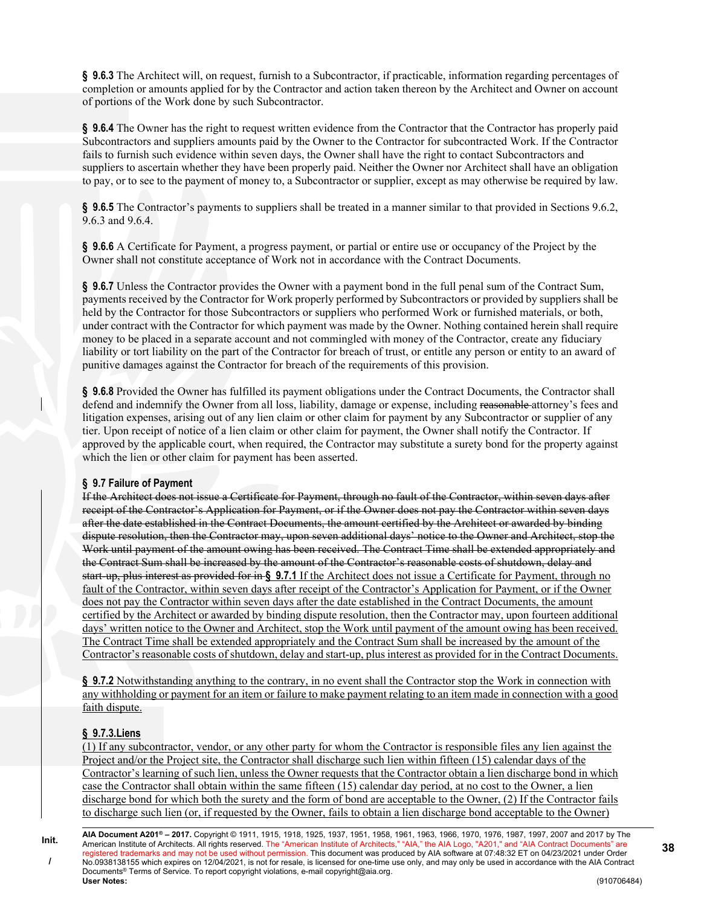**§ 9.6.3** The Architect will, on request, furnish to a Subcontractor, if practicable, information regarding percentages of completion or amounts applied for by the Contractor and action taken thereon by the Architect and Owner on account of portions of the Work done by such Subcontractor.

**§ 9.6.4** The Owner has the right to request written evidence from the Contractor that the Contractor has properly paid Subcontractors and suppliers amounts paid by the Owner to the Contractor for subcontracted Work. If the Contractor fails to furnish such evidence within seven days, the Owner shall have the right to contact Subcontractors and suppliers to ascertain whether they have been properly paid. Neither the Owner nor Architect shall have an obligation to pay, or to see to the payment of money to, a Subcontractor or supplier, except as may otherwise be required by law.

**§ 9.6.5** The Contractor's payments to suppliers shall be treated in a manner similar to that provided in Sections 9.6.2, 9.6.3 and 9.6.4.

**§ 9.6.6** A Certificate for Payment, a progress payment, or partial or entire use or occupancy of the Project by the Owner shall not constitute acceptance of Work not in accordance with the Contract Documents.

**§ 9.6.7** Unless the Contractor provides the Owner with a payment bond in the full penal sum of the Contract Sum, payments received by the Contractor for Work properly performed by Subcontractors or provided by suppliers shall be held by the Contractor for those Subcontractors or suppliers who performed Work or furnished materials, or both, under contract with the Contractor for which payment was made by the Owner. Nothing contained herein shall require money to be placed in a separate account and not commingled with money of the Contractor, create any fiduciary liability or tort liability on the part of the Contractor for breach of trust, or entitle any person or entity to an award of punitive damages against the Contractor for breach of the requirements of this provision.

**§ 9.6.8** Provided the Owner has fulfilled its payment obligations under the Contract Documents, the Contractor shall defend and indemnify the Owner from all loss, liability, damage or expense, including ~~reasonable~~ attorney's fees and litigation expenses, arising out of any lien claim or other claim for payment by any Subcontractor or supplier of any tier. Upon receipt of notice of a lien claim or other claim for payment, the Owner shall notify the Contractor. If approved by the applicable court, when required, the Contractor may substitute a surety bond for the property against which the lien or other claim for payment has been asserted.

### § 9.7 Failure of Payment

~~If the Architect does not issue a Certificate for Payment, through no fault of the Contractor, within seven days after receipt of the Contractor's Application for Payment, or if the Owner does not pay the Contractor within seven days after the date established in the Contract Documents, the amount certified by the Architect or awarded by binding dispute resolution, then the Contractor may, upon seven additional days' notice to the Owner and Architect, stop the Work until payment of the amount owing has been received. The Contract Time shall be extended appropriately and the Contract Sum shall be increased by the amount of the Contractor's reasonable costs of shutdown, delay and start-up, plus interest as provided for in~~ **§ 9.7.1** If the Architect does not issue a Certificate for Payment, through no fault of the Contractor, within seven days after receipt of the Contractor's Application for Payment, or if the Owner does not pay the Contractor within seven days after the date established in the Contract Documents, the amount certified by the Architect or awarded by binding dispute resolution, then the Contractor may, upon fourteen additional days' written notice to the Owner and Architect, stop the Work until payment of the amount owing has been received. The Contract Time shall be extended appropriately and the Contract Sum shall be increased by the amount of the Contractor's reasonable costs of shutdown, delay and start-up, plus interest as provided for in the Contract Documents.

**§ 9.7.2** Notwithstanding anything to the contrary, in no event shall the Contractor stop the Work in connection with any withholding or payment for an item or failure to make payment relating to an item made in connection with a good faith dispute.

**§ 9.7.3.Liens**

(1) If any subcontractor, vendor, or any other party for whom the Contractor is responsible files any lien against the Project and/or the Project site, the Contractor shall discharge such lien within fifteen (15) calendar days of the Contractor's learning of such lien, unless the Owner requests that the Contractor obtain a lien discharge bond in which case the Contractor shall obtain within the same fifteen (15) calendar day period, at no cost to the Owner, a lien discharge bond for which both the surety and the form of bond are acceptable to the Owner, (2) If the Contractor fails to discharge such lien (or, if requested by the Owner, fails to obtain a lien discharge bond acceptable to the Owner)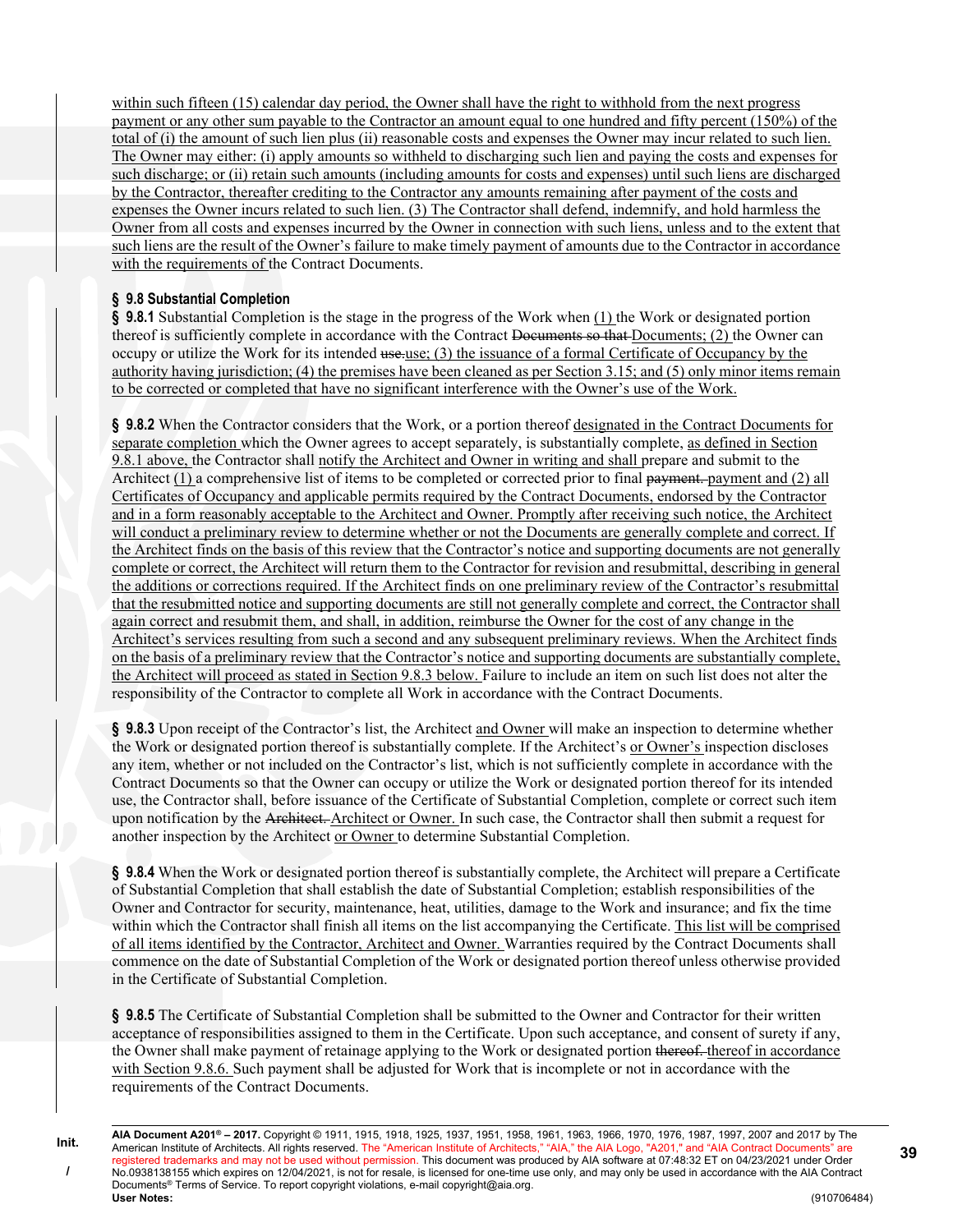within such fifteen (15) calendar day period, the Owner shall have the right to withhold from the next progress payment or any other sum payable to the Contractor an amount equal to one hundred and fifty percent (150%) of the total of (i) the amount of such lien plus (ii) reasonable costs and expenses the Owner may incur related to such lien. The Owner may either: (i) apply amounts so withheld to discharging such lien and paying the costs and expenses for such discharge; or (ii) retain such amounts (including amounts for costs and expenses) until such liens are discharged by the Contractor, thereafter crediting to the Contractor any amounts remaining after payment of the costs and expenses the Owner incurs related to such lien. (3) The Contractor shall defend, indemnify, and hold harmless the Owner from all costs and expenses incurred by the Owner in connection with such liens, unless and to the extent that such liens are the result of the Owner's failure to make timely payment of amounts due to the Contractor in accordance with the requirements of the Contract Documents.

### § 9.8 Substantial Completion

**§ 9.8.1** Substantial Completion is the stage in the progress of the Work when (1) the Work or designated portion thereof is sufficiently complete in accordance with the Contract ~~Documents so that~~ Documents; (2) the Owner can occupy or utilize the Work for its intended ~~use.~~use; (3) the issuance of a formal Certificate of Occupancy by the authority having jurisdiction; (4) the premises have been cleaned as per Section 3.15; and (5) only minor items remain to be corrected or completed that have no significant interference with the Owner's use of the Work.

**§ 9.8.2** When the Contractor considers that the Work, or a portion thereof designated in the Contract Documents for separate completion which the Owner agrees to accept separately, is substantially complete, as defined in Section 9.8.1 above, the Contractor shall notify the Architect and Owner in writing and shall prepare and submit to the Architect (1) a comprehensive list of items to be completed or corrected prior to final ~~payment.~~ payment and (2) all Certificates of Occupancy and applicable permits required by the Contract Documents, endorsed by the Contractor and in a form reasonably acceptable to the Architect and Owner. Promptly after receiving such notice, the Architect will conduct a preliminary review to determine whether or not the Documents are generally complete and correct. If the Architect finds on the basis of this review that the Contractor's notice and supporting documents are not generally complete or correct, the Architect will return them to the Contractor for revision and resubmittal, describing in general the additions or corrections required. If the Architect finds on one preliminary review of the Contractor's resubmittal that the resubmitted notice and supporting documents are still not generally complete and correct, the Contractor shall again correct and resubmit them, and shall, in addition, reimburse the Owner for the cost of any change in the Architect's services resulting from such a second and any subsequent preliminary reviews. When the Architect finds on the basis of a preliminary review that the Contractor's notice and supporting documents are substantially complete, the Architect will proceed as stated in Section 9.8.3 below. Failure to include an item on such list does not alter the responsibility of the Contractor to complete all Work in accordance with the Contract Documents.

**§ 9.8.3** Upon receipt of the Contractor's list, the Architect and Owner will make an inspection to determine whether the Work or designated portion thereof is substantially complete. If the Architect's or Owner's inspection discloses any item, whether or not included on the Contractor's list, which is not sufficiently complete in accordance with the Contract Documents so that the Owner can occupy or utilize the Work or designated portion thereof for its intended use, the Contractor shall, before issuance of the Certificate of Substantial Completion, complete or correct such item upon notification by the ~~Architect.~~ Architect or Owner. In such case, the Contractor shall then submit a request for another inspection by the Architect or Owner to determine Substantial Completion.

**§ 9.8.4** When the Work or designated portion thereof is substantially complete, the Architect will prepare a Certificate of Substantial Completion that shall establish the date of Substantial Completion; establish responsibilities of the Owner and Contractor for security, maintenance, heat, utilities, damage to the Work and insurance; and fix the time within which the Contractor shall finish all items on the list accompanying the Certificate. This list will be comprised of all items identified by the Contractor, Architect and Owner. Warranties required by the Contract Documents shall commence on the date of Substantial Completion of the Work or designated portion thereof unless otherwise provided in the Certificate of Substantial Completion.

**§ 9.8.5** The Certificate of Substantial Completion shall be submitted to the Owner and Contractor for their written acceptance of responsibilities assigned to them in the Certificate. Upon such acceptance, and consent of surety if any, the Owner shall make payment of retainage applying to the Work or designated portion ~~thereof.~~ thereof in accordance with Section 9.8.6. Such payment shall be adjusted for Work that is incomplete or not in accordance with the requirements of the Contract Documents.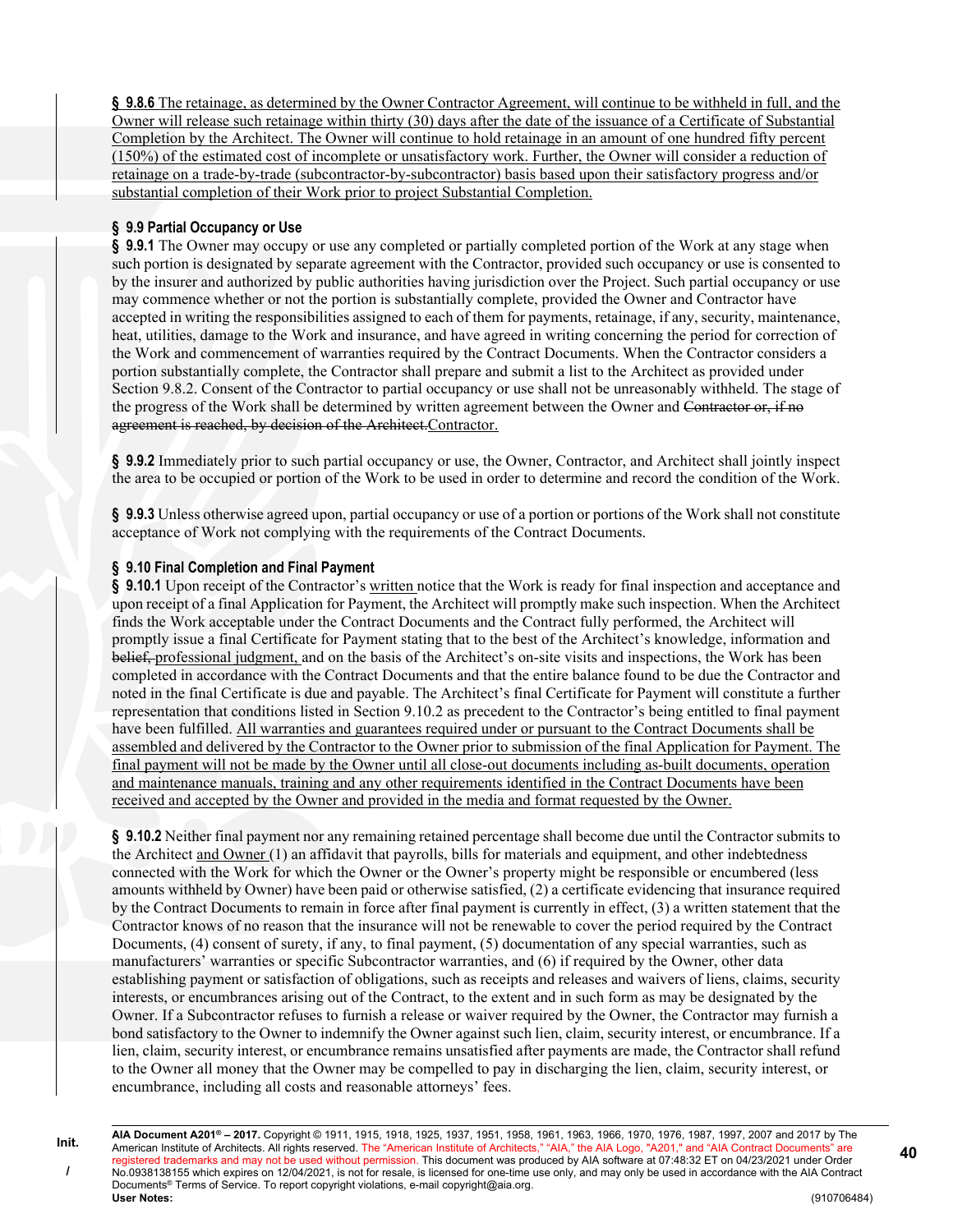**§ 9.8.6** The retainage, as determined by the Owner Contractor Agreement, will continue to be withheld in full, and the Owner will release such retainage within thirty (30) days after the date of the issuance of a Certificate of Substantial Completion by the Architect. The Owner will continue to hold retainage in an amount of one hundred fifty percent (150%) of the estimated cost of incomplete or unsatisfactory work. Further, the Owner will consider a reduction of retainage on a trade-by-trade (subcontractor-by-subcontractor) basis based upon their satisfactory progress and/or substantial completion of their Work prior to project Substantial Completion.

### § 9.9 Partial Occupancy or Use

**§ 9.9.1** The Owner may occupy or use any completed or partially completed portion of the Work at any stage when such portion is designated by separate agreement with the Contractor, provided such occupancy or use is consented to by the insurer and authorized by public authorities having jurisdiction over the Project. Such partial occupancy or use may commence whether or not the portion is substantially complete, provided the Owner and Contractor have accepted in writing the responsibilities assigned to each of them for payments, retainage, if any, security, maintenance, heat, utilities, damage to the Work and insurance, and have agreed in writing concerning the period for correction of the Work and commencement of warranties required by the Contract Documents. When the Contractor considers a portion substantially complete, the Contractor shall prepare and submit a list to the Architect as provided under Section 9.8.2. Consent of the Contractor to partial occupancy or use shall not be unreasonably withheld. The stage of the progress of the Work shall be determined by written agreement between the Owner and ~~Contractor or, if no agreement is reached, by decision of the Architect.~~Contractor.

**§ 9.9.2** Immediately prior to such partial occupancy or use, the Owner, Contractor, and Architect shall jointly inspect the area to be occupied or portion of the Work to be used in order to determine and record the condition of the Work.

**§ 9.9.3** Unless otherwise agreed upon, partial occupancy or use of a portion or portions of the Work shall not constitute acceptance of Work not complying with the requirements of the Contract Documents.

### § 9.10 Final Completion and Final Payment

**§ 9.10.1** Upon receipt of the Contractor's written notice that the Work is ready for final inspection and acceptance and upon receipt of a final Application for Payment, the Architect will promptly make such inspection. When the Architect finds the Work acceptable under the Contract Documents and the Contract fully performed, the Architect will promptly issue a final Certificate for Payment stating that to the best of the Architect's knowledge, information and ~~belief,~~ professional judgment, and on the basis of the Architect's on-site visits and inspections, the Work has been completed in accordance with the Contract Documents and that the entire balance found to be due the Contractor and noted in the final Certificate is due and payable. The Architect's final Certificate for Payment will constitute a further representation that conditions listed in Section 9.10.2 as precedent to the Contractor's being entitled to final payment have been fulfilled. All warranties and guarantees required under or pursuant to the Contract Documents shall be assembled and delivered by the Contractor to the Owner prior to submission of the final Application for Payment. The final payment will not be made by the Owner until all close-out documents including as-built documents, operation and maintenance manuals, training and any other requirements identified in the Contract Documents have been received and accepted by the Owner and provided in the media and format requested by the Owner.

**§ 9.10.2** Neither final payment nor any remaining retained percentage shall become due until the Contractor submits to the Architect and Owner (1) an affidavit that payrolls, bills for materials and equipment, and other indebtedness connected with the Work for which the Owner or the Owner's property might be responsible or encumbered (less amounts withheld by Owner) have been paid or otherwise satisfied, (2) a certificate evidencing that insurance required by the Contract Documents to remain in force after final payment is currently in effect, (3) a written statement that the Contractor knows of no reason that the insurance will not be renewable to cover the period required by the Contract Documents, (4) consent of surety, if any, to final payment, (5) documentation of any special warranties, such as manufacturers' warranties or specific Subcontractor warranties, and (6) if required by the Owner, other data establishing payment or satisfaction of obligations, such as receipts and releases and waivers of liens, claims, security interests, or encumbrances arising out of the Contract, to the extent and in such form as may be designated by the Owner. If a Subcontractor refuses to furnish a release or waiver required by the Owner, the Contractor may furnish a bond satisfactory to the Owner to indemnify the Owner against such lien, claim, security interest, or encumbrance. If a lien, claim, security interest, or encumbrance remains unsatisfied after payments are made, the Contractor shall refund to the Owner all money that the Owner may be compelled to pay in discharging the lien, claim, security interest, or encumbrance, including all costs and reasonable attorneys' fees.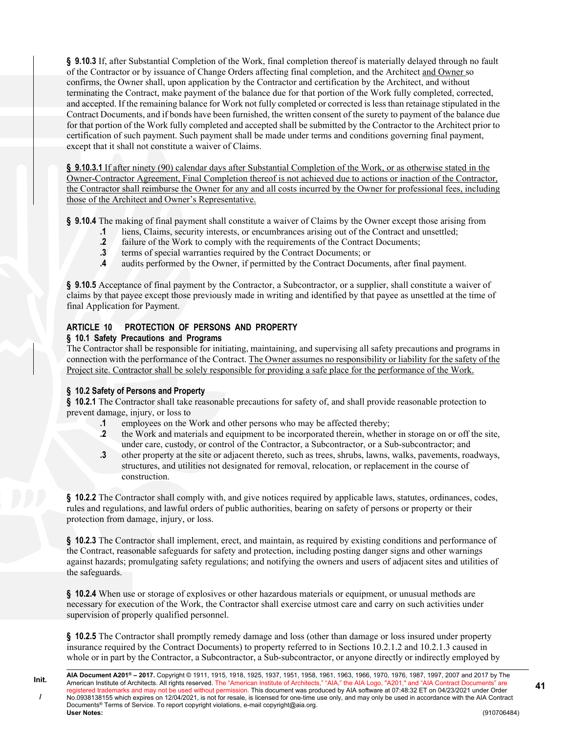**§ 9.10.3** If, after Substantial Completion of the Work, final completion thereof is materially delayed through no fault of the Contractor or by issuance of Change Orders affecting final completion, and the Architect <u>and Owner</u> so confirms, the Owner shall, upon application by the Contractor and certification by the Architect, and without terminating the Contract, make payment of the balance due for that portion of the Work fully completed, corrected, and accepted. If the remaining balance for Work not fully completed or corrected is less than retainage stipulated in the Contract Documents, and if bonds have been furnished, the written consent of the surety to payment of the balance due for that portion of the Work fully completed and accepted shall be submitted by the Contractor to the Architect prior to certification of such payment. Such payment shall be made under terms and conditions governing final payment, except that it shall not constitute a waiver of Claims.

<u>**§ 9.10.3.1** If after ninety (90) calendar days after Substantial Completion of the Work, or as otherwise stated in the Owner-Contractor Agreement, Final Completion thereof is not achieved due to actions or inaction of the Contractor, the Contractor shall reimburse the Owner for any and all costs incurred by the Owner for professional fees, including those of the Architect and Owner's Representative.</u>

**§ 9.10.4** The making of final payment shall constitute a waiver of Claims by the Owner except those arising from

- **.1** liens, Claims, security interests, or encumbrances arising out of the Contract and unsettled;
- **.2** failure of the Work to comply with the requirements of the Contract Documents;
- **.3** terms of special warranties required by the Contract Documents; or
- **.4** audits performed by the Owner, if permitted by the Contract Documents, after final payment.

**§ 9.10.5** Acceptance of final payment by the Contractor, a Subcontractor, or a supplier, shall constitute a waiver of claims by that payee except those previously made in writing and identified by that payee as unsettled at the time of final Application for Payment.

## ARTICLE 10 PROTECTION OF PERSONS AND PROPERTY

### § 10.1 Safety Precautions and Programs

The Contractor shall be responsible for initiating, maintaining, and supervising all safety precautions and programs in connection with the performance of the Contract. <u>The Owner assumes no responsibility or liability for the safety of the Project site. Contractor shall be solely responsible for providing a safe place for the performance of the Work.</u>

### § 10.2 Safety of Persons and Property

**§ 10.2.1** The Contractor shall take reasonable precautions for safety of, and shall provide reasonable protection to prevent damage, injury, or loss to

- **.1** employees on the Work and other persons who may be affected thereby;
- **.2** the Work and materials and equipment to be incorporated therein, whether in storage on or off the site, under care, custody, or control of the Contractor, a Subcontractor, or a Sub-subcontractor; and
- **.3** other property at the site or adjacent thereto, such as trees, shrubs, lawns, walks, pavements, roadways, structures, and utilities not designated for removal, relocation, or replacement in the course of construction.

**§ 10.2.2** The Contractor shall comply with, and give notices required by applicable laws, statutes, ordinances, codes, rules and regulations, and lawful orders of public authorities, bearing on safety of persons or property or their protection from damage, injury, or loss.

**§ 10.2.3** The Contractor shall implement, erect, and maintain, as required by existing conditions and performance of the Contract, reasonable safeguards for safety and protection, including posting danger signs and other warnings against hazards; promulgating safety regulations; and notifying the owners and users of adjacent sites and utilities of the safeguards.

**§ 10.2.4** When use or storage of explosives or other hazardous materials or equipment, or unusual methods are necessary for execution of the Work, the Contractor shall exercise utmost care and carry on such activities under supervision of properly qualified personnel.

**§ 10.2.5** The Contractor shall promptly remedy damage and loss (other than damage or loss insured under property insurance required by the Contract Documents) to property referred to in Sections 10.2.1.2 and 10.2.1.3 caused in whole or in part by the Contractor, a Subcontractor, a Sub-subcontractor, or anyone directly or indirectly employed by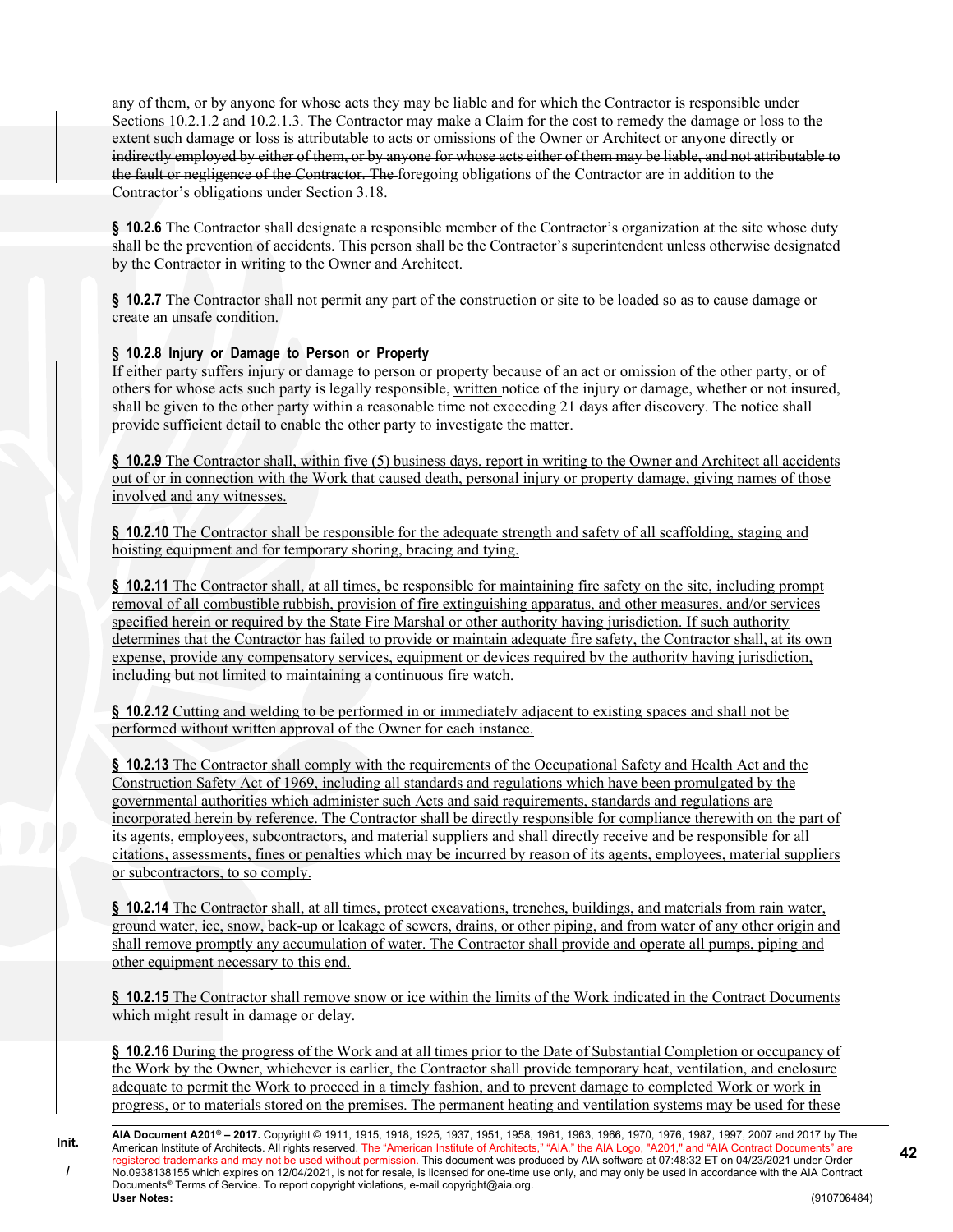any of them, or by anyone for whose acts they may be liable and for which the Contractor is responsible under Sections 10.2.1.2 and 10.2.1.3. The ~~Contractor may make a Claim for the cost to remedy the damage or loss to the extent such damage or loss is attributable to acts or omissions of the Owner or Architect or anyone directly or indirectly employed by either of them, or by anyone for whose acts either of them may be liable, and not attributable to the fault or negligence of the Contractor. The~~ foregoing obligations of the Contractor are in addition to the Contractor's obligations under Section 3.18.

**§ 10.2.6** The Contractor shall designate a responsible member of the Contractor's organization at the site whose duty shall be the prevention of accidents. This person shall be the Contractor's superintendent unless otherwise designated by the Contractor in writing to the Owner and Architect.

**§ 10.2.7** The Contractor shall not permit any part of the construction or site to be loaded so as to cause damage or create an unsafe condition.

**§ 10.2.8 Injury or Damage to Person or Property**

If either party suffers injury or damage to person or property because of an act or omission of the other party, or of others for whose acts such party is legally responsible, written notice of the injury or damage, whether or not insured, shall be given to the other party within a reasonable time not exceeding 21 days after discovery. The notice shall provide sufficient detail to enable the other party to investigate the matter.

**§ 10.2.9** The Contractor shall, within five (5) business days, report in writing to the Owner and Architect all accidents out of or in connection with the Work that caused death, personal injury or property damage, giving names of those involved and any witnesses.

**§ 10.2.10** The Contractor shall be responsible for the adequate strength and safety of all scaffolding, staging and hoisting equipment and for temporary shoring, bracing and tying.

**§ 10.2.11** The Contractor shall, at all times, be responsible for maintaining fire safety on the site, including prompt removal of all combustible rubbish, provision of fire extinguishing apparatus, and other measures, and/or services specified herein or required by the State Fire Marshal or other authority having jurisdiction. If such authority determines that the Contractor has failed to provide or maintain adequate fire safety, the Contractor shall, at its own expense, provide any compensatory services, equipment or devices required by the authority having jurisdiction, including but not limited to maintaining a continuous fire watch.

**§ 10.2.12** Cutting and welding to be performed in or immediately adjacent to existing spaces and shall not be performed without written approval of the Owner for each instance.

**§ 10.2.13** The Contractor shall comply with the requirements of the Occupational Safety and Health Act and the Construction Safety Act of 1969, including all standards and regulations which have been promulgated by the governmental authorities which administer such Acts and said requirements, standards and regulations are incorporated herein by reference. The Contractor shall be directly responsible for compliance therewith on the part of its agents, employees, subcontractors, and material suppliers and shall directly receive and be responsible for all citations, assessments, fines or penalties which may be incurred by reason of its agents, employees, material suppliers or subcontractors, to so comply.

**§ 10.2.14** The Contractor shall, at all times, protect excavations, trenches, buildings, and materials from rain water, ground water, ice, snow, back-up or leakage of sewers, drains, or other piping, and from water of any other origin and shall remove promptly any accumulation of water. The Contractor shall provide and operate all pumps, piping and other equipment necessary to this end.

**§ 10.2.15** The Contractor shall remove snow or ice within the limits of the Work indicated in the Contract Documents which might result in damage or delay.

**§ 10.2.16** During the progress of the Work and at all times prior to the Date of Substantial Completion or occupancy of the Work by the Owner, whichever is earlier, the Contractor shall provide temporary heat, ventilation, and enclosure adequate to permit the Work to proceed in a timely fashion, and to prevent damage to completed Work or work in progress, or to materials stored on the premises. The permanent heating and ventilation systems may be used for these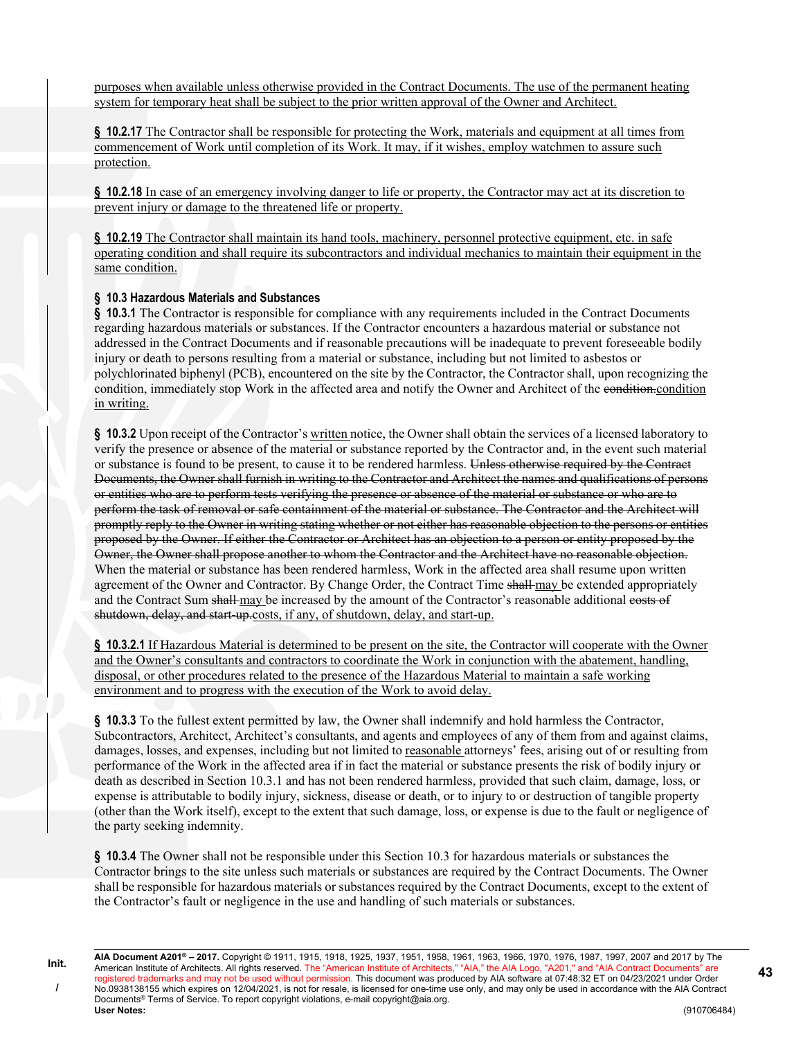purposes when available unless otherwise provided in the Contract Documents. The use of the permanent heating system for temporary heat shall be subject to the prior written approval of the Owner and Architect.

**§ 10.2.17** The Contractor shall be responsible for protecting the Work, materials and equipment at all times from commencement of Work until completion of its Work. It may, if it wishes, employ watchmen to assure such protection.

**§ 10.2.18** In case of an emergency involving danger to life or property, the Contractor may act at its discretion to prevent injury or damage to the threatened life or property.

**§ 10.2.19** The Contractor shall maintain its hand tools, machinery, personnel protective equipment, etc. in safe operating condition and shall require its subcontractors and individual mechanics to maintain their equipment in the same condition.

### § 10.3 Hazardous Materials and Substances

**§ 10.3.1** The Contractor is responsible for compliance with any requirements included in the Contract Documents regarding hazardous materials or substances. If the Contractor encounters a hazardous material or substance not addressed in the Contract Documents and if reasonable precautions will be inadequate to prevent foreseeable bodily injury or death to persons resulting from a material or substance, including but not limited to asbestos or polychlorinated biphenyl (PCB), encountered on the site by the Contractor, the Contractor shall, upon recognizing the condition, immediately stop Work in the affected area and notify the Owner and Architect of the ~~condition.~~condition in writing.

**§ 10.3.2** Upon receipt of the Contractor's written notice, the Owner shall obtain the services of a licensed laboratory to verify the presence or absence of the material or substance reported by the Contractor and, in the event such material or substance is found to be present, to cause it to be rendered harmless. ~~Unless otherwise required by the Contract Documents, the Owner shall furnish in writing to the Contractor and Architect the names and qualifications of persons or entities who are to perform tests verifying the presence or absence of the material or substance or who are to perform the task of removal or safe containment of the material or substance. The Contractor and the Architect will promptly reply to the Owner in writing stating whether or not either has reasonable objection to the persons or entities proposed by the Owner. If either the Contractor or Architect has an objection to a person or entity proposed by the Owner, the Owner shall propose another to whom the Contractor and the Architect have no reasonable objection.~~ When the material or substance has been rendered harmless, Work in the affected area shall resume upon written agreement of the Owner and Contractor. By Change Order, the Contract Time ~~shall~~ may be extended appropriately and the Contract Sum ~~shall~~ may be increased by the amount of the Contractor's reasonable additional ~~costs of shutdown, delay, and start-up.~~costs, if any, of shutdown, delay, and start-up.

**§ 10.3.2.1** If Hazardous Material is determined to be present on the site, the Contractor will cooperate with the Owner and the Owner's consultants and contractors to coordinate the Work in conjunction with the abatement, handling, disposal, or other procedures related to the presence of the Hazardous Material to maintain a safe working environment and to progress with the execution of the Work to avoid delay.

**§ 10.3.3** To the fullest extent permitted by law, the Owner shall indemnify and hold harmless the Contractor, Subcontractors, Architect, Architect's consultants, and agents and employees of any of them from and against claims, damages, losses, and expenses, including but not limited to reasonable attorneys' fees, arising out of or resulting from performance of the Work in the affected area if in fact the material or substance presents the risk of bodily injury or death as described in Section 10.3.1 and has not been rendered harmless, provided that such claim, damage, loss, or expense is attributable to bodily injury, sickness, disease or death, or to injury to or destruction of tangible property (other than the Work itself), except to the extent that such damage, loss, or expense is due to the fault or negligence of the party seeking indemnity.

**§ 10.3.4** The Owner shall not be responsible under this Section 10.3 for hazardous materials or substances the Contractor brings to the site unless such materials or substances are required by the Contract Documents. The Owner shall be responsible for hazardous materials or substances required by the Contract Documents, except to the extent of the Contractor's fault or negligence in the use and handling of such materials or substances.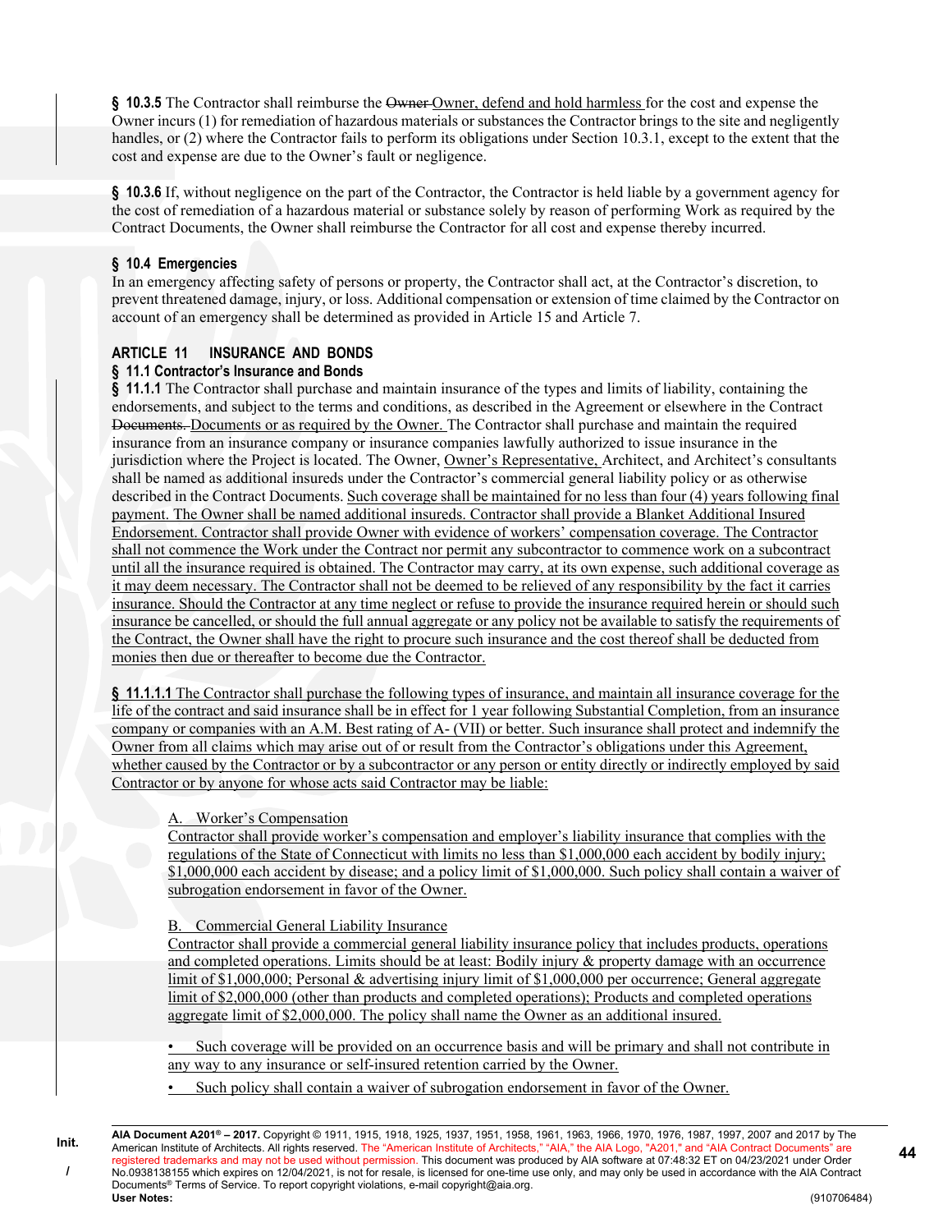**§ 10.3.5** The Contractor shall reimburse the ~~Owner~~ Owner, defend and hold harmless for the cost and expense the Owner incurs (1) for remediation of hazardous materials or substances the Contractor brings to the site and negligently handles, or (2) where the Contractor fails to perform its obligations under Section 10.3.1, except to the extent that the cost and expense are due to the Owner's fault or negligence.

**§ 10.3.6** If, without negligence on the part of the Contractor, the Contractor is held liable by a government agency for the cost of remediation of a hazardous material or substance solely by reason of performing Work as required by the Contract Documents, the Owner shall reimburse the Contractor for all cost and expense thereby incurred.

### § 10.4 Emergencies

In an emergency affecting safety of persons or property, the Contractor shall act, at the Contractor's discretion, to prevent threatened damage, injury, or loss. Additional compensation or extension of time claimed by the Contractor on account of an emergency shall be determined as provided in Article 15 and Article 7.

## ARTICLE 11 INSURANCE AND BONDS

### § 11.1 Contractor's Insurance and Bonds

**§ 11.1.1** The Contractor shall purchase and maintain insurance of the types and limits of liability, containing the endorsements, and subject to the terms and conditions, as described in the Agreement or elsewhere in the Contract ~~Documents.~~ Documents or as required by the Owner. The Contractor shall purchase and maintain the required insurance from an insurance company or insurance companies lawfully authorized to issue insurance in the jurisdiction where the Project is located. The Owner, Owner's Representative, Architect, and Architect's consultants shall be named as additional insureds under the Contractor's commercial general liability policy or as otherwise described in the Contract Documents. Such coverage shall be maintained for no less than four (4) years following final payment. The Owner shall be named additional insureds. Contractor shall provide a Blanket Additional Insured Endorsement. Contractor shall provide Owner with evidence of workers' compensation coverage. The Contractor shall not commence the Work under the Contract nor permit any subcontractor to commence work on a subcontract until all the insurance required is obtained. The Contractor may carry, at its own expense, such additional coverage as it may deem necessary. The Contractor shall not be deemed to be relieved of any responsibility by the fact it carries insurance. Should the Contractor at any time neglect or refuse to provide the insurance required herein or should such insurance be cancelled, or should the full annual aggregate or any policy not be available to satisfy the requirements of the Contract, the Owner shall have the right to procure such insurance and the cost thereof shall be deducted from monies then due or thereafter to become due the Contractor.

**§ 11.1.1.1** The Contractor shall purchase the following types of insurance, and maintain all insurance coverage for the life of the contract and said insurance shall be in effect for 1 year following Substantial Completion, from an insurance company or companies with an A.M. Best rating of A- (VII) or better. Such insurance shall protect and indemnify the Owner from all claims which may arise out of or result from the Contractor's obligations under this Agreement, whether caused by the Contractor or by a subcontractor or any person or entity directly or indirectly employed by said Contractor or by anyone for whose acts said Contractor may be liable:

A. Worker's Compensation

Contractor shall provide worker's compensation and employer's liability insurance that complies with the regulations of the State of Connecticut with limits no less than $1,000,000 each accident by bodily injury; $1,000,000 each accident by disease; and a policy limit of $1,000,000. Such policy shall contain a waiver of subrogation endorsement in favor of the Owner.

B. Commercial General Liability Insurance

Contractor shall provide a commercial general liability insurance policy that includes products, operations and completed operations. Limits should be at least: Bodily injury & property damage with an occurrence limit of $1,000,000; Personal & advertising injury limit of $1,000,000 per occurrence; General aggregate limit of $2,000,000 (other than products and completed operations); Products and completed operations aggregate limit of $2,000,000. The policy shall name the Owner as an additional insured.

- Such coverage will be provided on an occurrence basis and will be primary and shall not contribute in any way to any insurance or self-insured retention carried by the Owner.
- Such policy shall contain a waiver of subrogation endorsement in favor of the Owner.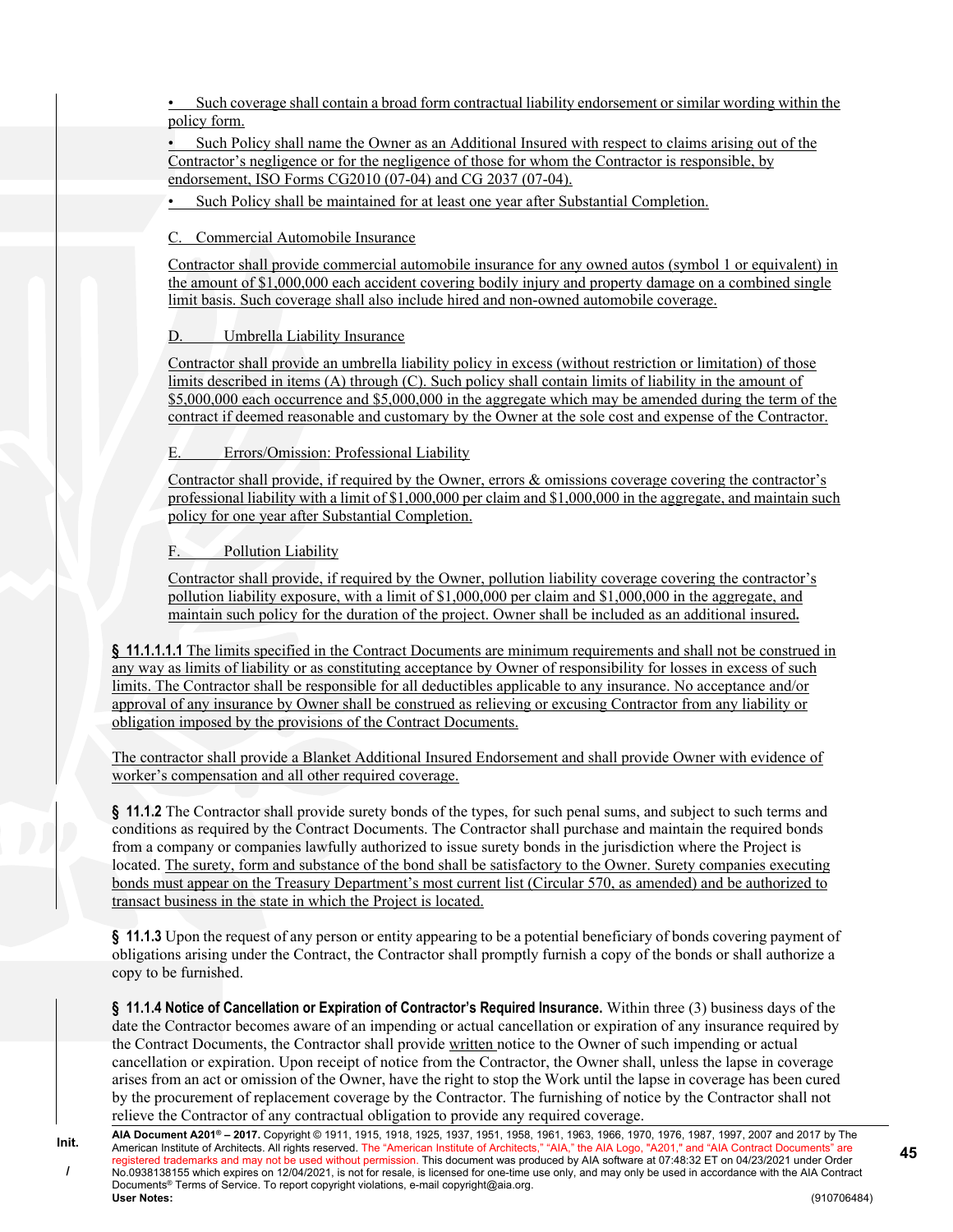- Such coverage shall contain a broad form contractual liability endorsement or similar wording within the policy form.
- Such Policy shall name the Owner as an Additional Insured with respect to claims arising out of the Contractor's negligence or for the negligence of those for whom the Contractor is responsible, by endorsement, ISO Forms CG2010 (07-04) and CG 2037 (07-04).
- Such Policy shall be maintained for at least one year after Substantial Completion.

C. Commercial Automobile Insurance

Contractor shall provide commercial automobile insurance for any owned autos (symbol 1 or equivalent) in the amount of $1,000,000 each accident covering bodily injury and property damage on a combined single limit basis. Such coverage shall also include hired and non-owned automobile coverage.

D. Umbrella Liability Insurance

Contractor shall provide an umbrella liability policy in excess (without restriction or limitation) of those limits described in items (A) through (C). Such policy shall contain limits of liability in the amount of $5,000,000 each occurrence and $5,000,000 in the aggregate which may be amended during the term of the contract if deemed reasonable and customary by the Owner at the sole cost and expense of the Contractor.

E. Errors/Omission: Professional Liability

Contractor shall provide, if required by the Owner, errors & omissions coverage covering the contractor's professional liability with a limit of $1,000,000 per claim and $1,000,000 in the aggregate, and maintain such policy for one year after Substantial Completion.

F. Pollution Liability

Contractor shall provide, if required by the Owner, pollution liability coverage covering the contractor's pollution liability exposure, with a limit of $1,000,000 per claim and $1,000,000 in the aggregate, and maintain such policy for the duration of the project. Owner shall be included as an additional insured.

**§ 11.1.1.1.1** The limits specified in the Contract Documents are minimum requirements and shall not be construed in any way as limits of liability or as constituting acceptance by Owner of responsibility for losses in excess of such limits. The Contractor shall be responsible for all deductibles applicable to any insurance. No acceptance and/or approval of any insurance by Owner shall be construed as relieving or excusing Contractor from any liability or obligation imposed by the provisions of the Contract Documents.

The contractor shall provide a Blanket Additional Insured Endorsement and shall provide Owner with evidence of worker's compensation and all other required coverage.

**§ 11.1.2** The Contractor shall provide surety bonds of the types, for such penal sums, and subject to such terms and conditions as required by the Contract Documents. The Contractor shall purchase and maintain the required bonds from a company or companies lawfully authorized to issue surety bonds in the jurisdiction where the Project is located. The surety, form and substance of the bond shall be satisfactory to the Owner. Surety companies executing bonds must appear on the Treasury Department's most current list (Circular 570, as amended) and be authorized to transact business in the state in which the Project is located.

**§ 11.1.3** Upon the request of any person or entity appearing to be a potential beneficiary of bonds covering payment of obligations arising under the Contract, the Contractor shall promptly furnish a copy of the bonds or shall authorize a copy to be furnished.

**§ 11.1.4 Notice of Cancellation or Expiration of Contractor's Required Insurance.** Within three (3) business days of the date the Contractor becomes aware of an impending or actual cancellation or expiration of any insurance required by the Contract Documents, the Contractor shall provide written notice to the Owner of such impending or actual cancellation or expiration. Upon receipt of notice from the Contractor, the Owner shall, unless the lapse in coverage arises from an act or omission of the Owner, have the right to stop the Work until the lapse in coverage has been cured by the procurement of replacement coverage by the Contractor. The furnishing of notice by the Contractor shall not relieve the Contractor of any contractual obligation to provide any required coverage.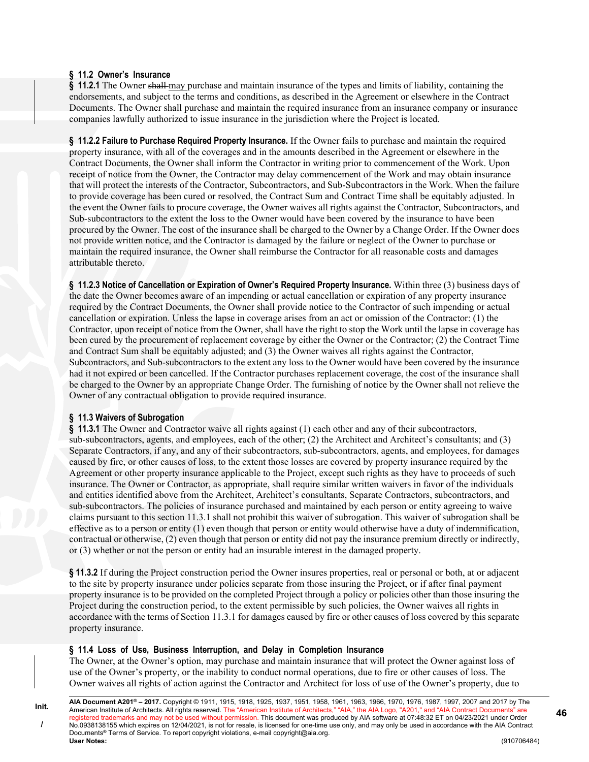### § 11.2 Owner's Insurance

**§ 11.2.1** The Owner ~~shall~~ may purchase and maintain insurance of the types and limits of liability, containing the endorsements, and subject to the terms and conditions, as described in the Agreement or elsewhere in the Contract Documents. The Owner shall purchase and maintain the required insurance from an insurance company or insurance companies lawfully authorized to issue insurance in the jurisdiction where the Project is located.

**§ 11.2.2 Failure to Purchase Required Property Insurance.** If the Owner fails to purchase and maintain the required property insurance, with all of the coverages and in the amounts described in the Agreement or elsewhere in the Contract Documents, the Owner shall inform the Contractor in writing prior to commencement of the Work. Upon receipt of notice from the Owner, the Contractor may delay commencement of the Work and may obtain insurance that will protect the interests of the Contractor, Subcontractors, and Sub-Subcontractors in the Work. When the failure to provide coverage has been cured or resolved, the Contract Sum and Contract Time shall be equitably adjusted. In the event the Owner fails to procure coverage, the Owner waives all rights against the Contractor, Subcontractors, and Sub-subcontractors to the extent the loss to the Owner would have been covered by the insurance to have been procured by the Owner. The cost of the insurance shall be charged to the Owner by a Change Order. If the Owner does not provide written notice, and the Contractor is damaged by the failure or neglect of the Owner to purchase or maintain the required insurance, the Owner shall reimburse the Contractor for all reasonable costs and damages attributable thereto.

**§ 11.2.3 Notice of Cancellation or Expiration of Owner's Required Property Insurance.** Within three (3) business days of the date the Owner becomes aware of an impending or actual cancellation or expiration of any property insurance required by the Contract Documents, the Owner shall provide notice to the Contractor of such impending or actual cancellation or expiration. Unless the lapse in coverage arises from an act or omission of the Contractor: (1) the Contractor, upon receipt of notice from the Owner, shall have the right to stop the Work until the lapse in coverage has been cured by the procurement of replacement coverage by either the Owner or the Contractor; (2) the Contract Time and Contract Sum shall be equitably adjusted; and (3) the Owner waives all rights against the Contractor, Subcontractors, and Sub-subcontractors to the extent any loss to the Owner would have been covered by the insurance had it not expired or been cancelled. If the Contractor purchases replacement coverage, the cost of the insurance shall be charged to the Owner by an appropriate Change Order. The furnishing of notice by the Owner shall not relieve the Owner of any contractual obligation to provide required insurance.

### § 11.3 Waivers of Subrogation

**§ 11.3.1** The Owner and Contractor waive all rights against (1) each other and any of their subcontractors, sub-subcontractors, agents, and employees, each of the other; (2) the Architect and Architect's consultants; and (3) Separate Contractors, if any, and any of their subcontractors, sub-subcontractors, agents, and employees, for damages caused by fire, or other causes of loss, to the extent those losses are covered by property insurance required by the Agreement or other property insurance applicable to the Project, except such rights as they have to proceeds of such insurance. The Owner or Contractor, as appropriate, shall require similar written waivers in favor of the individuals and entities identified above from the Architect, Architect's consultants, Separate Contractors, subcontractors, and sub-subcontractors. The policies of insurance purchased and maintained by each person or entity agreeing to waive claims pursuant to this section 11.3.1 shall not prohibit this waiver of subrogation. This waiver of subrogation shall be effective as to a person or entity (1) even though that person or entity would otherwise have a duty of indemnification, contractual or otherwise, (2) even though that person or entity did not pay the insurance premium directly or indirectly, or (3) whether or not the person or entity had an insurable interest in the damaged property.

**§ 11.3.2** If during the Project construction period the Owner insures properties, real or personal or both, at or adjacent to the site by property insurance under policies separate from those insuring the Project, or if after final payment property insurance is to be provided on the completed Project through a policy or policies other than those insuring the Project during the construction period, to the extent permissible by such policies, the Owner waives all rights in accordance with the terms of Section 11.3.1 for damages caused by fire or other causes of loss covered by this separate property insurance.

### § 11.4 Loss of Use, Business Interruption, and Delay in Completion Insurance

The Owner, at the Owner's option, may purchase and maintain insurance that will protect the Owner against loss of use of the Owner's property, or the inability to conduct normal operations, due to fire or other causes of loss. The Owner waives all rights of action against the Contractor and Architect for loss of use of the Owner's property, due to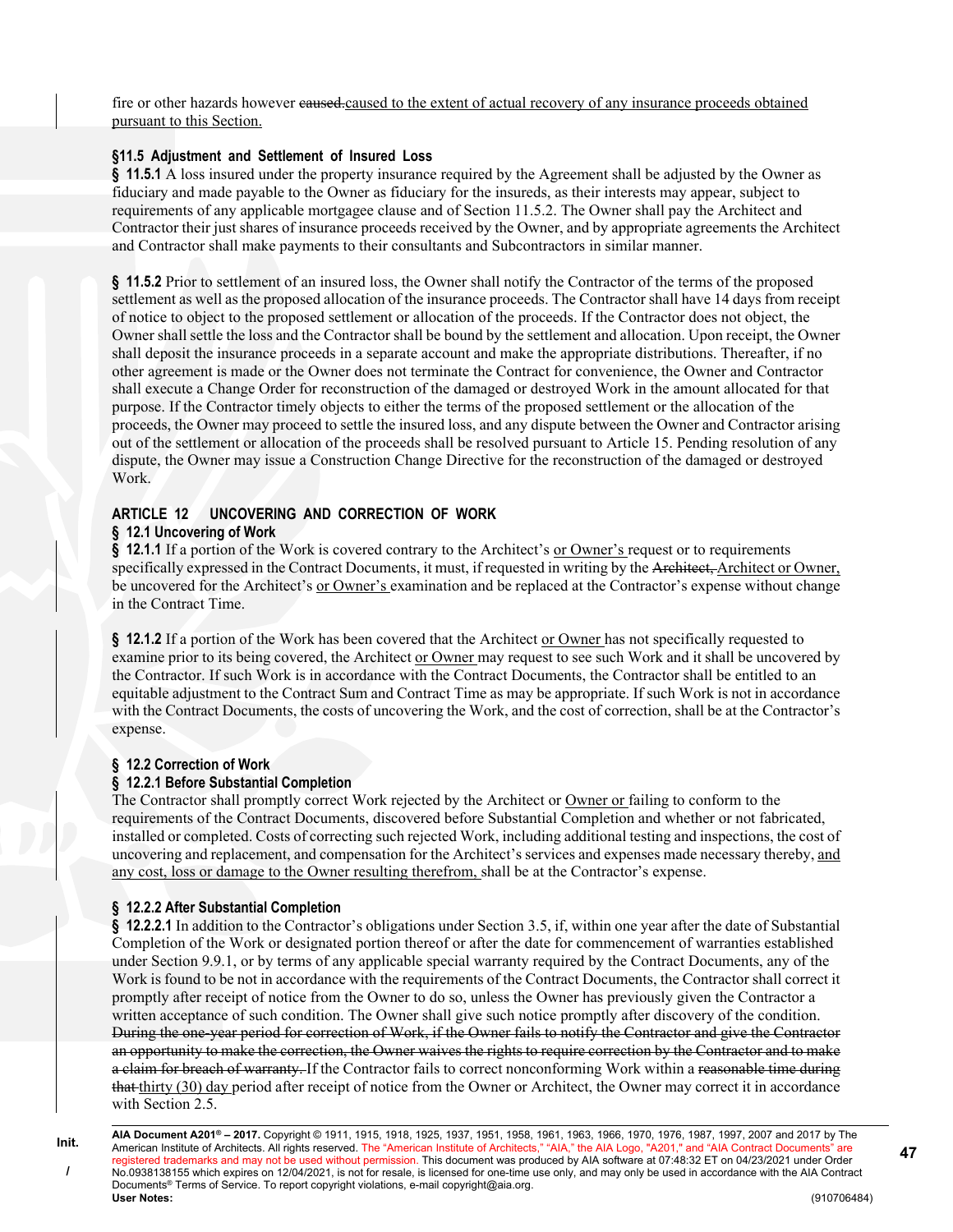fire or other hazards however ~~caused.~~caused to the extent of actual recovery of any insurance proceeds obtained pursuant to this Section.

### §11.5 Adjustment and Settlement of Insured Loss

**§ 11.5.1** A loss insured under the property insurance required by the Agreement shall be adjusted by the Owner as fiduciary and made payable to the Owner as fiduciary for the insureds, as their interests may appear, subject to requirements of any applicable mortgagee clause and of Section 11.5.2. The Owner shall pay the Architect and Contractor their just shares of insurance proceeds received by the Owner, and by appropriate agreements the Architect and Contractor shall make payments to their consultants and Subcontractors in similar manner.

**§ 11.5.2** Prior to settlement of an insured loss, the Owner shall notify the Contractor of the terms of the proposed settlement as well as the proposed allocation of the insurance proceeds. The Contractor shall have 14 days from receipt of notice to object to the proposed settlement or allocation of the proceeds. If the Contractor does not object, the Owner shall settle the loss and the Contractor shall be bound by the settlement and allocation. Upon receipt, the Owner shall deposit the insurance proceeds in a separate account and make the appropriate distributions. Thereafter, if no other agreement is made or the Owner does not terminate the Contract for convenience, the Owner and Contractor shall execute a Change Order for reconstruction of the damaged or destroyed Work in the amount allocated for that purpose. If the Contractor timely objects to either the terms of the proposed settlement or the allocation of the proceeds, the Owner may proceed to settle the insured loss, and any dispute between the Owner and Contractor arising out of the settlement or allocation of the proceeds shall be resolved pursuant to Article 15. Pending resolution of any dispute, the Owner may issue a Construction Change Directive for the reconstruction of the damaged or destroyed Work.

## ARTICLE 12 UNCOVERING AND CORRECTION OF WORK

### § 12.1 Uncovering of Work

**§ 12.1.1** If a portion of the Work is covered contrary to the Architect's or Owner's request or to requirements specifically expressed in the Contract Documents, it must, if requested in writing by the ~~Architect,~~ Architect or Owner, be uncovered for the Architect's or Owner's examination and be replaced at the Contractor's expense without change in the Contract Time.

**§ 12.1.2** If a portion of the Work has been covered that the Architect or Owner has not specifically requested to examine prior to its being covered, the Architect or Owner may request to see such Work and it shall be uncovered by the Contractor. If such Work is in accordance with the Contract Documents, the Contractor shall be entitled to an equitable adjustment to the Contract Sum and Contract Time as may be appropriate. If such Work is not in accordance with the Contract Documents, the costs of uncovering the Work, and the cost of correction, shall be at the Contractor's expense.

### § 12.2 Correction of Work

#### § 12.2.1 Before Substantial Completion

The Contractor shall promptly correct Work rejected by the Architect or Owner or failing to conform to the requirements of the Contract Documents, discovered before Substantial Completion and whether or not fabricated, installed or completed. Costs of correcting such rejected Work, including additional testing and inspections, the cost of uncovering and replacement, and compensation for the Architect's services and expenses made necessary thereby, and any cost, loss or damage to the Owner resulting therefrom, shall be at the Contractor's expense.

#### § 12.2.2 After Substantial Completion

**§ 12.2.2.1** In addition to the Contractor's obligations under Section 3.5, if, within one year after the date of Substantial Completion of the Work or designated portion thereof or after the date for commencement of warranties established under Section 9.9.1, or by terms of any applicable special warranty required by the Contract Documents, any of the Work is found to be not in accordance with the requirements of the Contract Documents, the Contractor shall correct it promptly after receipt of notice from the Owner to do so, unless the Owner has previously given the Contractor a written acceptance of such condition. The Owner shall give such notice promptly after discovery of the condition. ~~During the one-year period for correction of Work, if the Owner fails to notify the Contractor and give the Contractor an opportunity to make the correction, the Owner waives the rights to require correction by the Contractor and to make a claim for breach of warranty.~~ If the Contractor fails to correct nonconforming Work within a ~~reasonable time during that~~ thirty (30) day period after receipt of notice from the Owner or Architect, the Owner may correct it in accordance with Section 2.5.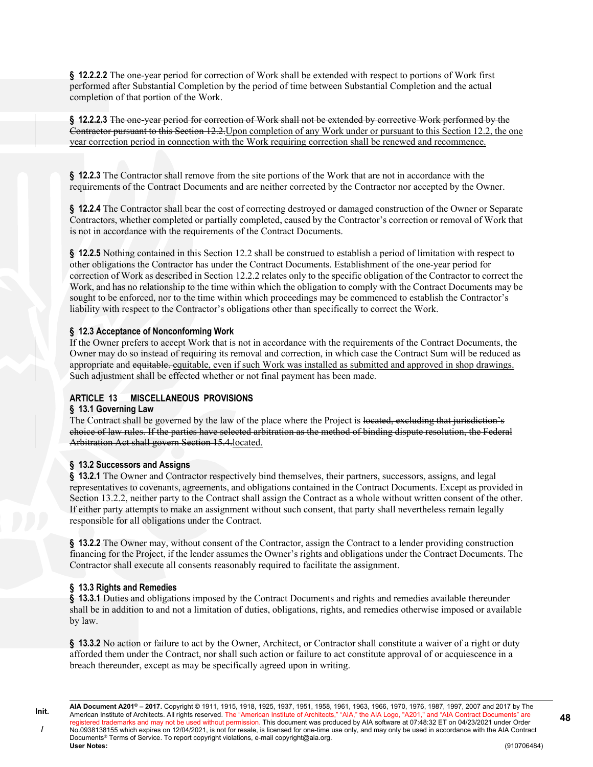**§ 12.2.2.2** The one-year period for correction of Work shall be extended with respect to portions of Work first performed after Substantial Completion by the period of time between Substantial Completion and the actual completion of that portion of the Work.

**§ 12.2.2.3** ~~The one-year period for correction of Work shall not be extended by corrective Work performed by the Contractor pursuant to this Section 12.2.~~Upon completion of any Work under or pursuant to this Section 12.2, the one year correction period in connection with the Work requiring correction shall be renewed and recommence.

**§ 12.2.3** The Contractor shall remove from the site portions of the Work that are not in accordance with the requirements of the Contract Documents and are neither corrected by the Contractor nor accepted by the Owner.

**§ 12.2.4** The Contractor shall bear the cost of correcting destroyed or damaged construction of the Owner or Separate Contractors, whether completed or partially completed, caused by the Contractor's correction or removal of Work that is not in accordance with the requirements of the Contract Documents.

**§ 12.2.5** Nothing contained in this Section 12.2 shall be construed to establish a period of limitation with respect to other obligations the Contractor has under the Contract Documents. Establishment of the one-year period for correction of Work as described in Section 12.2.2 relates only to the specific obligation of the Contractor to correct the Work, and has no relationship to the time within which the obligation to comply with the Contract Documents may be sought to be enforced, nor to the time within which proceedings may be commenced to establish the Contractor's liability with respect to the Contractor's obligations other than specifically to correct the Work.

### § 12.3 Acceptance of Nonconforming Work

If the Owner prefers to accept Work that is not in accordance with the requirements of the Contract Documents, the Owner may do so instead of requiring its removal and correction, in which case the Contract Sum will be reduced as appropriate and ~~equitable.~~ equitable, even if such Work was installed as submitted and approved in shop drawings. Such adjustment shall be effected whether or not final payment has been made.

## ARTICLE 13 MISCELLANEOUS PROVISIONS

### § 13.1 Governing Law

The Contract shall be governed by the law of the place where the Project is ~~located, excluding that jurisdiction's choice of law rules. If the parties have selected arbitration as the method of binding dispute resolution, the Federal Arbitration Act shall govern Section 15.4.~~located.

### § 13.2 Successors and Assigns

**§ 13.2.1** The Owner and Contractor respectively bind themselves, their partners, successors, assigns, and legal representatives to covenants, agreements, and obligations contained in the Contract Documents. Except as provided in Section 13.2.2, neither party to the Contract shall assign the Contract as a whole without written consent of the other. If either party attempts to make an assignment without such consent, that party shall nevertheless remain legally responsible for all obligations under the Contract.

**§ 13.2.2** The Owner may, without consent of the Contractor, assign the Contract to a lender providing construction financing for the Project, if the lender assumes the Owner's rights and obligations under the Contract Documents. The Contractor shall execute all consents reasonably required to facilitate the assignment.

### § 13.3 Rights and Remedies

**§ 13.3.1** Duties and obligations imposed by the Contract Documents and rights and remedies available thereunder shall be in addition to and not a limitation of duties, obligations, rights, and remedies otherwise imposed or available by law.

**§ 13.3.2** No action or failure to act by the Owner, Architect, or Contractor shall constitute a waiver of a right or duty afforded them under the Contract, nor shall such action or failure to act constitute approval of or acquiescence in a breach thereunder, except as may be specifically agreed upon in writing.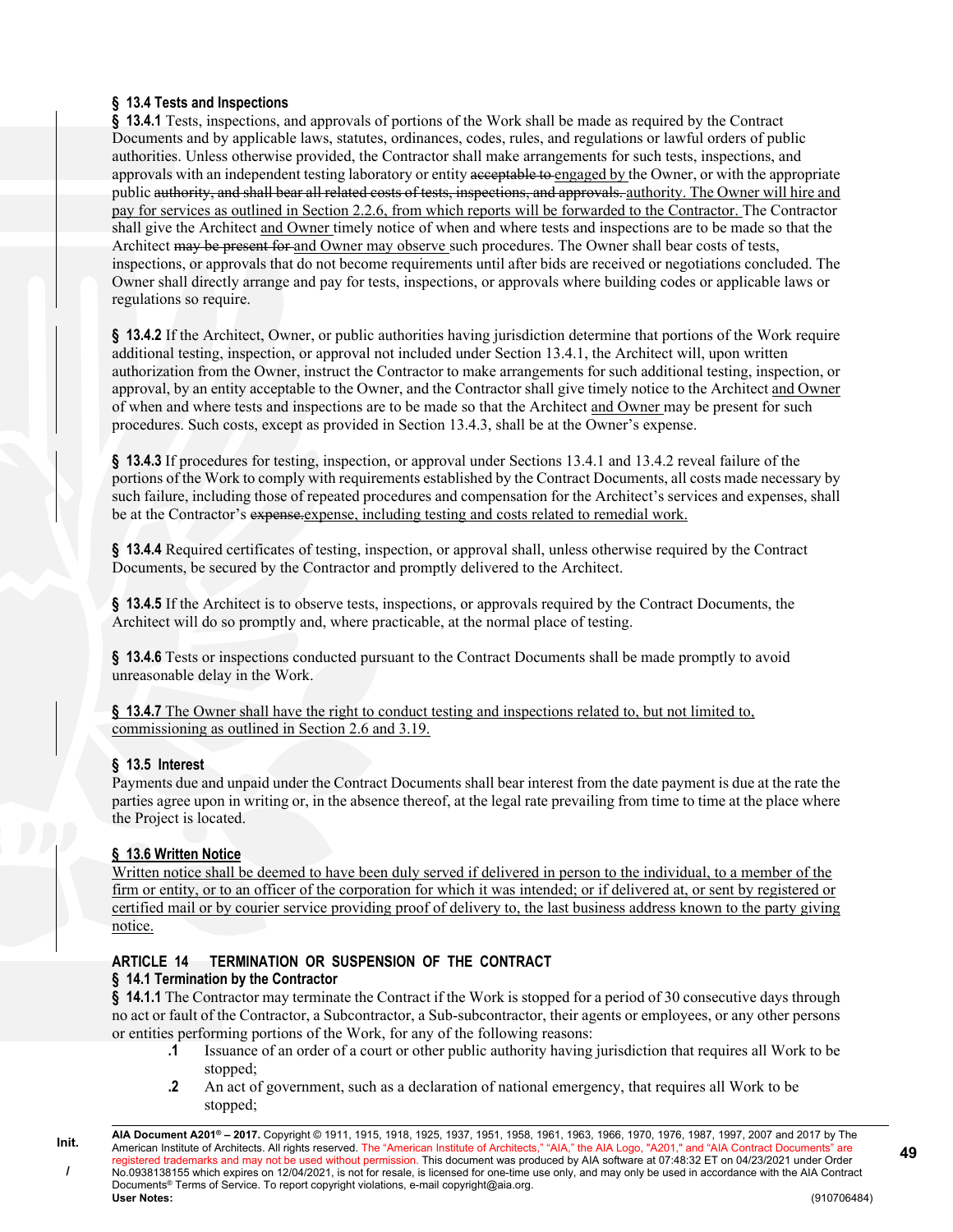### § 13.4 Tests and Inspections

**§ 13.4.1** Tests, inspections, and approvals of portions of the Work shall be made as required by the Contract Documents and by applicable laws, statutes, ordinances, codes, rules, and regulations or lawful orders of public authorities. Unless otherwise provided, the Contractor shall make arrangements for such tests, inspections, and approvals with an independent testing laboratory or entity ~~acceptable to~~ engaged by the Owner, or with the appropriate public ~~authority, and shall bear all related costs of tests, inspections, and approvals.~~ authority. The Owner will hire and pay for services as outlined in Section 2.2.6, from which reports will be forwarded to the Contractor. The Contractor shall give the Architect and Owner timely notice of when and where tests and inspections are to be made so that the Architect ~~may be present for~~ and Owner may observe such procedures. The Owner shall bear costs of tests, inspections, or approvals that do not become requirements until after bids are received or negotiations concluded. The Owner shall directly arrange and pay for tests, inspections, or approvals where building codes or applicable laws or regulations so require.

**§ 13.4.2** If the Architect, Owner, or public authorities having jurisdiction determine that portions of the Work require additional testing, inspection, or approval not included under Section 13.4.1, the Architect will, upon written authorization from the Owner, instruct the Contractor to make arrangements for such additional testing, inspection, or approval, by an entity acceptable to the Owner, and the Contractor shall give timely notice to the Architect and Owner of when and where tests and inspections are to be made so that the Architect and Owner may be present for such procedures. Such costs, except as provided in Section 13.4.3, shall be at the Owner's expense.

**§ 13.4.3** If procedures for testing, inspection, or approval under Sections 13.4.1 and 13.4.2 reveal failure of the portions of the Work to comply with requirements established by the Contract Documents, all costs made necessary by such failure, including those of repeated procedures and compensation for the Architect's services and expenses, shall be at the Contractor's ~~expense.~~ expense, including testing and costs related to remedial work.

**§ 13.4.4** Required certificates of testing, inspection, or approval shall, unless otherwise required by the Contract Documents, be secured by the Contractor and promptly delivered to the Architect.

**§ 13.4.5** If the Architect is to observe tests, inspections, or approvals required by the Contract Documents, the Architect will do so promptly and, where practicable, at the normal place of testing.

**§ 13.4.6** Tests or inspections conducted pursuant to the Contract Documents shall be made promptly to avoid unreasonable delay in the Work.

**§ 13.4.7** The Owner shall have the right to conduct testing and inspections related to, but not limited to, commissioning as outlined in Section 2.6 and 3.19.

### § 13.5 Interest

Payments due and unpaid under the Contract Documents shall bear interest from the date payment is due at the rate the parties agree upon in writing or, in the absence thereof, at the legal rate prevailing from time to time at the place where the Project is located.

### § 13.6 Written Notice

Written notice shall be deemed to have been duly served if delivered in person to the individual, to a member of the firm or entity, or to an officer of the corporation for which it was intended; or if delivered at, or sent by registered or certified mail or by courier service providing proof of delivery to, the last business address known to the party giving notice.

## ARTICLE 14 TERMINATION OR SUSPENSION OF THE CONTRACT

### § 14.1 Termination by the Contractor

**§ 14.1.1** The Contractor may terminate the Contract if the Work is stopped for a period of 30 consecutive days through no act or fault of the Contractor, a Subcontractor, a Sub-subcontractor, their agents or employees, or any other persons or entities performing portions of the Work, for any of the following reasons:

**.1** Issuance of an order of a court or other public authority having jurisdiction that requires all Work to be stopped;

**.2** An act of government, such as a declaration of national emergency, that requires all Work to be stopped;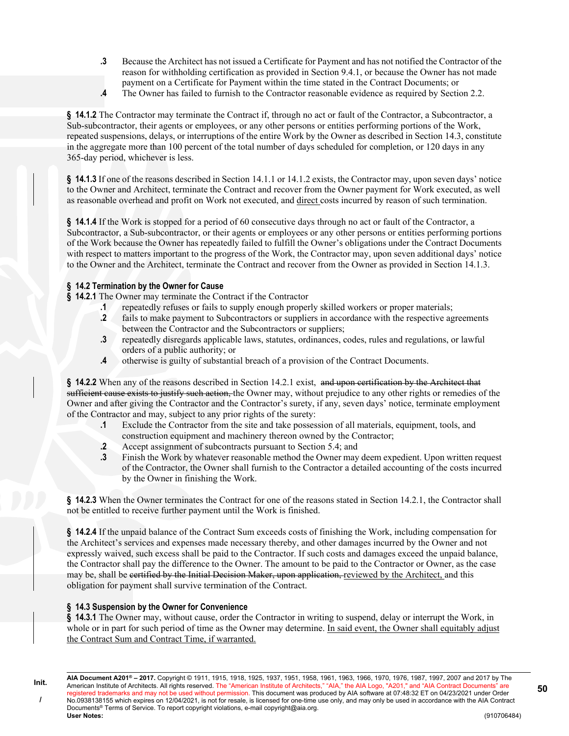.3 Because the Architect has not issued a Certificate for Payment and has not notified the Contractor of the reason for withholding certification as provided in Section 9.4.1, or because the Owner has not made payment on a Certificate for Payment within the time stated in the Contract Documents; or

.4 The Owner has failed to furnish to the Contractor reasonable evidence as required by Section 2.2.

**§ 14.1.2** The Contractor may terminate the Contract if, through no act or fault of the Contractor, a Subcontractor, a Sub-subcontractor, their agents or employees, or any other persons or entities performing portions of the Work, repeated suspensions, delays, or interruptions of the entire Work by the Owner as described in Section 14.3, constitute in the aggregate more than 100 percent of the total number of days scheduled for completion, or 120 days in any 365-day period, whichever is less.

**§ 14.1.3** If one of the reasons described in Section 14.1.1 or 14.1.2 exists, the Contractor may, upon seven days' notice to the Owner and Architect, terminate the Contract and recover from the Owner payment for Work executed, as well as reasonable overhead and profit on Work not executed, and <u>direct</u> costs incurred by reason of such termination.

**§ 14.1.4** If the Work is stopped for a period of 60 consecutive days through no act or fault of the Contractor, a Subcontractor, a Sub-subcontractor, or their agents or employees or any other persons or entities performing portions of the Work because the Owner has repeatedly failed to fulfill the Owner's obligations under the Contract Documents with respect to matters important to the progress of the Work, the Contractor may, upon seven additional days' notice to the Owner and the Architect, terminate the Contract and recover from the Owner as provided in Section 14.1.3.

### § 14.2 Termination by the Owner for Cause

**§ 14.2.1** The Owner may terminate the Contract if the Contractor

.1 repeatedly refuses or fails to supply enough properly skilled workers or proper materials;

.2 fails to make payment to Subcontractors or suppliers in accordance with the respective agreements between the Contractor and the Subcontractors or suppliers;

.3 repeatedly disregards applicable laws, statutes, ordinances, codes, rules and regulations, or lawful orders of a public authority; or

.4 otherwise is guilty of substantial breach of a provision of the Contract Documents.

**§ 14.2.2** When any of the reasons described in Section 14.2.1 exist, ~~and upon certification by the Architect that sufficient cause exists to justify such action,~~ the Owner may, without prejudice to any other rights or remedies of the Owner and after giving the Contractor and the Contractor's surety, if any, seven days' notice, terminate employment of the Contractor and may, subject to any prior rights of the surety:

.1 Exclude the Contractor from the site and take possession of all materials, equipment, tools, and construction equipment and machinery thereon owned by the Contractor;

.2 Accept assignment of subcontracts pursuant to Section 5.4; and

.3 Finish the Work by whatever reasonable method the Owner may deem expedient. Upon written request of the Contractor, the Owner shall furnish to the Contractor a detailed accounting of the costs incurred by the Owner in finishing the Work.

**§ 14.2.3** When the Owner terminates the Contract for one of the reasons stated in Section 14.2.1, the Contractor shall not be entitled to receive further payment until the Work is finished.

**§ 14.2.4** If the unpaid balance of the Contract Sum exceeds costs of finishing the Work, including compensation for the Architect's services and expenses made necessary thereby, and other damages incurred by the Owner and not expressly waived, such excess shall be paid to the Contractor. If such costs and damages exceed the unpaid balance, the Contractor shall pay the difference to the Owner. The amount to be paid to the Contractor or Owner, as the case may be, shall be ~~certified by the Initial Decision Maker, upon application,~~ <u>reviewed by the Architect,</u> and this obligation for payment shall survive termination of the Contract.

### § 14.3 Suspension by the Owner for Convenience

**§ 14.3.1** The Owner may, without cause, order the Contractor in writing to suspend, delay or interrupt the Work, in whole or in part for such period of time as the Owner may determine. <u>In said event, the Owner shall equitably adjust the Contract Sum and Contract Time, if warranted.</u>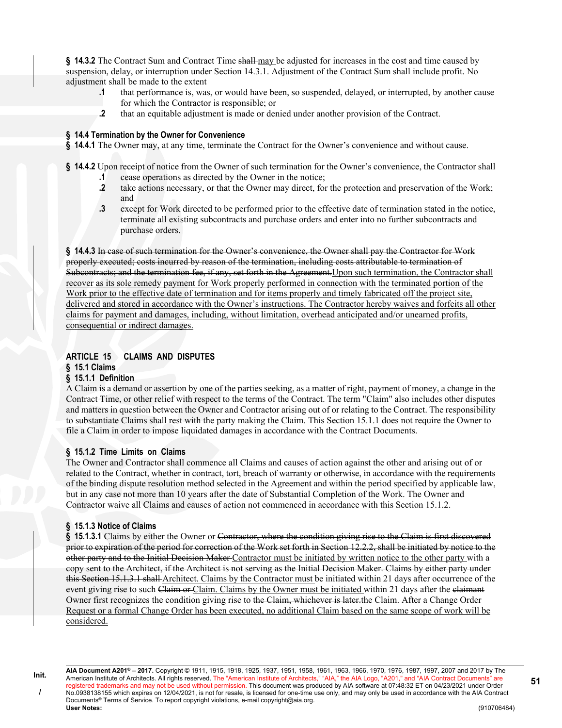**§ 14.3.2** The Contract Sum and Contract Time ~~shall~~ <u>may</u> be adjusted for increases in the cost and time caused by suspension, delay, or interruption under Section 14.3.1. Adjustment of the Contract Sum shall include profit. No adjustment shall be made to the extent

- **.1** that performance is, was, or would have been, so suspended, delayed, or interrupted, by another cause for which the Contractor is responsible; or
- **.2** that an equitable adjustment is made or denied under another provision of the Contract.

### § 14.4 Termination by the Owner for Convenience

**§ 14.4.1** The Owner may, at any time, terminate the Contract for the Owner's convenience and without cause.

**§ 14.4.2** Upon receipt of notice from the Owner of such termination for the Owner's convenience, the Contractor shall

- **.1** cease operations as directed by the Owner in the notice;
- **.2** take actions necessary, or that the Owner may direct, for the protection and preservation of the Work; and
- **.3** except for Work directed to be performed prior to the effective date of termination stated in the notice, terminate all existing subcontracts and purchase orders and enter into no further subcontracts and purchase orders.

**§ 14.4.3** ~~In case of such termination for the Owner's convenience, the Owner shall pay the Contractor for Work properly executed; costs incurred by reason of the termination, including costs attributable to termination of Subcontracts; and the termination fee, if any, set forth in the Agreement.~~<u>Upon such termination, the Contractor shall recover as its sole remedy payment for Work properly performed in connection with the terminated portion of the Work prior to the effective date of termination and for items properly and timely fabricated off the project site, delivered and stored in accordance with the Owner's instructions. The Contractor hereby waives and forfeits all other claims for payment and damages, including, without limitation, overhead anticipated and/or unearned profits, consequential or indirect damages.</u>

## ARTICLE 15 CLAIMS AND DISPUTES

### § 15.1 Claims

#### § 15.1.1 Definition

A Claim is a demand or assertion by one of the parties seeking, as a matter of right, payment of money, a change in the Contract Time, or other relief with respect to the terms of the Contract. The term "Claim" also includes other disputes and matters in question between the Owner and Contractor arising out of or relating to the Contract. The responsibility to substantiate Claims shall rest with the party making the Claim. This Section 15.1.1 does not require the Owner to file a Claim in order to impose liquidated damages in accordance with the Contract Documents.

#### § 15.1.2 Time Limits on Claims

The Owner and Contractor shall commence all Claims and causes of action against the other and arising out of or related to the Contract, whether in contract, tort, breach of warranty or otherwise, in accordance with the requirements of the binding dispute resolution method selected in the Agreement and within the period specified by applicable law, but in any case not more than 10 years after the date of Substantial Completion of the Work. The Owner and Contractor waive all Claims and causes of action not commenced in accordance with this Section 15.1.2.

#### § 15.1.3 Notice of Claims

**§ 15.1.3.1** Claims by either the Owner or ~~Contractor, where the condition giving rise to the Claim is first discovered prior to expiration of the period for correction of the Work set forth in Section 12.2.2, shall be initiated by notice to the other party and to the Initial Decision Maker~~ <u>Contractor must be initiated by written notice to the other party</u> with a copy sent to the ~~Architect, if the Architect is not serving as the Initial Decision Maker. Claims by either party under this Section 15.1.3.1 shall~~ <u>Architect. Claims by the Contractor must</u> be initiated within 21 days after occurrence of the event giving rise to such ~~Claim or~~ <u>Claim. Claims by the Owner must be initiated</u> within 21 days after the ~~claimant~~ <u>Owner</u> first recognizes the condition giving rise to ~~the Claim, whichever is later.~~<u>the Claim. After a Change Order Request or a formal Change Order has been executed, no additional Claim based on the same scope of work will be considered.</u>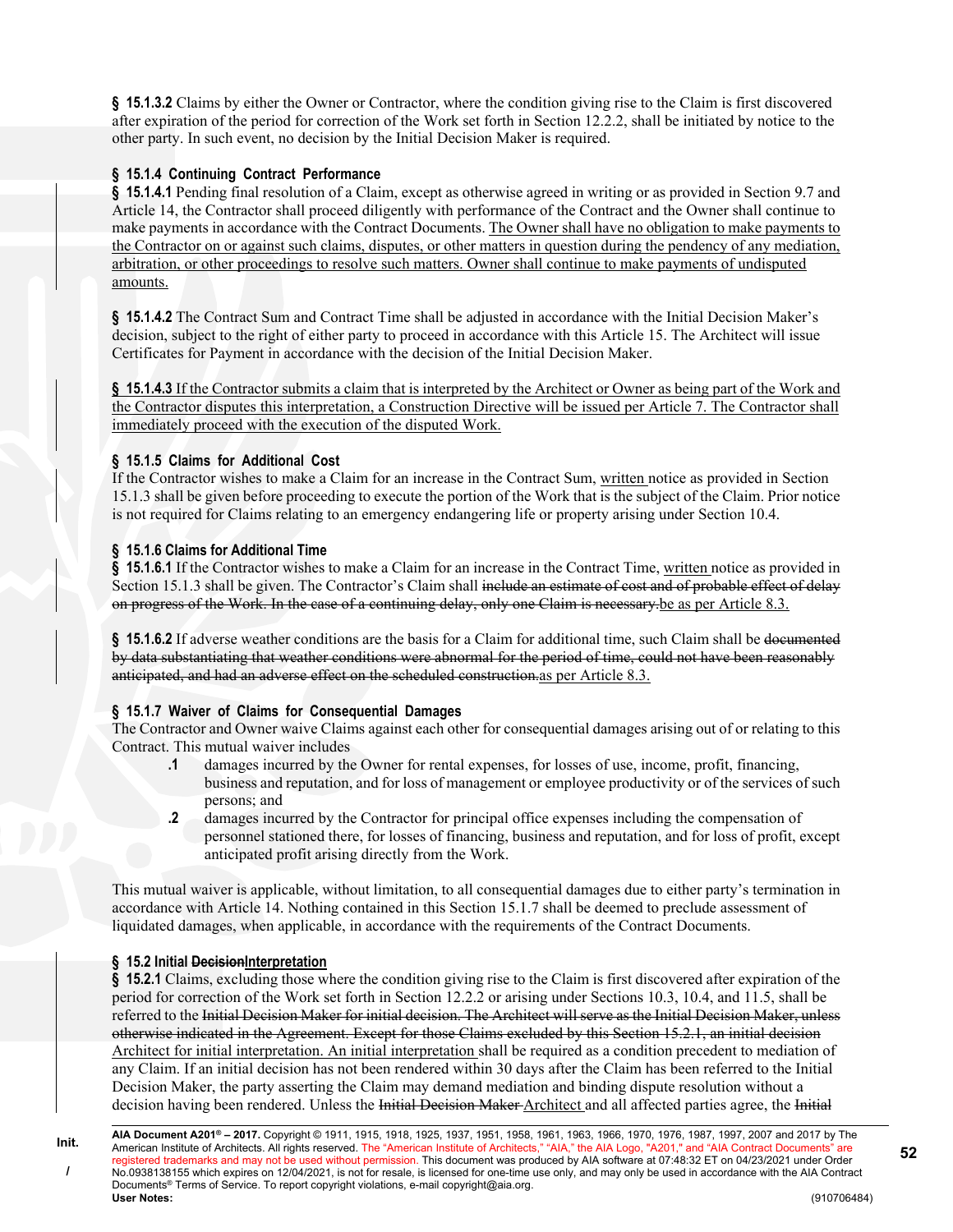**§ 15.1.3.2** Claims by either the Owner or Contractor, where the condition giving rise to the Claim is first discovered after expiration of the period for correction of the Work set forth in Section 12.2.2, shall be initiated by notice to the other party. In such event, no decision by the Initial Decision Maker is required.

**§ 15.1.4 Continuing Contract Performance**

**§ 15.1.4.1** Pending final resolution of a Claim, except as otherwise agreed in writing or as provided in Section 9.7 and Article 14, the Contractor shall proceed diligently with performance of the Contract and the Owner shall continue to make payments in accordance with the Contract Documents. <u>The Owner shall have no obligation to make payments to the Contractor on or against such claims, disputes, or other matters in question during the pendency of any mediation, arbitration, or other proceedings to resolve such matters. Owner shall continue to make payments of undisputed amounts.</u>

**§ 15.1.4.2** The Contract Sum and Contract Time shall be adjusted in accordance with the Initial Decision Maker's decision, subject to the right of either party to proceed in accordance with this Article 15. The Architect will issue Certificates for Payment in accordance with the decision of the Initial Decision Maker.

<u>**§ 15.1.4.3** If the Contractor submits a claim that is interpreted by the Architect or Owner as being part of the Work and the Contractor disputes this interpretation, a Construction Directive will be issued per Article 7. The Contractor shall immediately proceed with the execution of the disputed Work.</u>

**§ 15.1.5 Claims for Additional Cost**

If the Contractor wishes to make a Claim for an increase in the Contract Sum, <u>written</u> notice as provided in Section 15.1.3 shall be given before proceeding to execute the portion of the Work that is the subject of the Claim. Prior notice is not required for Claims relating to an emergency endangering life or property arising under Section 10.4.

**§ 15.1.6 Claims for Additional Time**

**§ 15.1.6.1** If the Contractor wishes to make a Claim for an increase in the Contract Time, <u>written</u> notice as provided in Section 15.1.3 shall be given. The Contractor's Claim shall ~~include an estimate of cost and of probable effect of delay on progress of the Work. In the case of a continuing delay, only one Claim is necessary.~~<u>be as per Article 8.3.</u>

**§ 15.1.6.2** If adverse weather conditions are the basis for a Claim for additional time, such Claim shall be ~~documented by data substantiating that weather conditions were abnormal for the period of time, could not have been reasonably anticipated, and had an adverse effect on the scheduled construction.~~<u>as per Article 8.3.</u>

**§ 15.1.7 Waiver of Claims for Consequential Damages**

The Contractor and Owner waive Claims against each other for consequential damages arising out of or relating to this Contract. This mutual waiver includes

- **.1** damages incurred by the Owner for rental expenses, for losses of use, income, profit, financing, business and reputation, and for loss of management or employee productivity or of the services of such persons; and
- **.2** damages incurred by the Contractor for principal office expenses including the compensation of personnel stationed there, for losses of financing, business and reputation, and for loss of profit, except anticipated profit arising directly from the Work.

This mutual waiver is applicable, without limitation, to all consequential damages due to either party's termination in accordance with Article 14. Nothing contained in this Section 15.1.7 shall be deemed to preclude assessment of liquidated damages, when applicable, in accordance with the requirements of the Contract Documents.

**§ 15.2 Initial ~~Decision~~<u>Interpretation</u>**

**§ 15.2.1** Claims, excluding those where the condition giving rise to the Claim is first discovered after expiration of the period for correction of the Work set forth in Section 12.2.2 or arising under Sections 10.3, 10.4, and 11.5, shall be referred to the ~~Initial Decision Maker for initial decision. The Architect will serve as the Initial Decision Maker, unless otherwise indicated in the Agreement. Except for those Claims excluded by this Section 15.2.1, an initial decision~~ <u>Architect for initial interpretation. An initial interpretation</u> shall be required as a condition precedent to mediation of any Claim. If an initial decision has not been rendered within 30 days after the Claim has been referred to the Initial Decision Maker, the party asserting the Claim may demand mediation and binding dispute resolution without a decision having been rendered. Unless the ~~Initial Decision Maker~~ <u>Architect</u> and all affected parties agree, the ~~Initial~~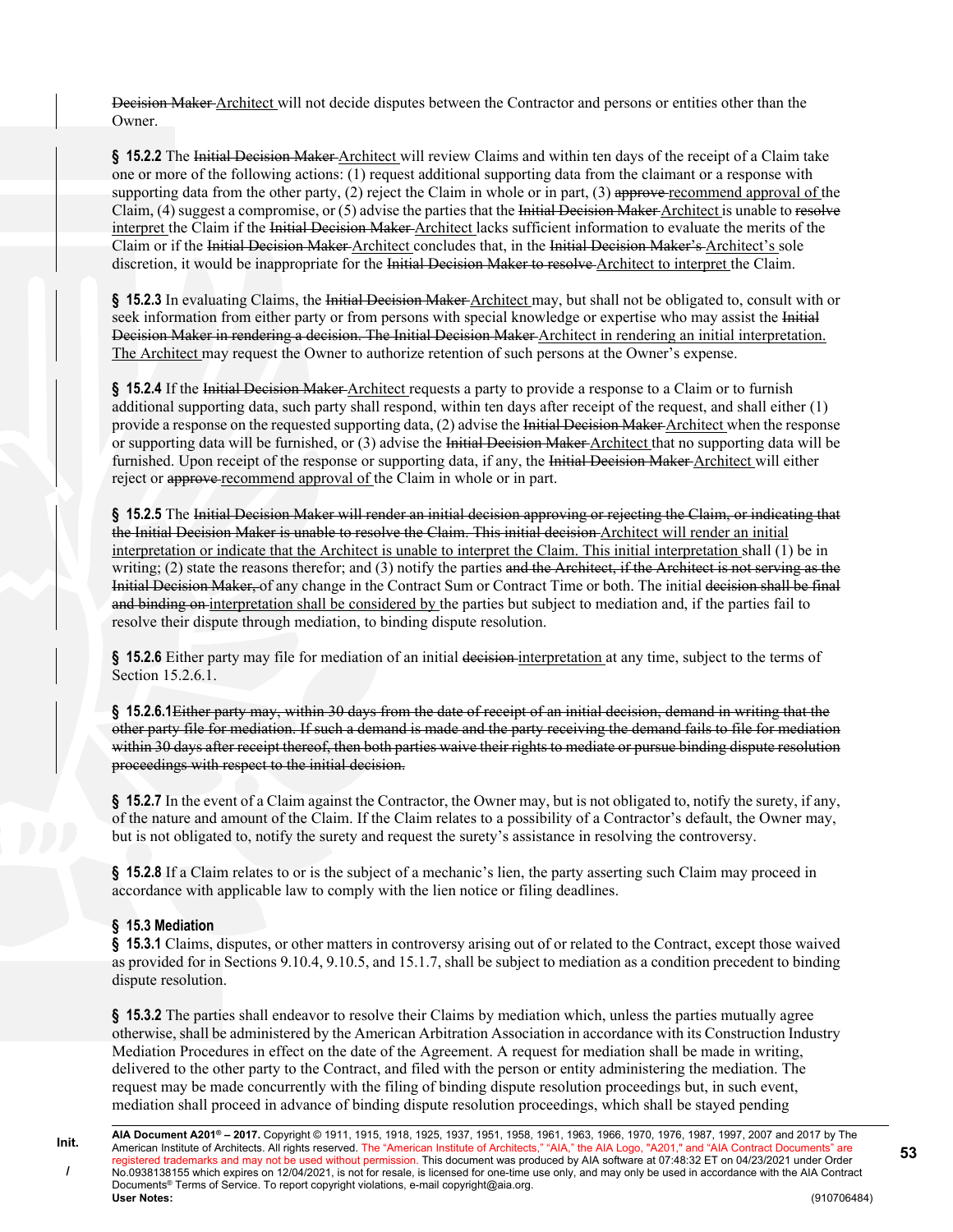~~Decision Maker~~ Architect will not decide disputes between the Contractor and persons or entities other than the Owner.

**§ 15.2.2** The ~~Initial Decision Maker~~ Architect will review Claims and within ten days of the receipt of a Claim take one or more of the following actions: (1) request additional supporting data from the claimant or a response with supporting data from the other party, (2) reject the Claim in whole or in part, (3) ~~approve~~ recommend approval of the Claim, (4) suggest a compromise, or (5) advise the parties that the ~~Initial Decision Maker~~ Architect is unable to ~~resolve~~ interpret the Claim if the ~~Initial Decision Maker~~ Architect lacks sufficient information to evaluate the merits of the Claim or if the ~~Initial Decision Maker~~ Architect concludes that, in the ~~Initial Decision Maker's~~ Architect's sole discretion, it would be inappropriate for the ~~Initial Decision Maker to resolve~~ Architect to interpret the Claim.

**§ 15.2.3** In evaluating Claims, the ~~Initial Decision Maker~~ Architect may, but shall not be obligated to, consult with or seek information from either party or from persons with special knowledge or expertise who may assist the ~~Initial Decision Maker in rendering a decision. The Initial Decision Maker~~ Architect in rendering an initial interpretation. The Architect may request the Owner to authorize retention of such persons at the Owner's expense.

**§ 15.2.4** If the ~~Initial Decision Maker~~ Architect requests a party to provide a response to a Claim or to furnish additional supporting data, such party shall respond, within ten days after receipt of the request, and shall either (1) provide a response on the requested supporting data, (2) advise the ~~Initial Decision Maker~~ Architect when the response or supporting data will be furnished, or (3) advise the ~~Initial Decision Maker~~ Architect that no supporting data will be furnished. Upon receipt of the response or supporting data, if any, the ~~Initial Decision Maker~~ Architect will either reject or ~~approve~~ recommend approval of the Claim in whole or in part.

**§ 15.2.5** The ~~Initial Decision Maker will render an initial decision approving or rejecting the Claim, or indicating that the Initial Decision Maker is unable to resolve the Claim. This initial decision~~ Architect will render an initial interpretation or indicate that the Architect is unable to interpret the Claim. This initial interpretation shall (1) be in writing; (2) state the reasons therefor; and (3) notify the parties ~~and the Architect, if the Architect is not serving as the Initial Decision Maker,~~ of any change in the Contract Sum or Contract Time or both. The initial ~~decision shall be final and binding on~~ interpretation shall be considered by the parties but subject to mediation and, if the parties fail to resolve their dispute through mediation, to binding dispute resolution.

**§ 15.2.6** Either party may file for mediation of an initial ~~decision~~ interpretation at any time, subject to the terms of Section 15.2.6.1.

**§ 15.2.6.1** ~~Either party may, within 30 days from the date of receipt of an initial decision, demand in writing that the other party file for mediation. If such a demand is made and the party receiving the demand fails to file for mediation within 30 days after receipt thereof, then both parties waive their rights to mediate or pursue binding dispute resolution proceedings with respect to the initial decision.~~

**§ 15.2.7** In the event of a Claim against the Contractor, the Owner may, but is not obligated to, notify the surety, if any, of the nature and amount of the Claim. If the Claim relates to a possibility of a Contractor's default, the Owner may, but is not obligated to, notify the surety and request the surety's assistance in resolving the controversy.

**§ 15.2.8** If a Claim relates to or is the subject of a mechanic's lien, the party asserting such Claim may proceed in accordance with applicable law to comply with the lien notice or filing deadlines.

### § 15.3 Mediation

**§ 15.3.1** Claims, disputes, or other matters in controversy arising out of or related to the Contract, except those waived as provided for in Sections 9.10.4, 9.10.5, and 15.1.7, shall be subject to mediation as a condition precedent to binding dispute resolution.

**§ 15.3.2** The parties shall endeavor to resolve their Claims by mediation which, unless the parties mutually agree otherwise, shall be administered by the American Arbitration Association in accordance with its Construction Industry Mediation Procedures in effect on the date of the Agreement. A request for mediation shall be made in writing, delivered to the other party to the Contract, and filed with the person or entity administering the mediation. The request may be made concurrently with the filing of binding dispute resolution proceedings but, in such event, mediation shall proceed in advance of binding dispute resolution proceedings, which shall be stayed pending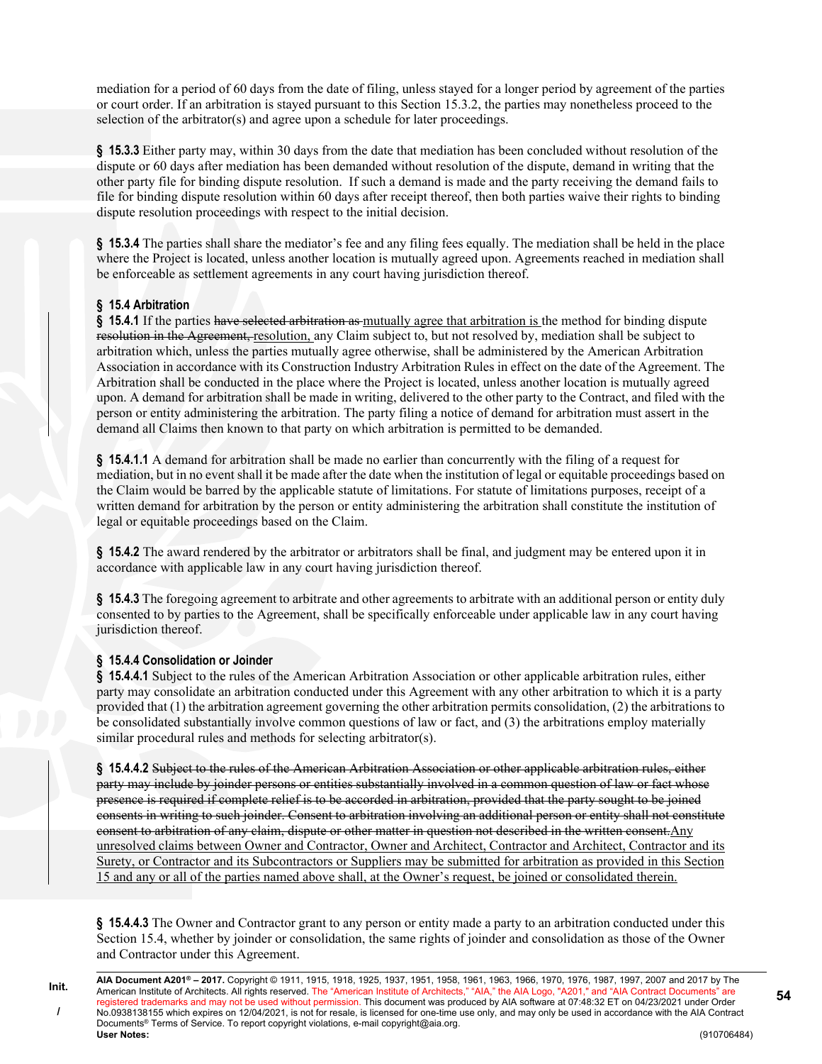mediation for a period of 60 days from the date of filing, unless stayed for a longer period by agreement of the parties or court order. If an arbitration is stayed pursuant to this Section 15.3.2, the parties may nonetheless proceed to the selection of the arbitrator(s) and agree upon a schedule for later proceedings.

**§ 15.3.3** Either party may, within 30 days from the date that mediation has been concluded without resolution of the dispute or 60 days after mediation has been demanded without resolution of the dispute, demand in writing that the other party file for binding dispute resolution. If such a demand is made and the party receiving the demand fails to file for binding dispute resolution within 60 days after receipt thereof, then both parties waive their rights to binding dispute resolution proceedings with respect to the initial decision.

**§ 15.3.4** The parties shall share the mediator's fee and any filing fees equally. The mediation shall be held in the place where the Project is located, unless another location is mutually agreed upon. Agreements reached in mediation shall be enforceable as settlement agreements in any court having jurisdiction thereof.

**§ 15.4 Arbitration**

**§ 15.4.1** If the parties ~~have selected arbitration as~~ mutually agree that arbitration is the method for binding dispute ~~resolution in the Agreement,~~ resolution, any Claim subject to, but not resolved by, mediation shall be subject to arbitration which, unless the parties mutually agree otherwise, shall be administered by the American Arbitration Association in accordance with its Construction Industry Arbitration Rules in effect on the date of the Agreement. The Arbitration shall be conducted in the place where the Project is located, unless another location is mutually agreed upon. A demand for arbitration shall be made in writing, delivered to the other party to the Contract, and filed with the person or entity administering the arbitration. The party filing a notice of demand for arbitration must assert in the demand all Claims then known to that party on which arbitration is permitted to be demanded.

**§ 15.4.1.1** A demand for arbitration shall be made no earlier than concurrently with the filing of a request for mediation, but in no event shall it be made after the date when the institution of legal or equitable proceedings based on the Claim would be barred by the applicable statute of limitations. For statute of limitations purposes, receipt of a written demand for arbitration by the person or entity administering the arbitration shall constitute the institution of legal or equitable proceedings based on the Claim.

**§ 15.4.2** The award rendered by the arbitrator or arbitrators shall be final, and judgment may be entered upon it in accordance with applicable law in any court having jurisdiction thereof.

**§ 15.4.3** The foregoing agreement to arbitrate and other agreements to arbitrate with an additional person or entity duly consented to by parties to the Agreement, shall be specifically enforceable under applicable law in any court having jurisdiction thereof.

**§ 15.4.4 Consolidation or Joinder**

**§ 15.4.4.1** Subject to the rules of the American Arbitration Association or other applicable arbitration rules, either party may consolidate an arbitration conducted under this Agreement with any other arbitration to which it is a party provided that (1) the arbitration agreement governing the other arbitration permits consolidation, (2) the arbitrations to be consolidated substantially involve common questions of law or fact, and (3) the arbitrations employ materially similar procedural rules and methods for selecting arbitrator(s).

**§ 15.4.4.2** ~~Subject to the rules of the American Arbitration Association or other applicable arbitration rules, either party may include by joinder persons or entities substantially involved in a common question of law or fact whose presence is required if complete relief is to be accorded in arbitration, provided that the party sought to be joined consents in writing to such joinder. Consent to arbitration involving an additional person or entity shall not constitute consent to arbitration of any claim, dispute or other matter in question not described in the written consent.~~ Any unresolved claims between Owner and Contractor, Owner and Architect, Contractor and Architect, Contractor and its Surety, or Contractor and its Subcontractors or Suppliers may be submitted for arbitration as provided in this Section 15 and any or all of the parties named above shall, at the Owner's request, be joined or consolidated therein.

**§ 15.4.4.3** The Owner and Contractor grant to any person or entity made a party to an arbitration conducted under this Section 15.4, whether by joinder or consolidation, the same rights of joinder and consolidation as those of the Owner and Contractor under this Agreement.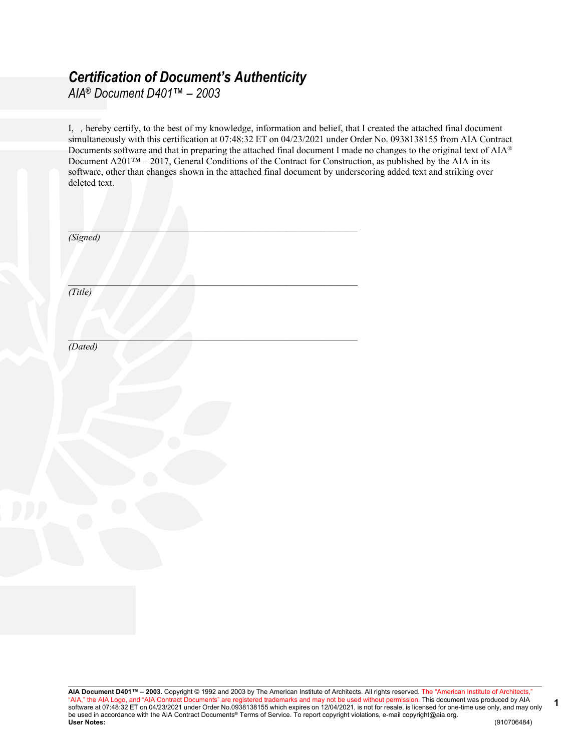# *Certification of Document's Authenticity*

*AIA® Document D401™ – 2003*

I, *,* hereby certify, to the best of my knowledge, information and belief, that I created the attached final document simultaneously with this certification at 07:48:32 ET on 04/23/2021 under Order No. 0938138155 from AIA Contract Documents software and that in preparing the attached final document I made no changes to the original text of AIA® Document A201™ – 2017, General Conditions of the Contract for Construction, as published by the AIA in its software, other than changes shown in the attached final document by underscoring added text and striking over deleted text.

\_\_\_\_\_\_\_\_\_\_\_\_\_\_\_\_\_\_\_\_\_\_\_\_\_\_\_\_\_\_\_\_\_\_\_\_\_\_\_\_\_\_\_\_\_\_\_\_\_\_\_\_\_\_\_\_

*(Signed)*

\_\_\_\_\_\_\_\_\_\_\_\_\_\_\_\_\_\_\_\_\_\_\_\_\_\_\_\_\_\_\_\_\_\_\_\_\_\_\_\_\_\_\_\_\_\_\_\_\_\_\_\_\_\_\_\_

*(Title)*

\_\_\_\_\_\_\_\_\_\_\_\_\_\_\_\_\_\_\_\_\_\_\_\_\_\_\_\_\_\_\_\_\_\_\_\_\_\_\_\_\_\_\_\_\_\_\_\_\_\_\_\_\_\_\_\_

*(Dated)*

**AIA Document D401™ – 2003.** Copyright © 1992 and 2003 by The American Institute of Architects. All rights reserved. The "American Institute of Architects," "AIA," the AIA Logo, and "AIA Contract Documents" are registered trademarks and may not be used without permission. This document was produced by AIA software at 07:48:32 ET on 04/23/2021 under Order No.0938138155 which expires on 12/04/2021, is not for resale, is licensed for one-time use only, and may only be used in accordance with the AIA Contract Documents® Terms of Service. To report copyright violations, e-mail copyright@aia.org.
**User Notes:** (910706484)